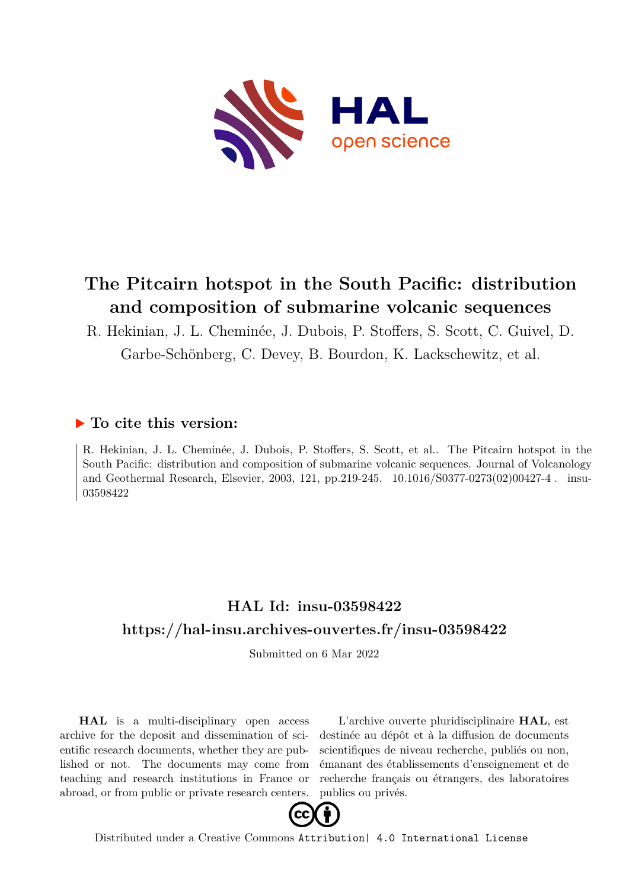# The Pitcairn hotspot in the South Pacific: distribution and composition of submarine volcanic sequences

R. Hekinian, J. L. Cheminée, J. Dubois, P. Stoffers, S. Scott, C. Guivel, D. Garbe-Schönberg, C. Devey, B. Bourdon, K. Lackschewitz, et al.

## ▶ To cite this version:

R. Hekinian, J. L. Cheminée, J. Dubois, P. Stoffers, S. Scott, et al.. The Pitcairn hotspot in the South Pacific: distribution and composition of submarine volcanic sequences. Journal of Volcanology and Geothermal Research, Elsevier, 2003, 121, pp.219-245. 10.1016/S0377-0273(02)00427-4 . insu-03598422

## HAL Id: insu-03598422

## https://hal-insu.archives-ouvertes.fr/insu-03598422

Submitted on 6 Mar 2022

**HAL** is a multi-disciplinary open access archive for the deposit and dissemination of scientific research documents, whether they are published or not. The documents may come from teaching and research institutions in France or abroad, or from public or private research centers.

L'archive ouverte pluridisciplinaire **HAL**, est destinée au dépôt et à la diffusion de documents scientifiques de niveau recherche, publiés ou non, émanant des établissements d'enseignement et de recherche français ou étrangers, des laboratoires publics ou privés.

Distributed under a Creative Commons Attribution| 4.0 International License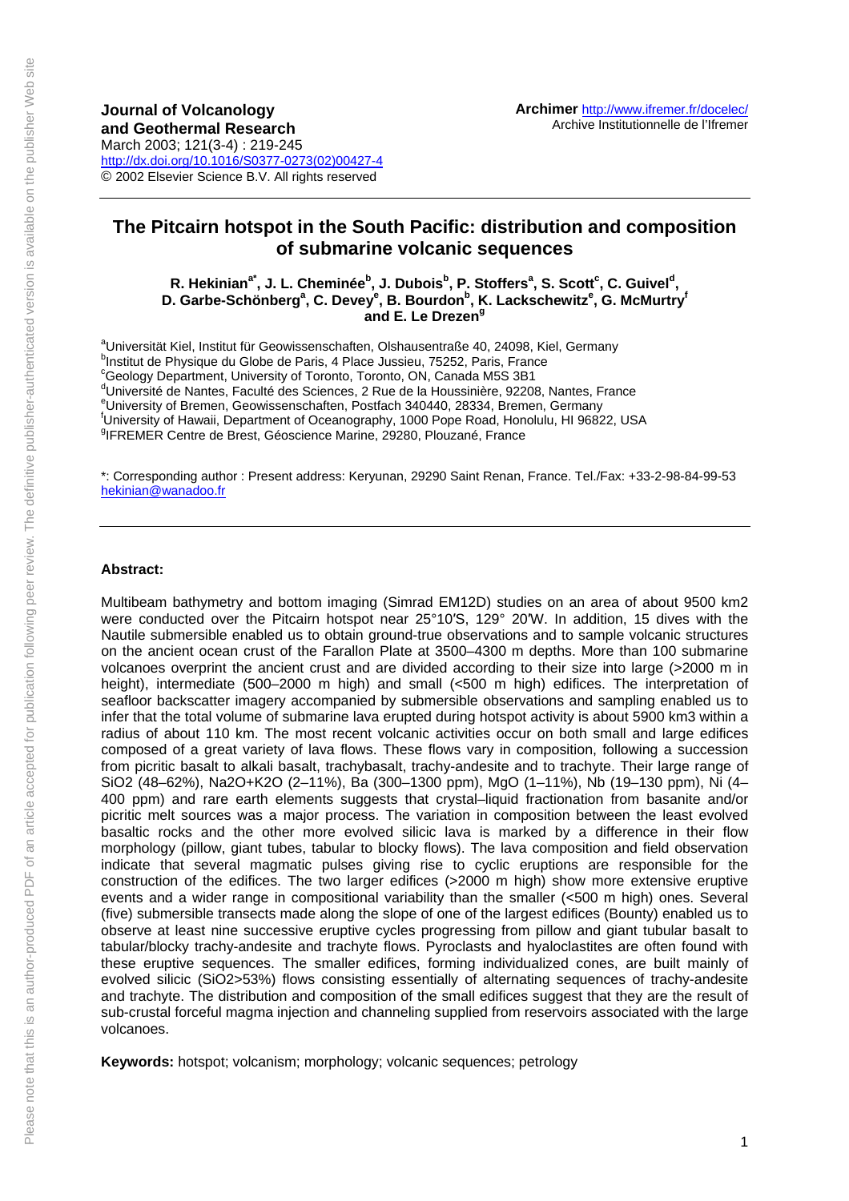**Journal of Volcanology and Geothermal Research**
March 2003; 121(3-4) : 219-245
http://dx.doi.org/10.1016/S0377-0273(02)00427-4
© 2002 Elsevier Science B.V. All rights reserved

**Archimer** http://www.ifremer.fr/docelec/
Archive Institutionnelle de l'Ifremer

# The Pitcairn hotspot in the South Pacific: distribution and composition of submarine volcanic sequences

**R. Hekinian[a*], J. L. Cheminée[b], J. Dubois[b], P. Stoffers[a], S. Scott[c], C. Guivel[d], D. Garbe-Schönberg[a], C. Devey[e], B. Bourdon[b], K. Lackschewitz[e], G. McMurtry[f] and E. Le Drezen[g]**

[a]Universität Kiel, Institut für Geowissenschaften, Olshausentraße 40, 24098, Kiel, Germany
[b]Institut de Physique du Globe de Paris, 4 Place Jussieu, 75252, Paris, France
[c]Geology Department, University of Toronto, Toronto, ON, Canada M5S 3B1
[d]Université de Nantes, Faculté des Sciences, 2 Rue de la Houssinière, 92208, Nantes, France
[e]University of Bremen, Geowissenschaften, Postfach 340440, 28334, Bremen, Germany
[f]University of Hawaii, Department of Oceanography, 1000 Pope Road, Honolulu, HI 96822, USA
[g]IFREMER Centre de Brest, Géoscience Marine, 29280, Plouzané, France

*: Corresponding author : Present address: Keryunan, 29290 Saint Renan, France. Tel./Fax: +33-2-98-84-99-53 hekinian@wanadoo.fr

**Abstract:**

Multibeam bathymetry and bottom imaging (Simrad EM12D) studies on an area of about 9500 km2 were conducted over the Pitcairn hotspot near 25°10′S, 129° 20′W. In addition, 15 dives with the Nautile submersible enabled us to obtain ground-true observations and to sample volcanic structures on the ancient ocean crust of the Farallon Plate at 3500–4300 m depths. More than 100 submarine volcanoes overprint the ancient crust and are divided according to their size into large (>2000 m in height), intermediate (500–2000 m high) and small (<500 m high) edifices. The interpretation of seafloor backscatter imagery accompanied by submersible observations and sampling enabled us to infer that the total volume of submarine lava erupted during hotspot activity is about 5900 km3 within a radius of about 110 km. The most recent volcanic activities occur on both small and large edifices composed of a great variety of lava flows. These flows vary in composition, following a succession from picritic basalt to alkali basalt, trachybasalt, trachy-andesite and to trachyte. Their large range of SiO2 (48–62%), Na2O+K2O (2–11%), Ba (300–1300 ppm), MgO (1–11%), Nb (19–130 ppm), Ni (4–400 ppm) and rare earth elements suggests that crystal–liquid fractionation from basanite and/or picritic melt sources was a major process. The variation in composition between the least evolved basaltic rocks and the other more evolved silicic lava is marked by a difference in their flow morphology (pillow, giant tubes, tabular to blocky flows). The lava composition and field observation indicate that several magmatic pulses giving rise to cyclic eruptions are responsible for the construction of the edifices. The two larger edifices (>2000 m high) show more extensive eruptive events and a wider range in compositional variability than the smaller (<500 m high) ones. Several (five) submersible transects made along the slope of one of the largest edifices (Bounty) enabled us to observe at least nine successive eruptive cycles progressing from pillow and giant tubular basalt to tabular/blocky trachy-andesite and trachyte flows. Pyroclasts and hyaloclastites are often found with these eruptive sequences. The smaller edifices, forming individualized cones, are built mainly of evolved silicic (SiO2>53%) flows consisting essentially of alternating sequences of trachy-andesite and trachyte. The distribution and composition of the small edifices suggest that they are the result of sub-crustal forceful magma injection and channeling supplied from reservoirs associated with the large volcanoes.

**Keywords:** hotspot; volcanism; morphology; volcanic sequences; petrology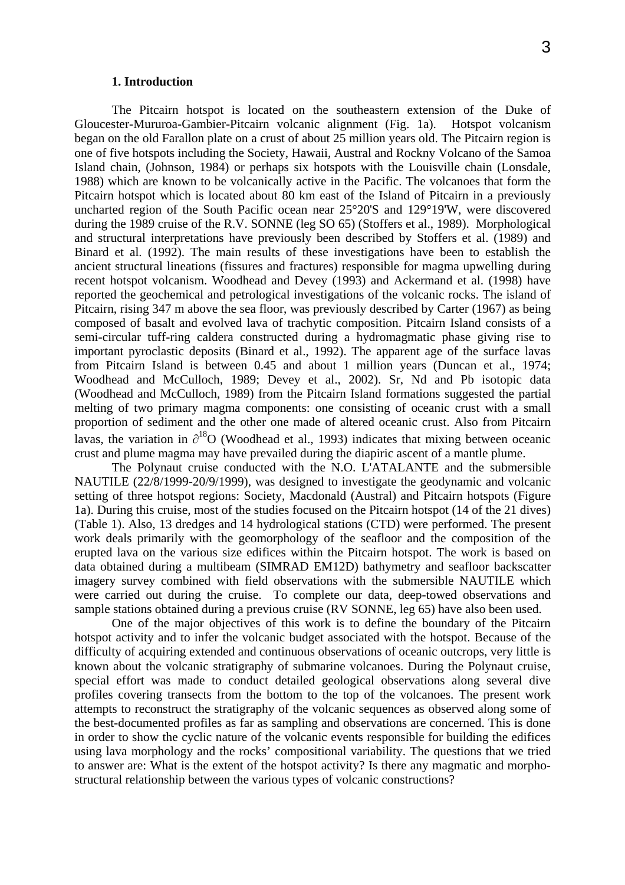## 1. Introduction

The Pitcairn hotspot is located on the southeastern extension of the Duke of Gloucester-Mururoa-Gambier-Pitcairn volcanic alignment (Fig. 1a). Hotspot volcanism began on the old Farallon plate on a crust of about 25 million years old. The Pitcairn region is one of five hotspots including the Society, Hawaii, Austral and Rockny Volcano of the Samoa Island chain, (Johnson, 1984) or perhaps six hotspots with the Louisville chain (Lonsdale, 1988) which are known to be volcanically active in the Pacific. The volcanoes that form the Pitcairn hotspot which is located about 80 km east of the Island of Pitcairn in a previously uncharted region of the South Pacific ocean near 25°20'S and 129°19'W, were discovered during the 1989 cruise of the R.V. SONNE (leg SO 65) (Stoffers et al., 1989). Morphological and structural interpretations have previously been described by Stoffers et al. (1989) and Binard et al. (1992). The main results of these investigations have been to establish the ancient structural lineations (fissures and fractures) responsible for magma upwelling during recent hotspot volcanism. Woodhead and Devey (1993) and Ackermand et al. (1998) have reported the geochemical and petrological investigations of the volcanic rocks. The island of Pitcairn, rising 347 m above the sea floor, was previously described by Carter (1967) as being composed of basalt and evolved lava of trachytic composition. Pitcairn Island consists of a semi-circular tuff-ring caldera constructed during a hydromagmatic phase giving rise to important pyroclastic deposits (Binard et al., 1992). The apparent age of the surface lavas from Pitcairn Island is between 0.45 and about 1 million years (Duncan et al., 1974; Woodhead and McCulloch, 1989; Devey et al., 2002). Sr, Nd and Pb isotopic data (Woodhead and McCulloch, 1989) from the Pitcairn Island formations suggested the partial melting of two primary magma components: one consisting of oceanic crust with a small proportion of sediment and the other one made of altered oceanic crust. Also from Pitcairn lavas, the variation in $\partial^{18}O$ (Woodhead et al., 1993) indicates that mixing between oceanic crust and plume magma may have prevailed during the diapiric ascent of a mantle plume.

The Polynaut cruise conducted with the N.O. L'ATALANTE and the submersible NAUTILE (22/8/1999-20/9/1999), was designed to investigate the geodynamic and volcanic setting of three hotspot regions: Society, Macdonald (Austral) and Pitcairn hotspots (Figure 1a). During this cruise, most of the studies focused on the Pitcairn hotspot (14 of the 21 dives) (Table 1). Also, 13 dredges and 14 hydrological stations (CTD) were performed. The present work deals primarily with the geomorphology of the seafloor and the composition of the erupted lava on the various size edifices within the Pitcairn hotspot. The work is based on data obtained during a multibeam (SIMRAD EM12D) bathymetry and seafloor backscatter imagery survey combined with field observations with the submersible NAUTILE which were carried out during the cruise. To complete our data, deep-towed observations and sample stations obtained during a previous cruise (RV SONNE, leg 65) have also been used.

One of the major objectives of this work is to define the boundary of the Pitcairn hotspot activity and to infer the volcanic budget associated with the hotspot. Because of the difficulty of acquiring extended and continuous observations of oceanic outcrops, very little is known about the volcanic stratigraphy of submarine volcanoes. During the Polynaut cruise, special effort was made to conduct detailed geological observations along several dive profiles covering transects from the bottom to the top of the volcanoes. The present work attempts to reconstruct the stratigraphy of the volcanic sequences as observed along some of the best-documented profiles as far as sampling and observations are concerned. This is done in order to show the cyclic nature of the volcanic events responsible for building the edifices using lava morphology and the rocks' compositional variability. The questions that we tried to answer are: What is the extent of the hotspot activity? Is there any magmatic and morpho-structural relationship between the various types of volcanic constructions?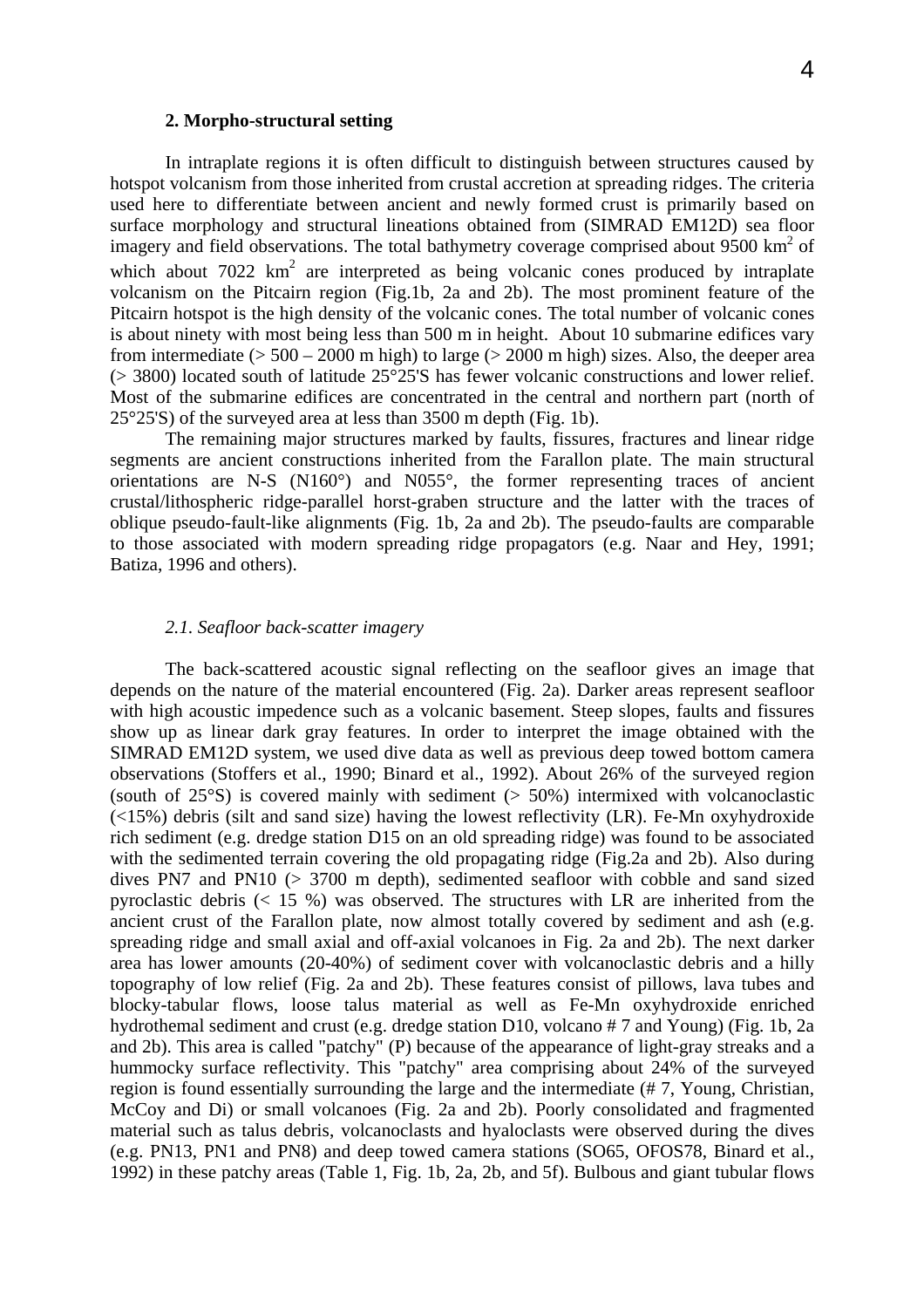## 2. Morpho-structural setting

In intraplate regions it is often difficult to distinguish between structures caused by hotspot volcanism from those inherited from crustal accretion at spreading ridges. The criteria used here to differentiate between ancient and newly formed crust is primarily based on surface morphology and structural lineations obtained from (SIMRAD EM12D) sea floor imagery and field observations. The total bathymetry coverage comprised about 9500 $km^2$ of which about 7022 $km^2$ are interpreted as being volcanic cones produced by intraplate volcanism on the Pitcairn region (Fig.1b, 2a and 2b). The most prominent feature of the Pitcairn hotspot is the high density of the volcanic cones. The total number of volcanic cones is about ninety with most being less than 500 m in height. About 10 submarine edifices vary from intermediate (> 500 – 2000 m high) to large (> 2000 m high) sizes. Also, the deeper area (> 3800) located south of latitude 25°25'S has fewer volcanic constructions and lower relief. Most of the submarine edifices are concentrated in the central and northern part (north of 25°25'S) of the surveyed area at less than 3500 m depth (Fig. 1b).

The remaining major structures marked by faults, fissures, fractures and linear ridge segments are ancient constructions inherited from the Farallon plate. The main structural orientations are N-S (N160°) and N055°, the former representing traces of ancient crustal/lithospheric ridge-parallel horst-graben structure and the latter with the traces of oblique pseudo-fault-like alignments (Fig. 1b, 2a and 2b). The pseudo-faults are comparable to those associated with modern spreading ridge propagators (e.g. Naar and Hey, 1991; Batiza, 1996 and others).

### *2.1. Seafloor back-scatter imagery*

The back-scattered acoustic signal reflecting on the seafloor gives an image that depends on the nature of the material encountered (Fig. 2a). Darker areas represent seafloor with high acoustic impedence such as a volcanic basement. Steep slopes, faults and fissures show up as linear dark gray features. In order to interpret the image obtained with the SIMRAD EM12D system, we used dive data as well as previous deep towed bottom camera observations (Stoffers et al., 1990; Binard et al., 1992). About 26% of the surveyed region (south of 25°S) is covered mainly with sediment (> 50%) intermixed with volcanoclastic (<15%) debris (silt and sand size) having the lowest reflectivity (LR). Fe-Mn oxyhydroxide rich sediment (e.g. dredge station D15 on an old spreading ridge) was found to be associated with the sedimented terrain covering the old propagating ridge (Fig.2a and 2b). Also during dives PN7 and PN10 (> 3700 m depth), sedimented seafloor with cobble and sand sized pyroclastic debris (< 15 %) was observed. The structures with LR are inherited from the ancient crust of the Farallon plate, now almost totally covered by sediment and ash (e.g. spreading ridge and small axial and off-axial volcanoes in Fig. 2a and 2b). The next darker area has lower amounts (20-40%) of sediment cover with volcanoclastic debris and a hilly topography of low relief (Fig. 2a and 2b). These features consist of pillows, lava tubes and blocky-tabular flows, loose talus material as well as Fe-Mn oxyhydroxide enriched hydrothemal sediment and crust (e.g. dredge station D10, volcano # 7 and Young) (Fig. 1b, 2a and 2b). This area is called "patchy" (P) because of the appearance of light-gray streaks and a hummocky surface reflectivity. This "patchy" area comprising about 24% of the surveyed region is found essentially surrounding the large and the intermediate (# 7, Young, Christian, McCoy and Di) or small volcanoes (Fig. 2a and 2b). Poorly consolidated and fragmented material such as talus debris, volcanoclasts and hyaloclasts were observed during the dives (e.g. PN13, PN1 and PN8) and deep towed camera stations (SO65, OFOS78, Binard et al., 1992) in these patchy areas (Table 1, Fig. 1b, 2a, 2b, and 5f). Bulbous and giant tubular flows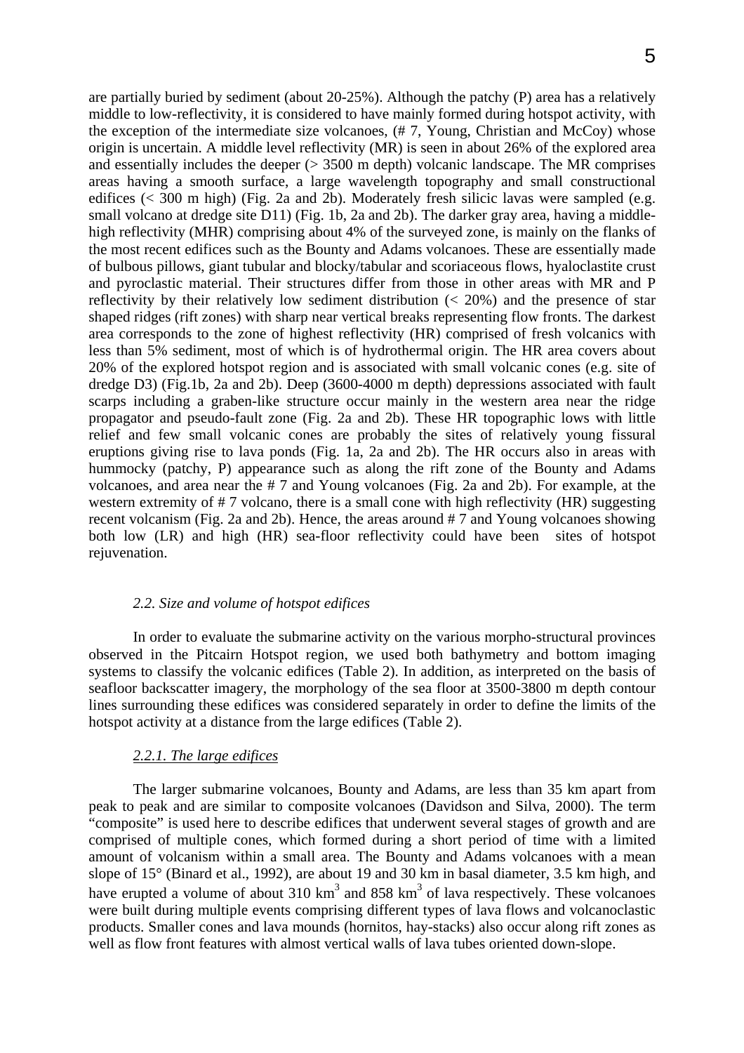are partially buried by sediment (about 20-25%). Although the patchy (P) area has a relatively middle to low-reflectivity, it is considered to have mainly formed during hotspot activity, with the exception of the intermediate size volcanoes, (# 7, Young, Christian and McCoy) whose origin is uncertain. A middle level reflectivity (MR) is seen in about 26% of the explored area and essentially includes the deeper (> 3500 m depth) volcanic landscape. The MR comprises areas having a smooth surface, a large wavelength topography and small constructional edifices (< 300 m high) (Fig. 2a and 2b). Moderately fresh silicic lavas were sampled (e.g. small volcano at dredge site D11) (Fig. 1b, 2a and 2b). The darker gray area, having a middle-high reflectivity (MHR) comprising about 4% of the surveyed zone, is mainly on the flanks of the most recent edifices such as the Bounty and Adams volcanoes. These are essentially made of bulbous pillows, giant tubular and blocky/tabular and scoriaceous flows, hyaloclastite crust and pyroclastic material. Their structures differ from those in other areas with MR and P reflectivity by their relatively low sediment distribution (< 20%) and the presence of star shaped ridges (rift zones) with sharp near vertical breaks representing flow fronts. The darkest area corresponds to the zone of highest reflectivity (HR) comprised of fresh volcanics with less than 5% sediment, most of which is of hydrothermal origin. The HR area covers about 20% of the explored hotspot region and is associated with small volcanic cones (e.g. site of dredge D3) (Fig.1b, 2a and 2b). Deep (3600-4000 m depth) depressions associated with fault scarps including a graben-like structure occur mainly in the western area near the ridge propagator and pseudo-fault zone (Fig. 2a and 2b). These HR topographic lows with little relief and few small volcanic cones are probably the sites of relatively young fissural eruptions giving rise to lava ponds (Fig. 1a, 2a and 2b). The HR occurs also in areas with hummocky (patchy, P) appearance such as along the rift zone of the Bounty and Adams volcanoes, and area near the # 7 and Young volcanoes (Fig. 2a and 2b). For example, at the western extremity of # 7 volcano, there is a small cone with high reflectivity (HR) suggesting recent volcanism (Fig. 2a and 2b). Hence, the areas around # 7 and Young volcanoes showing both low (LR) and high (HR) sea-floor reflectivity could have been sites of hotspot rejuvenation.

### *2.2. Size and volume of hotspot edifices*

In order to evaluate the submarine activity on the various morpho-structural provinces observed in the Pitcairn Hotspot region, we used both bathymetry and bottom imaging systems to classify the volcanic edifices (Table 2). In addition, as interpreted on the basis of seafloor backscatter imagery, the morphology of the sea floor at 3500-3800 m depth contour lines surrounding these edifices was considered separately in order to define the limits of the hotspot activity at a distance from the large edifices (Table 2).

#### *2.2.1. The large edifices*

The larger submarine volcanoes, Bounty and Adams, are less than 35 km apart from peak to peak and are similar to composite volcanoes (Davidson and Silva, 2000). The term "composite" is used here to describe edifices that underwent several stages of growth and are comprised of multiple cones, which formed during a short period of time with a limited amount of volcanism within a small area. The Bounty and Adams volcanoes with a mean slope of 15° (Binard et al., 1992), are about 19 and 30 km in basal diameter, 3.5 km high, and have erupted a volume of about 310 km$^3$ and 858 km$^3$ of lava respectively. These volcanoes were built during multiple events comprising different types of lava flows and volcanoclastic products. Smaller cones and lava mounds (hornitos, hay-stacks) also occur along rift zones as well as flow front features with almost vertical walls of lava tubes oriented down-slope.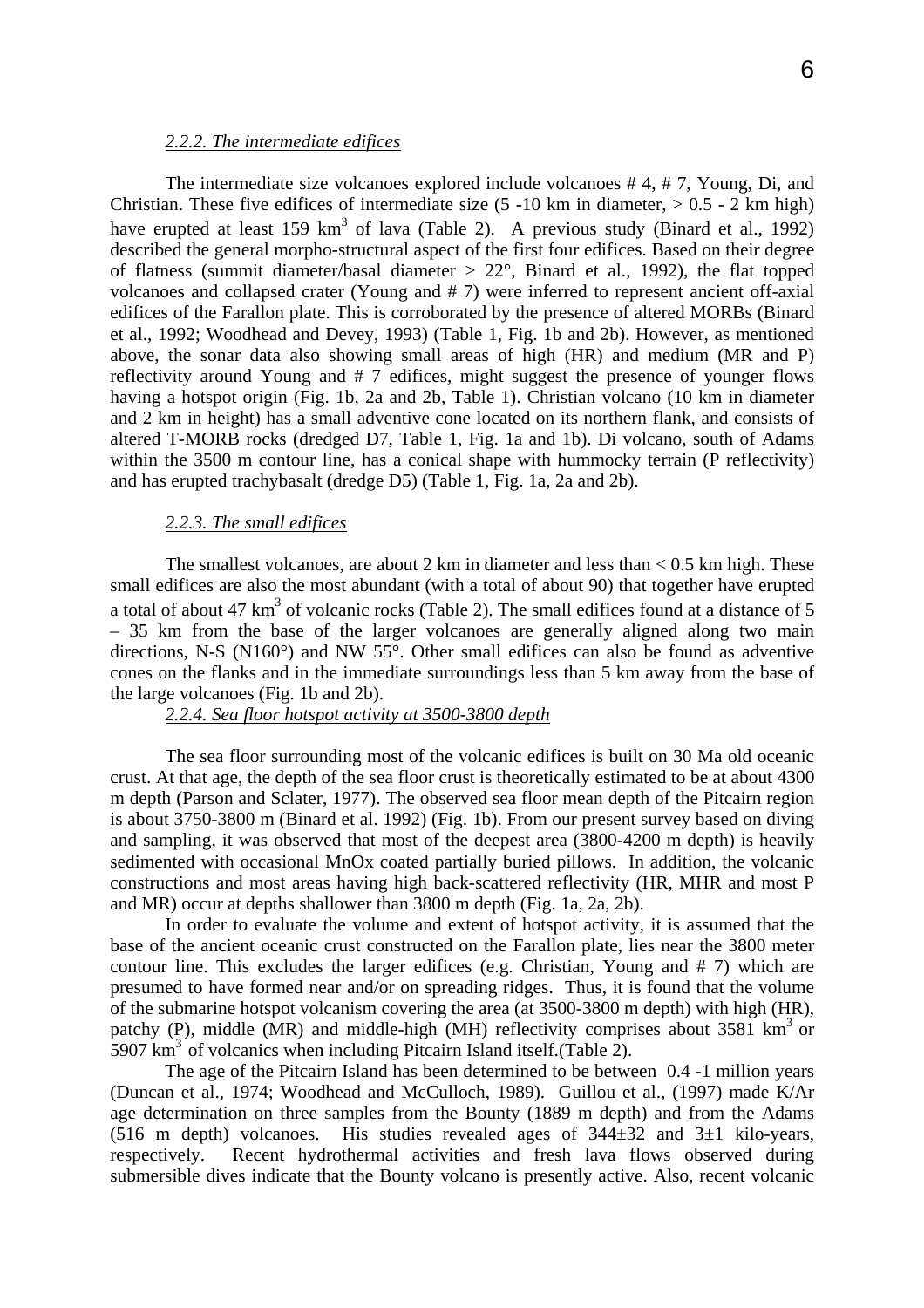### *2.2.2. The intermediate edifices*

The intermediate size volcanoes explored include volcanoes # 4, # 7, Young, Di, and Christian. These five edifices of intermediate size (5 -10 km in diameter, > 0.5 - 2 km high) have erupted at least 159 $km^3$ of lava (Table 2). A previous study (Binard et al., 1992) described the general morpho-structural aspect of the first four edifices. Based on their degree of flatness (summit diameter/basal diameter > 22°, Binard et al., 1992), the flat topped volcanoes and collapsed crater (Young and # 7) were inferred to represent ancient off-axial edifices of the Farallon plate. This is corroborated by the presence of altered MORBs (Binard et al., 1992; Woodhead and Devey, 1993) (Table 1, Fig. 1b and 2b). However, as mentioned above, the sonar data also showing small areas of high (HR) and medium (MR and P) reflectivity around Young and # 7 edifices, might suggest the presence of younger flows having a hotspot origin (Fig. 1b, 2a and 2b, Table 1). Christian volcano (10 km in diameter and 2 km in height) has a small adventive cone located on its northern flank, and consists of altered T-MORB rocks (dredged D7, Table 1, Fig. 1a and 1b). Di volcano, south of Adams within the 3500 m contour line, has a conical shape with hummocky terrain (P reflectivity) and has erupted trachybasalt (dredge D5) (Table 1, Fig. 1a, 2a and 2b).

### *2.2.3. The small edifices*

The smallest volcanoes, are about 2 km in diameter and less than < 0.5 km high. These small edifices are also the most abundant (with a total of about 90) that together have erupted a total of about 47 $km^3$ of volcanic rocks (Table 2). The small edifices found at a distance of 5 – 35 km from the base of the larger volcanoes are generally aligned along two main directions, N-S (N160°) and NW 55°. Other small edifices can also be found as adventive cones on the flanks and in the immediate surroundings less than 5 km away from the base of the large volcanoes (Fig. 1b and 2b).

### *2.2.4. Sea floor hotspot activity at 3500-3800 depth*

The sea floor surrounding most of the volcanic edifices is built on 30 Ma old oceanic crust. At that age, the depth of the sea floor crust is theoretically estimated to be at about 4300 m depth (Parson and Sclater, 1977). The observed sea floor mean depth of the Pitcairn region is about 3750-3800 m (Binard et al. 1992) (Fig. 1b). From our present survey based on diving and sampling, it was observed that most of the deepest area (3800-4200 m depth) is heavily sedimented with occasional MnOx coated partially buried pillows. In addition, the volcanic constructions and most areas having high back-scattered reflectivity (HR, MHR and most P and MR) occur at depths shallower than 3800 m depth (Fig. 1a, 2a, 2b).

In order to evaluate the volume and extent of hotspot activity, it is assumed that the base of the ancient oceanic crust constructed on the Farallon plate, lies near the 3800 meter contour line. This excludes the larger edifices (e.g. Christian, Young and # 7) which are presumed to have formed near and/or on spreading ridges. Thus, it is found that the volume of the submarine hotspot volcanism covering the area (at 3500-3800 m depth) with high (HR), patchy (P), middle (MR) and middle-high (MH) reflectivity comprises about 3581 $km^3$ or 5907 $km^3$ of volcanics when including Pitcairn Island itself.(Table 2).

The age of the Pitcairn Island has been determined to be between 0.4 -1 million years (Duncan et al., 1974; Woodhead and McCulloch, 1989). Guillou et al., (1997) made K/Ar age determination on three samples from the Bounty (1889 m depth) and from the Adams (516 m depth) volcanoes. His studies revealed ages of 344±32 and 3±1 kilo-years, respectively. Recent hydrothermal activities and fresh lava flows observed during submersible dives indicate that the Bounty volcano is presently active. Also, recent volcanic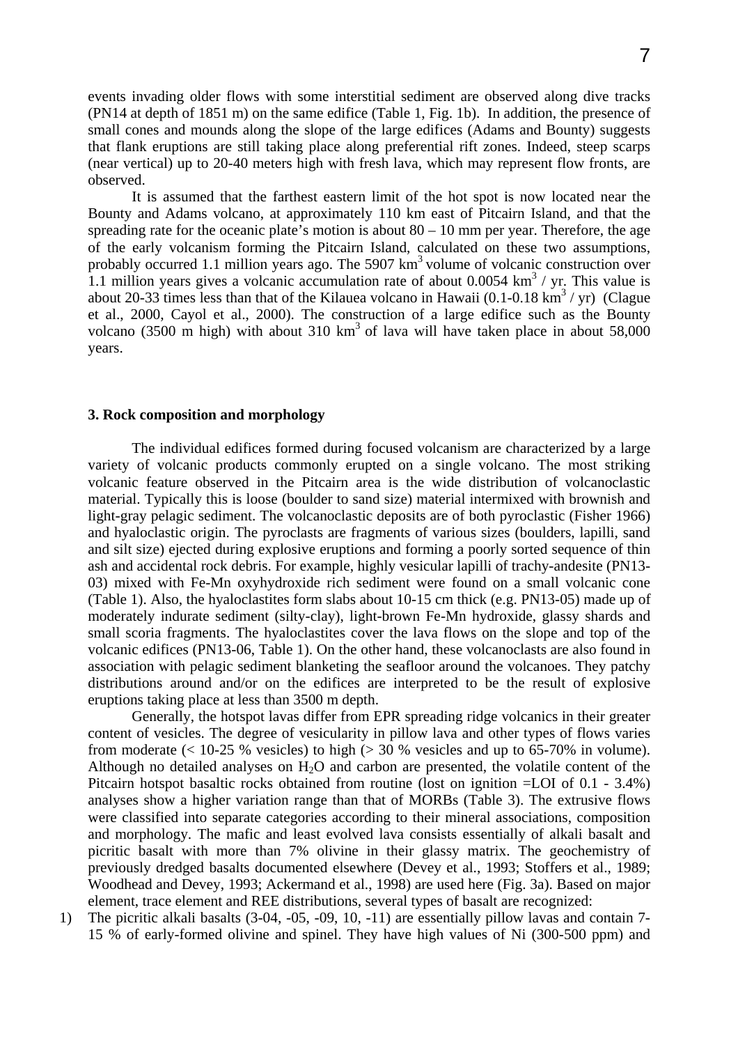events invading older flows with some interstitial sediment are observed along dive tracks (PN14 at depth of 1851 m) on the same edifice (Table 1, Fig. 1b). In addition, the presence of small cones and mounds along the slope of the large edifices (Adams and Bounty) suggests that flank eruptions are still taking place along preferential rift zones. Indeed, steep scarps (near vertical) up to 20-40 meters high with fresh lava, which may represent flow fronts, are observed.

It is assumed that the farthest eastern limit of the hot spot is now located near the Bounty and Adams volcano, at approximately 110 km east of Pitcairn Island, and that the spreading rate for the oceanic plate's motion is about 80 – 10 mm per year. Therefore, the age of the early volcanism forming the Pitcairn Island, calculated on these two assumptions, probably occurred 1.1 million years ago. The 5907 $km^3$ volume of volcanic construction over 1.1 million years gives a volcanic accumulation rate of about 0.0054 $km^3$ / yr. This value is about 20-33 times less than that of the Kilauea volcano in Hawaii (0.1-0.18 $km^3$ / yr) (Clague et al., 2000, Cayol et al., 2000). The construction of a large edifice such as the Bounty volcano (3500 m high) with about 310 $km^3$ of lava will have taken place in about 58,000 years.

### 3. Rock composition and morphology

The individual edifices formed during focused volcanism are characterized by a large variety of volcanic products commonly erupted on a single volcano. The most striking volcanic feature observed in the Pitcairn area is the wide distribution of volcanoclastic material. Typically this is loose (boulder to sand size) material intermixed with brownish and light-gray pelagic sediment. The volcanoclastic deposits are of both pyroclastic (Fisher 1966) and hyaloclastic origin. The pyroclasts are fragments of various sizes (boulders, lapilli, sand and silt size) ejected during explosive eruptions and forming a poorly sorted sequence of thin ash and accidental rock debris. For example, highly vesicular lapilli of trachy-andesite (PN13-03) mixed with Fe-Mn oxyhydroxide rich sediment were found on a small volcanic cone (Table 1). Also, the hyaloclastites form slabs about 10-15 cm thick (e.g. PN13-05) made up of moderately indurate sediment (silty-clay), light-brown Fe-Mn hydroxide, glassy shards and small scoria fragments. The hyaloclastites cover the lava flows on the slope and top of the volcanic edifices (PN13-06, Table 1). On the other hand, these volcanoclasts are also found in association with pelagic sediment blanketing the seafloor around the volcanoes. They patchy distributions around and/or on the edifices are interpreted to be the result of explosive eruptions taking place at less than 3500 m depth.

Generally, the hotspot lavas differ from EPR spreading ridge volcanics in their greater content of vesicles. The degree of vesicularity in pillow lava and other types of flows varies from moderate (< 10-25 % vesicles) to high (> 30 % vesicles and up to 65-70% in volume). Although no detailed analyses on $H_2O$ and carbon are presented, the volatile content of the Pitcairn hotspot basaltic rocks obtained from routine (lost on ignition =LOI of 0.1 - 3.4%) analyses show a higher variation range than that of MORBs (Table 3). The extrusive flows were classified into separate categories according to their mineral associations, composition and morphology. The mafic and least evolved lava consists essentially of alkali basalt and picritic basalt with more than 7% olivine in their glassy matrix. The geochemistry of previously dredged basalts documented elsewhere (Devey et al., 1993; Stoffers et al., 1989; Woodhead and Devey, 1993; Ackermand et al., 1998) are used here (Fig. 3a). Based on major element, trace element and REE distributions, several types of basalt are recognized:

1) The picritic alkali basalts (3-04, -05, -09, 10, -11) are essentially pillow lavas and contain 7-15 % of early-formed olivine and spinel. They have high values of Ni (300-500 ppm) and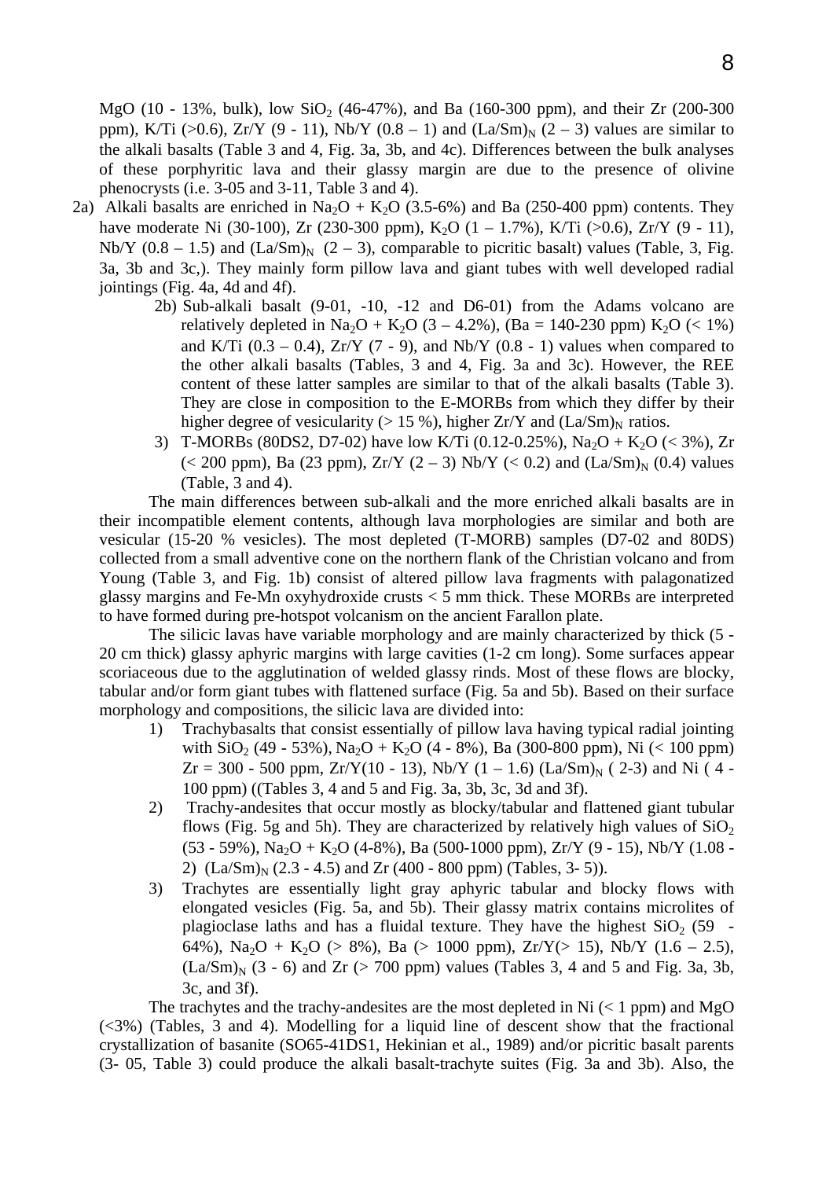MgO (10 - 13%, bulk), low $SiO_2$ (46-47%), and Ba (160-300 ppm), and their Zr (200-300 ppm), K/Ti (>0.6), Zr/Y (9 - 11), Nb/Y (0.8 – 1) and $(La/Sm)_N$ (2 – 3) values are similar to the alkali basalts (Table 3 and 4, Fig. 3a, 3b, and 4c). Differences between the bulk analyses of these porphyritic lava and their glassy margin are due to the presence of olivine phenocrysts (i.e. 3-05 and 3-11, Table 3 and 4).

2a) Alkali basalts are enriched in $Na_2O + K_2O$ (3.5-6%) and Ba (250-400 ppm) contents. They have moderate Ni (30-100), Zr (230-300 ppm), $K_2O$ (1 – 1.7%), K/Ti (>0.6), Zr/Y (9 - 11), Nb/Y (0.8 – 1.5) and $(La/Sm)_N$ (2 – 3), comparable to picritic basalt) values (Table, 3, Fig. 3a, 3b and 3c,). They mainly form pillow lava and giant tubes with well developed radial jointings (Fig. 4a, 4d and 4f).

2b) Sub-alkali basalt (9-01, -10, -12 and D6-01) from the Adams volcano are relatively depleted in $Na_2O + K_2O$ (3 – 4.2%), (Ba = 140-230 ppm) $K_2O$ (< 1%) and K/Ti (0.3 – 0.4), Zr/Y (7 - 9), and Nb/Y (0.8 - 1) values when compared to the other alkali basalts (Tables, 3 and 4, Fig. 3a and 3c). However, the REE content of these latter samples are similar to that of the alkali basalts (Table 3). They are close in composition to the E-MORBs from which they differ by their higher degree of vesicularity (> 15 %), higher Zr/Y and $(La/Sm)_N$ ratios.

3) T-MORBs (80DS2, D7-02) have low K/Ti (0.12-0.25%), $Na_2O + K_2O$ (< 3%), Zr (< 200 ppm), Ba (23 ppm), Zr/Y (2 – 3) Nb/Y (< 0.2) and $(La/Sm)_N$ (0.4) values (Table, 3 and 4).

The main differences between sub-alkali and the more enriched alkali basalts are in their incompatible element contents, although lava morphologies are similar and both are vesicular (15-20 % vesicles). The most depleted (T-MORB) samples (D7-02 and 80DS) collected from a small adventive cone on the northern flank of the Christian volcano and from Young (Table 3, and Fig. 1b) consist of altered pillow lava fragments with palagonatized glassy margins and Fe-Mn oxyhydroxide crusts < 5 mm thick. These MORBs are interpreted to have formed during pre-hotspot volcanism on the ancient Farallon plate.

The silicic lavas have variable morphology and are mainly characterized by thick (5 - 20 cm thick) glassy aphyric margins with large cavities (1-2 cm long). Some surfaces appear scoriaceous due to the agglutination of welded glassy rinds. Most of these flows are blocky, tabular and/or form giant tubes with flattened surface (Fig. 5a and 5b). Based on their surface morphology and compositions, the silicic lava are divided into:

1) Trachybasalts that consist essentially of pillow lava having typical radial jointing with $SiO_2$ (49 - 53%), $Na_2O + K_2O$ (4 - 8%), Ba (300-800 ppm), Ni (< 100 ppm) Zr = 300 - 500 ppm, Zr/Y(10 - 13), Nb/Y (1 – 1.6) $(La/Sm)_N$ ( 2-3) and Ni ( 4 - 100 ppm) ((Tables 3, 4 and 5 and Fig. 3a, 3b, 3c, 3d and 3f).
2) Trachy-andesites that occur mostly as blocky/tabular and flattened giant tubular flows (Fig. 5g and 5h). They are characterized by relatively high values of $SiO_2$ (53 - 59%), $Na_2O + K_2O$ (4-8%), Ba (500-1000 ppm), Zr/Y (9 - 15), Nb/Y (1.08 - 2) $(La/Sm)_N$ (2.3 - 4.5) and Zr (400 - 800 ppm) (Tables, 3- 5)).
3) Trachytes are essentially light gray aphyric tabular and blocky flows with elongated vesicles (Fig. 5a, and 5b). Their glassy matrix contains microlites of plagioclase laths and has a fluidal texture. They have the highest $SiO_2$ (59 - 64%), $Na_2O + K_2O$ (> 8%), Ba (> 1000 ppm), Zr/Y(> 15), Nb/Y (1.6 – 2.5), $(La/Sm)_N$ (3 - 6) and Zr (> 700 ppm) values (Tables 3, 4 and 5 and Fig. 3a, 3b, 3c, and 3f).

The trachytes and the trachy-andesites are the most depleted in Ni (< 1 ppm) and MgO (<3%) (Tables, 3 and 4). Modelling for a liquid line of descent show that the fractional crystallization of basanite (SO65-41DS1, Hekinian et al., 1989) and/or picritic basalt parents (3- 05, Table 3) could produce the alkali basalt-trachyte suites (Fig. 3a and 3b). Also, the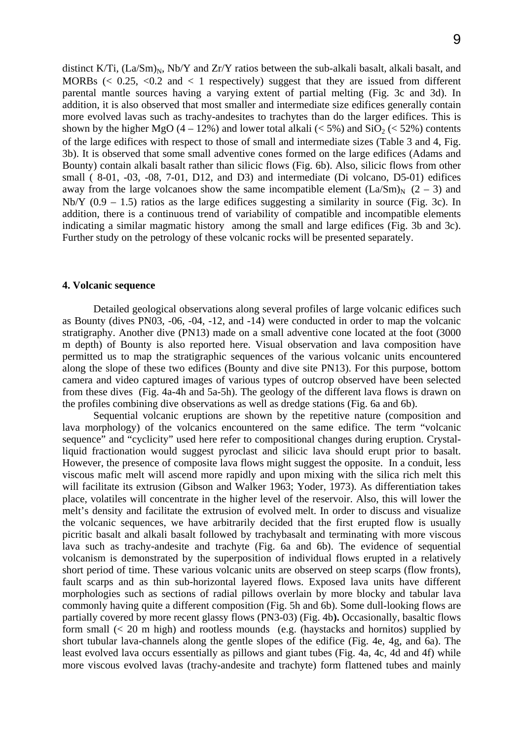distinct K/Ti, $(La/Sm)_N$, Nb/Y and Zr/Y ratios between the sub-alkali basalt, alkali basalt, and MORBs (< 0.25, <0.2 and < 1 respectively) suggest that they are issued from different parental mantle sources having a varying extent of partial melting (Fig. 3c and 3d). In addition, it is also observed that most smaller and intermediate size edifices generally contain more evolved lavas such as trachy-andesites to trachytes than do the larger edifices. This is shown by the higher MgO (4 – 12%) and lower total alkali (< 5%) and $SiO_2$ (< 52%) contents of the large edifices with respect to those of small and intermediate sizes (Table 3 and 4, Fig. 3b). It is observed that some small adventive cones formed on the large edifices (Adams and Bounty) contain alkali basalt rather than silicic flows (Fig. 6b). Also, silicic flows from other small ( 8-01, -03, -08, 7-01, D12, and D3) and intermediate (Di volcano, D5-01) edifices away from the large volcanoes show the same incompatible element $(La/Sm)_N$ (2 – 3) and Nb/Y (0.9 – 1.5) ratios as the large edifices suggesting a similarity in source (Fig. 3c). In addition, there is a continuous trend of variability of compatible and incompatible elements indicating a similar magmatic history among the small and large edifices (Fig. 3b and 3c). Further study on the petrology of these volcanic rocks will be presented separately.

## 4. Volcanic sequence

Detailed geological observations along several profiles of large volcanic edifices such as Bounty (dives PN03, -06, -04, -12, and -14) were conducted in order to map the volcanic stratigraphy. Another dive (PN13) made on a small adventive cone located at the foot (3000 m depth) of Bounty is also reported here. Visual observation and lava composition have permitted us to map the stratigraphic sequences of the various volcanic units encountered along the slope of these two edifices (Bounty and dive site PN13). For this purpose, bottom camera and video captured images of various types of outcrop observed have been selected from these dives (Fig. 4a-4h and 5a-5h). The geology of the different lava flows is drawn on the profiles combining dive observations as well as dredge stations (Fig. 6a and 6b).

Sequential volcanic eruptions are shown by the repetitive nature (composition and lava morphology) of the volcanics encountered on the same edifice. The term "volcanic sequence" and "cyclicity" used here refer to compositional changes during eruption. Crystal-liquid fractionation would suggest pyroclast and silicic lava should erupt prior to basalt. However, the presence of composite lava flows might suggest the opposite. In a conduit, less viscous mafic melt will ascend more rapidly and upon mixing with the silica rich melt this will facilitate its extrusion (Gibson and Walker 1963; Yoder, 1973). As differentiation takes place, volatiles will concentrate in the higher level of the reservoir. Also, this will lower the melt's density and facilitate the extrusion of evolved melt. In order to discuss and visualize the volcanic sequences, we have arbitrarily decided that the first erupted flow is usually picritic basalt and alkali basalt followed by trachybasalt and terminating with more viscous lava such as trachy-andesite and trachyte (Fig. 6a and 6b). The evidence of sequential volcanism is demonstrated by the superposition of individual flows erupted in a relatively short period of time. These various volcanic units are observed on steep scarps (flow fronts), fault scarps and as thin sub-horizontal layered flows. Exposed lava units have different morphologies such as sections of radial pillows overlain by more blocky and tabular lava commonly having quite a different composition (Fig. 5h and 6b). Some dull-looking flows are partially covered by more recent glassy flows (PN3-03) (Fig. 4b**).** Occasionally, basaltic flows form small (< 20 m high) and rootless mounds (e.g. (haystacks and hornitos) supplied by short tubular lava-channels along the gentle slopes of the edifice (Fig. 4e, 4g, and 6a). The least evolved lava occurs essentially as pillows and giant tubes (Fig. 4a, 4c, 4d and 4f) while more viscous evolved lavas (trachy-andesite and trachyte) form flattened tubes and mainly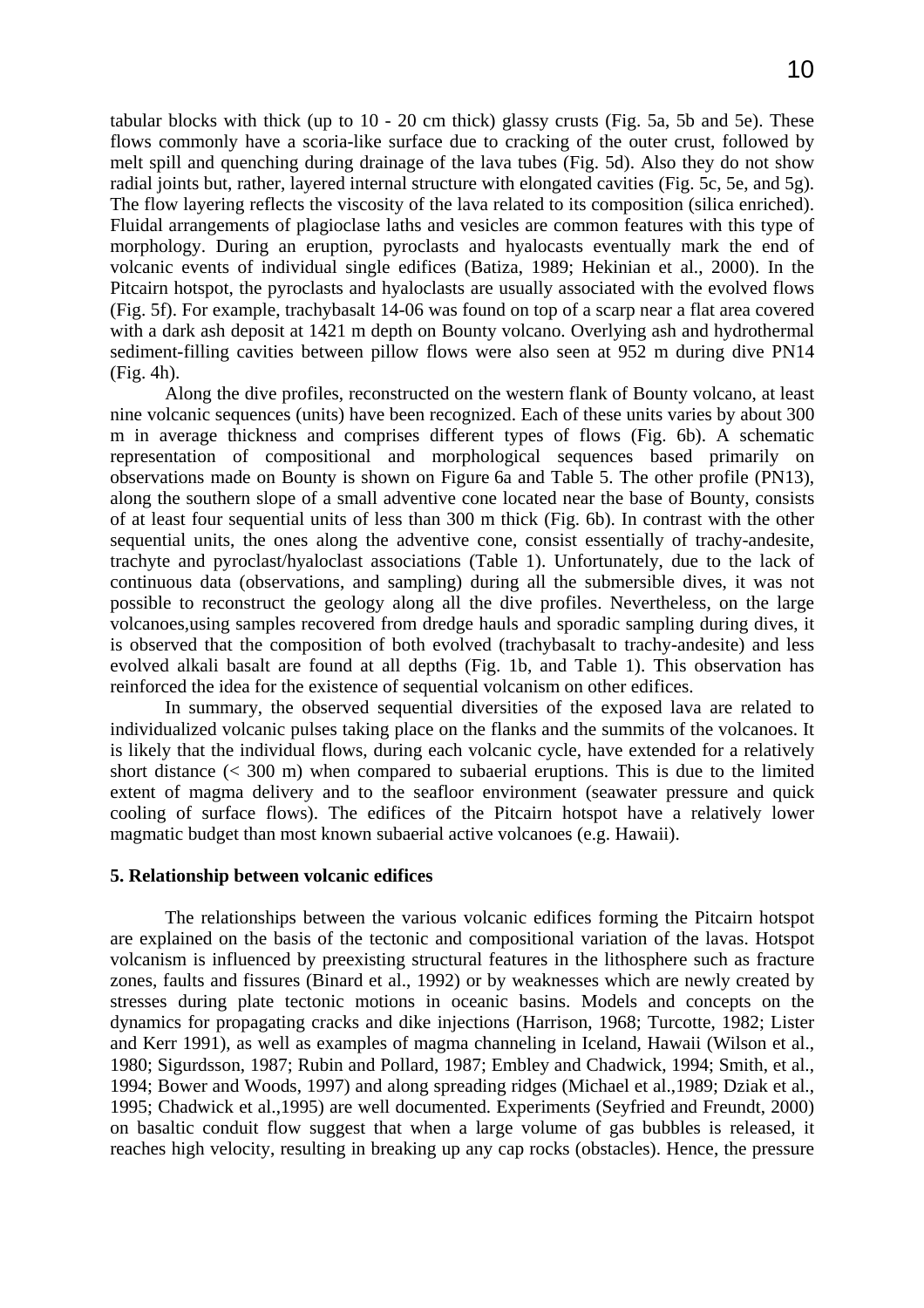tabular blocks with thick (up to 10 - 20 cm thick) glassy crusts (Fig. 5a, 5b and 5e). These flows commonly have a scoria-like surface due to cracking of the outer crust, followed by melt spill and quenching during drainage of the lava tubes (Fig. 5d). Also they do not show radial joints but, rather, layered internal structure with elongated cavities (Fig. 5c, 5e, and 5g). The flow layering reflects the viscosity of the lava related to its composition (silica enriched). Fluidal arrangements of plagioclase laths and vesicles are common features with this type of morphology. During an eruption, pyroclasts and hyalocasts eventually mark the end of volcanic events of individual single edifices (Batiza, 1989; Hekinian et al., 2000). In the Pitcairn hotspot, the pyroclasts and hyaloclasts are usually associated with the evolved flows (Fig. 5f). For example, trachybasalt 14-06 was found on top of a scarp near a flat area covered with a dark ash deposit at 1421 m depth on Bounty volcano. Overlying ash and hydrothermal sediment-filling cavities between pillow flows were also seen at 952 m during dive PN14 (Fig. 4h).

Along the dive profiles, reconstructed on the western flank of Bounty volcano, at least nine volcanic sequences (units) have been recognized. Each of these units varies by about 300 m in average thickness and comprises different types of flows (Fig. 6b). A schematic representation of compositional and morphological sequences based primarily on observations made on Bounty is shown on Figure 6a and Table 5. The other profile (PN13), along the southern slope of a small adventive cone located near the base of Bounty, consists of at least four sequential units of less than 300 m thick (Fig. 6b). In contrast with the other sequential units, the ones along the adventive cone, consist essentially of trachy-andesite, trachyte and pyroclast/hyaloclast associations (Table 1). Unfortunately, due to the lack of continuous data (observations, and sampling) during all the submersible dives, it was not possible to reconstruct the geology along all the dive profiles. Nevertheless, on the large volcanoes,using samples recovered from dredge hauls and sporadic sampling during dives, it is observed that the composition of both evolved (trachybasalt to trachy-andesite) and less evolved alkali basalt are found at all depths (Fig. 1b, and Table 1). This observation has reinforced the idea for the existence of sequential volcanism on other edifices.

In summary, the observed sequential diversities of the exposed lava are related to individualized volcanic pulses taking place on the flanks and the summits of the volcanoes. It is likely that the individual flows, during each volcanic cycle, have extended for a relatively short distance (< 300 m) when compared to subaerial eruptions. This is due to the limited extent of magma delivery and to the seafloor environment (seawater pressure and quick cooling of surface flows). The edifices of the Pitcairn hotspot have a relatively lower magmatic budget than most known subaerial active volcanoes (e.g. Hawaii).

## 5. Relationship between volcanic edifices

The relationships between the various volcanic edifices forming the Pitcairn hotspot are explained on the basis of the tectonic and compositional variation of the lavas. Hotspot volcanism is influenced by preexisting structural features in the lithosphere such as fracture zones, faults and fissures (Binard et al., 1992) or by weaknesses which are newly created by stresses during plate tectonic motions in oceanic basins. Models and concepts on the dynamics for propagating cracks and dike injections (Harrison, 1968; Turcotte, 1982; Lister and Kerr 1991), as well as examples of magma channeling in Iceland, Hawaii (Wilson et al., 1980; Sigurdsson, 1987; Rubin and Pollard, 1987; Embley and Chadwick, 1994; Smith, et al., 1994; Bower and Woods, 1997) and along spreading ridges (Michael et al.,1989; Dziak et al., 1995; Chadwick et al.,1995) are well documented. Experiments (Seyfried and Freundt, 2000) on basaltic conduit flow suggest that when a large volume of gas bubbles is released, it reaches high velocity, resulting in breaking up any cap rocks (obstacles). Hence, the pressure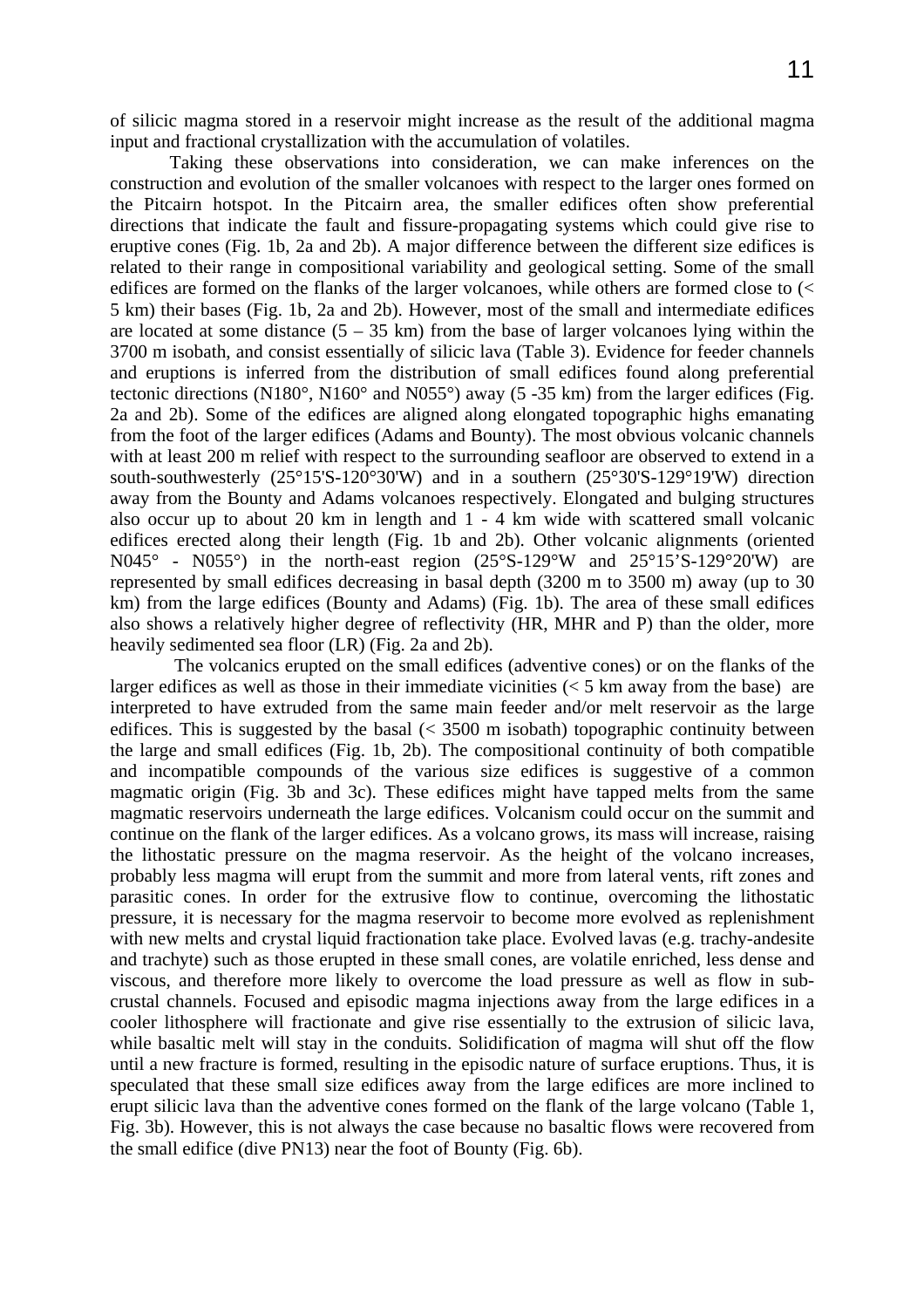of silicic magma stored in a reservoir might increase as the result of the additional magma input and fractional crystallization with the accumulation of volatiles.

Taking these observations into consideration, we can make inferences on the construction and evolution of the smaller volcanoes with respect to the larger ones formed on the Pitcairn hotspot. In the Pitcairn area, the smaller edifices often show preferential directions that indicate the fault and fissure-propagating systems which could give rise to eruptive cones (Fig. 1b, 2a and 2b). A major difference between the different size edifices is related to their range in compositional variability and geological setting. Some of the small edifices are formed on the flanks of the larger volcanoes, while others are formed close to (< 5 km) their bases (Fig. 1b, 2a and 2b). However, most of the small and intermediate edifices are located at some distance (5 – 35 km) from the base of larger volcanoes lying within the 3700 m isobath, and consist essentially of silicic lava (Table 3). Evidence for feeder channels and eruptions is inferred from the distribution of small edifices found along preferential tectonic directions (N180°, N160° and N055°) away (5 -35 km) from the larger edifices (Fig. 2a and 2b). Some of the edifices are aligned along elongated topographic highs emanating from the foot of the larger edifices (Adams and Bounty). The most obvious volcanic channels with at least 200 m relief with respect to the surrounding seafloor are observed to extend in a south-southwesterly (25°15'S-120°30'W) and in a southern (25°30'S-129°19'W) direction away from the Bounty and Adams volcanoes respectively. Elongated and bulging structures also occur up to about 20 km in length and 1 - 4 km wide with scattered small volcanic edifices erected along their length (Fig. 1b and 2b). Other volcanic alignments (oriented N045° - N055°) in the north-east region (25°S-129°W and 25°15'S-129°20'W) are represented by small edifices decreasing in basal depth (3200 m to 3500 m) away (up to 30 km) from the large edifices (Bounty and Adams) (Fig. 1b). The area of these small edifices also shows a relatively higher degree of reflectivity (HR, MHR and P) than the older, more heavily sedimented sea floor (LR) (Fig. 2a and 2b).

The volcanics erupted on the small edifices (adventive cones) or on the flanks of the larger edifices as well as those in their immediate vicinities (< 5 km away from the base) are interpreted to have extruded from the same main feeder and/or melt reservoir as the large edifices. This is suggested by the basal (< 3500 m isobath) topographic continuity between the large and small edifices (Fig. 1b, 2b). The compositional continuity of both compatible and incompatible compounds of the various size edifices is suggestive of a common magmatic origin (Fig. 3b and 3c). These edifices might have tapped melts from the same magmatic reservoirs underneath the large edifices. Volcanism could occur on the summit and continue on the flank of the larger edifices. As a volcano grows, its mass will increase, raising the lithostatic pressure on the magma reservoir. As the height of the volcano increases, probably less magma will erupt from the summit and more from lateral vents, rift zones and parasitic cones. In order for the extrusive flow to continue, overcoming the lithostatic pressure, it is necessary for the magma reservoir to become more evolved as replenishment with new melts and crystal liquid fractionation take place. Evolved lavas (e.g. trachy-andesite and trachyte) such as those erupted in these small cones, are volatile enriched, less dense and viscous, and therefore more likely to overcome the load pressure as well as flow in sub-crustal channels. Focused and episodic magma injections away from the large edifices in a cooler lithosphere will fractionate and give rise essentially to the extrusion of silicic lava, while basaltic melt will stay in the conduits. Solidification of magma will shut off the flow until a new fracture is formed, resulting in the episodic nature of surface eruptions. Thus, it is speculated that these small size edifices away from the large edifices are more inclined to erupt silicic lava than the adventive cones formed on the flank of the large volcano (Table 1, Fig. 3b). However, this is not always the case because no basaltic flows were recovered from the small edifice (dive PN13) near the foot of Bounty (Fig. 6b).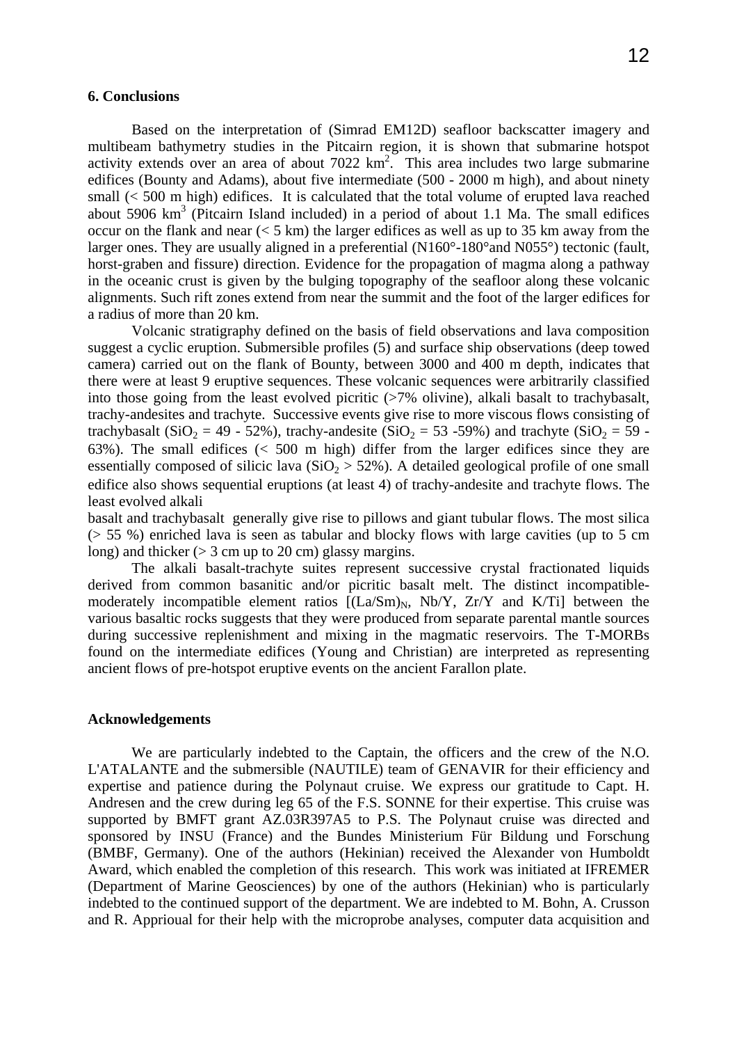**6. Conclusions**

Based on the interpretation of (Simrad EM12D) seafloor backscatter imagery and multibeam bathymetry studies in the Pitcairn region, it is shown that submarine hotspot activity extends over an area of about 7022 $km^2$. This area includes two large submarine edifices (Bounty and Adams), about five intermediate (500 - 2000 m high), and about ninety small (< 500 m high) edifices. It is calculated that the total volume of erupted lava reached about 5906 $km^3$ (Pitcairn Island included) in a period of about 1.1 Ma. The small edifices occur on the flank and near (< 5 km) the larger edifices as well as up to 35 km away from the larger ones. They are usually aligned in a preferential (N160°-180°and N055°) tectonic (fault, horst-graben and fissure) direction. Evidence for the propagation of magma along a pathway in the oceanic crust is given by the bulging topography of the seafloor along these volcanic alignments. Such rift zones extend from near the summit and the foot of the larger edifices for a radius of more than 20 km.

Volcanic stratigraphy defined on the basis of field observations and lava composition suggest a cyclic eruption. Submersible profiles (5) and surface ship observations (deep towed camera) carried out on the flank of Bounty, between 3000 and 400 m depth, indicates that there were at least 9 eruptive sequences. These volcanic sequences were arbitrarily classified into those going from the least evolved picritic (>7% olivine), alkali basalt to trachybasalt, trachy-andesites and trachyte. Successive events give rise to more viscous flows consisting of trachybasalt ($SiO_2$ = 49 - 52%), trachy-andesite ($SiO_2$ = 53 -59%) and trachyte ($SiO_2$ = 59 - 63%). The small edifices (< 500 m high) differ from the larger edifices since they are essentially composed of silicic lava ($SiO_2$ > 52%). A detailed geological profile of one small edifice also shows sequential eruptions (at least 4) of trachy-andesite and trachyte flows. The least evolved alkali basalt and trachybasalt generally give rise to pillows and giant tubular flows. The most silica (> 55 %) enriched lava is seen as tabular and blocky flows with large cavities (up to 5 cm long) and thicker (> 3 cm up to 20 cm) glassy margins.

The alkali basalt-trachyte suites represent successive crystal fractionated liquids derived from common basanitic and/or picritic basalt melt. The distinct incompatible-moderately incompatible element ratios [$(La/Sm)_N$, Nb/Y, Zr/Y and K/Ti] between the various basaltic rocks suggests that they were produced from separate parental mantle sources during successive replenishment and mixing in the magmatic reservoirs. The T-MORBs found on the intermediate edifices (Young and Christian) are interpreted as representing ancient flows of pre-hotspot eruptive events on the ancient Farallon plate.

**Acknowledgements**

We are particularly indebted to the Captain, the officers and the crew of the N.O. L'ATALANTE and the submersible (NAUTILE) team of GENAVIR for their efficiency and expertise and patience during the Polynaut cruise. We express our gratitude to Capt. H. Andresen and the crew during leg 65 of the F.S. SONNE for their expertise. This cruise was supported by BMFT grant AZ.03R397A5 to P.S. The Polynaut cruise was directed and sponsored by INSU (France) and the Bundes Ministerium Für Bildung und Forschung (BMBF, Germany). One of the authors (Hekinian) received the Alexander von Humboldt Award, which enabled the completion of this research. This work was initiated at IFREMER (Department of Marine Geosciences) by one of the authors (Hekinian) who is particularly indebted to the continued support of the department. We are indebted to M. Bohn, A. Crusson and R. Apprioual for their help with the microprobe analyses, computer data acquisition and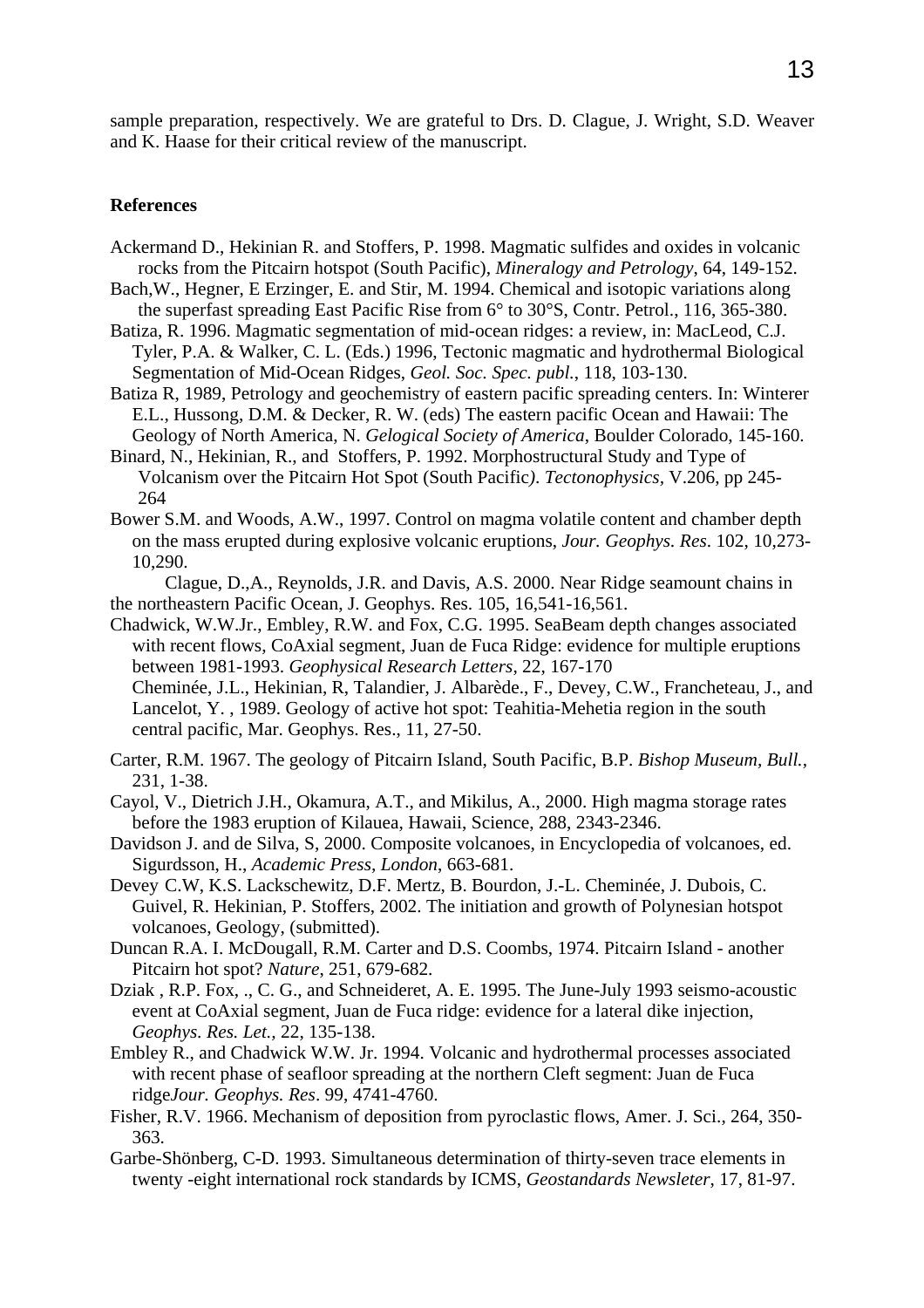sample preparation, respectively. We are grateful to Drs. D. Clague, J. Wright, S.D. Weaver and K. Haase for their critical review of the manuscript.

**References**

Ackermand D., Hekinian R. and Stoffers, P. 1998. Magmatic sulfides and oxides in volcanic rocks from the Pitcairn hotspot (South Pacific), *Mineralogy and Petrology*, 64, 149-152.

Bach,W., Hegner, E Erzinger, E. and Stir, M. 1994. Chemical and isotopic variations along the superfast spreading East Pacific Rise from 6° to 30°S, Contr. Petrol., 116, 365-380.

Batiza, R. 1996. Magmatic segmentation of mid-ocean ridges: a review, in: MacLeod, C.J. Tyler, P.A. & Walker, C. L. (Eds.) 1996, Tectonic magmatic and hydrothermal Biological Segmentation of Mid-Ocean Ridges, *Geol. Soc. Spec. publ.*, 118, 103-130.

Batiza R, 1989, Petrology and geochemistry of eastern pacific spreading centers. In: Winterer E.L., Hussong, D.M. & Decker, R. W. (eds) The eastern pacific Ocean and Hawaii: The Geology of North America, N. *Gelogical Society of America*, Boulder Colorado, 145-160.

Binard, N., Hekinian, R., and Stoffers, P. 1992. Morphostructural Study and Type of Volcanism over the Pitcairn Hot Spot (South Pacific*). Tectonophysics*, V.206, pp 245-264

Bower S.M. and Woods, A.W., 1997. Control on magma volatile content and chamber depth on the mass erupted during explosive volcanic eruptions, *Jour. Geophys. Res*. 102, 10,273-10,290.

Clague, D.,A., Reynolds, J.R. and Davis, A.S. 2000. Near Ridge seamount chains in the northeastern Pacific Ocean, J. Geophys. Res. 105, 16,541-16,561.

Chadwick, W.W.Jr., Embley, R.W. and Fox, C.G. 1995. SeaBeam depth changes associated with recent flows, CoAxial segment, Juan de Fuca Ridge: evidence for multiple eruptions between 1981-1993. *Geophysical Research Letters*, 22, 167-170

Cheminée, J.L., Hekinian, R, Talandier, J. Albarède., F., Devey, C.W., Francheteau, J., and Lancelot, Y. , 1989. Geology of active hot spot: Teahitia-Mehetia region in the south central pacific, Mar. Geophys. Res., 11, 27-50.

Carter, R.M. 1967. The geology of Pitcairn Island, South Pacific, B.P. *Bishop Museum, Bull.,* 231, 1-38.

Cayol, V., Dietrich J.H., Okamura, A.T., and Mikilus, A., 2000. High magma storage rates before the 1983 eruption of Kilauea, Hawaii, Science, 288, 2343-2346.

Davidson J. and de Silva, S, 2000. Composite volcanoes, in Encyclopedia of volcanoes, ed. Sigurdsson, H., *Academic Press, London*, 663-681.

Devey C.W, K.S. Lackschewitz, D.F. Mertz, B. Bourdon, J.-L. Cheminée, J. Dubois, C. Guivel, R. Hekinian, P. Stoffers, 2002. The initiation and growth of Polynesian hotspot volcanoes, Geology, (submitted).

Duncan R.A. I. McDougall, R.M. Carter and D.S. Coombs, 1974. Pitcairn Island - another Pitcairn hot spot? *Nature*, 251, 679-682.

Dziak , R.P. Fox, ., C. G., and Schneideret, A. E. 1995. The June-July 1993 seismo-acoustic event at CoAxial segment, Juan de Fuca ridge: evidence for a lateral dike injection, *Geophys. Res. Let.*, 22, 135-138.

Embley R., and Chadwick W.W. Jr. 1994. Volcanic and hydrothermal processes associated with recent phase of seafloor spreading at the northern Cleft segment: Juan de Fuca ridge*Jour. Geophys. Res*. 99, 4741-4760.

Fisher, R.V. 1966. Mechanism of deposition from pyroclastic flows, Amer. J. Sci., 264, 350-363.

Garbe-Shönberg, C-D. 1993. Simultaneous determination of thirty-seven trace elements in twenty -eight international rock standards by ICMS, *Geostandards Newsleter*, 17, 81-97.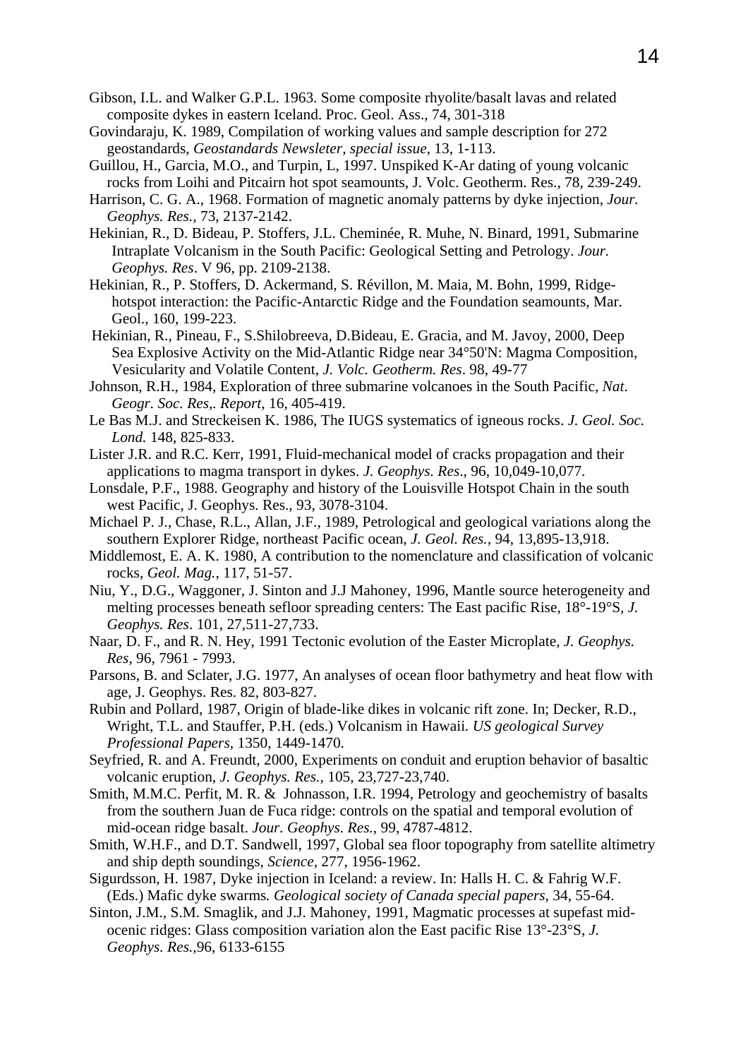Gibson, I.L. and Walker G.P.L. 1963. Some composite rhyolite/basalt lavas and related composite dykes in eastern Iceland. Proc. Geol. Ass., 74, 301-318

Govindaraju, K. 1989, Compilation of working values and sample description for 272 geostandards, *Geostandards Newsleter, special issue*, 13, 1-113.

Guillou, H., Garcia, M.O., and Turpin, L, 1997. Unspiked K-Ar dating of young volcanic rocks from Loihi and Pitcairn hot spot seamounts, J. Volc. Geotherm. Res., 78, 239-249.

Harrison, C. G. A., 1968. Formation of magnetic anomaly patterns by dyke injection, *Jour. Geophys. Res.,* 73, 2137-2142.

Hekinian, R., D. Bideau, P. Stoffers, J.L. Cheminée, R. Muhe, N. Binard, 1991, Submarine Intraplate Volcanism in the South Pacific: Geological Setting and Petrology. *Jour. Geophys. Res*. V 96, pp. 2109-2138.

Hekinian, R., P. Stoffers, D. Ackermand, S. Révillon, M. Maia, M. Bohn, 1999, Ridge-hotspot interaction: the Pacific-Antarctic Ridge and the Foundation seamounts, Mar. Geol., 160, 199-223.

Hekinian, R., Pineau, F., S.Shilobreeva, D.Bideau, E. Gracia, and M. Javoy, 2000, Deep Sea Explosive Activity on the Mid-Atlantic Ridge near 34°50'N: Magma Composition, Vesicularity and Volatile Content, *J. Volc. Geotherm. Res*. 98, 49-77

Johnson, R.H., 1984, Exploration of three submarine volcanoes in the South Pacific, *Nat. Geogr. Soc. Res,. Report*, 16, 405-419.

Le Bas M.J. and Streckeisen K. 1986, The IUGS systematics of igneous rocks. *J. Geol. Soc. Lond.* 148, 825-833.

Lister J.R. and R.C. Kerr, 1991, Fluid-mechanical model of cracks propagation and their applications to magma transport in dykes. *J. Geophys. Res*., 96, 10,049-10,077.

Lonsdale, P.F., 1988. Geography and history of the Louisville Hotspot Chain in the south west Pacific, J. Geophys. Res., 93, 3078-3104.

Michael P. J., Chase, R.L., Allan, J.F., 1989, Petrological and geological variations along the southern Explorer Ridge, northeast Pacific ocean, *J. Geol. Res.,* 94, 13,895-13,918.

Middlemost, E. A. K. 1980, A contribution to the nomenclature and classification of volcanic rocks, *Geol. Mag.*, 117, 51-57.

Niu, Y., D.G., Waggoner, J. Sinton and J.J Mahoney, 1996, Mantle source heterogeneity and melting processes beneath sefloor spreading centers: The East pacific Rise, 18°-19°S, *J. Geophys. Res*. 101, 27,511-27,733.

Naar, D. F., and R. N. Hey, 1991 Tectonic evolution of the Easter Microplate*, J. Geophys. Res*, 96, 7961 - 7993.

Parsons, B. and Sclater, J.G. 1977, An analyses of ocean floor bathymetry and heat flow with age, J. Geophys. Res. 82, 803-827.

Rubin and Pollard, 1987, Origin of blade-like dikes in volcanic rift zone. In; Decker, R.D., Wright, T.L. and Stauffer, P.H. (eds.) Volcanism in Hawaii*. US geological Survey Professional Papers*, 1350, 1449-1470.

Seyfried, R. and A. Freundt, 2000, Experiments on conduit and eruption behavior of basaltic volcanic eruption, *J. Geophys. Res.,* 105, 23,727-23,740.

Smith, M.M.C. Perfit, M. R. & Johnasson, I.R. 1994, Petrology and geochemistry of basalts from the southern Juan de Fuca ridge: controls on the spatial and temporal evolution of mid-ocean ridge basalt. *Jour. Geophys. Res.*, 99, 4787-4812.

Smith, W.H.F., and D.T. Sandwell, 1997, Global sea floor topography from satellite altimetry and ship depth soundings, *Science*, 277, 1956-1962.

Sigurdsson, H. 1987, Dyke injection in Iceland: a review. In: Halls H. C. & Fahrig W.F. (Eds.) Mafic dyke swarms*. Geological society of Canada special papers*, 34, 55-64.

Sinton, J.M., S.M. Smaglik, and J.J. Mahoney, 1991, Magmatic processes at supefast mid-ocenic ridges: Glass composition variation alon the East pacific Rise 13°-23°S, *J. Geophys. Res.,*96, 6133-6155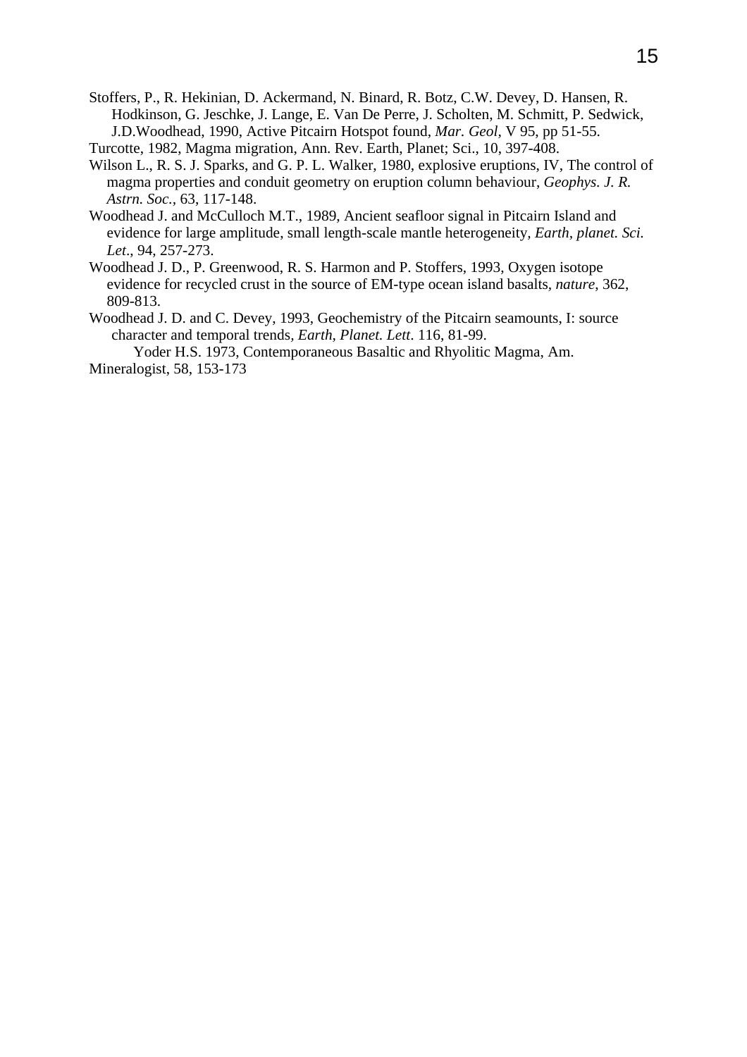Stoffers, P., R. Hekinian, D. Ackermand, N. Binard, R. Botz, C.W. Devey, D. Hansen, R. Hodkinson, G. Jeschke, J. Lange, E. Van De Perre, J. Scholten, M. Schmitt, P. Sedwick, J.D.Woodhead, 1990, Active Pitcairn Hotspot found, *Mar. Geol,* V 95, pp 51-55.

Turcotte, 1982, Magma migration, Ann. Rev. Earth, Planet; Sci., 10, 397-408.

Wilson L., R. S. J. Sparks, and G. P. L. Walker, 1980, explosive eruptions, IV, The control of magma properties and conduit geometry on eruption column behaviour, *Geophys. J. R. Astrn. Soc.*, 63, 117-148.

Woodhead J. and McCulloch M.T., 1989, Ancient seafloor signal in Pitcairn Island and evidence for large amplitude, small length-scale mantle heterogeneity, *Earth, planet. Sci. Let*., 94, 257-273.

Woodhead J. D., P. Greenwood, R. S. Harmon and P. Stoffers, 1993, Oxygen isotope evidence for recycled crust in the source of EM-type ocean island basalts, *nature*, 362, 809-813.

Woodhead J. D. and C. Devey, 1993, Geochemistry of the Pitcairn seamounts, I: source character and temporal trends*, Earth, Planet. Lett*. 116, 81-99.

Yoder H.S. 1973, Contemporaneous Basaltic and Rhyolitic Magma, Am. Mineralogist, 58, 153-173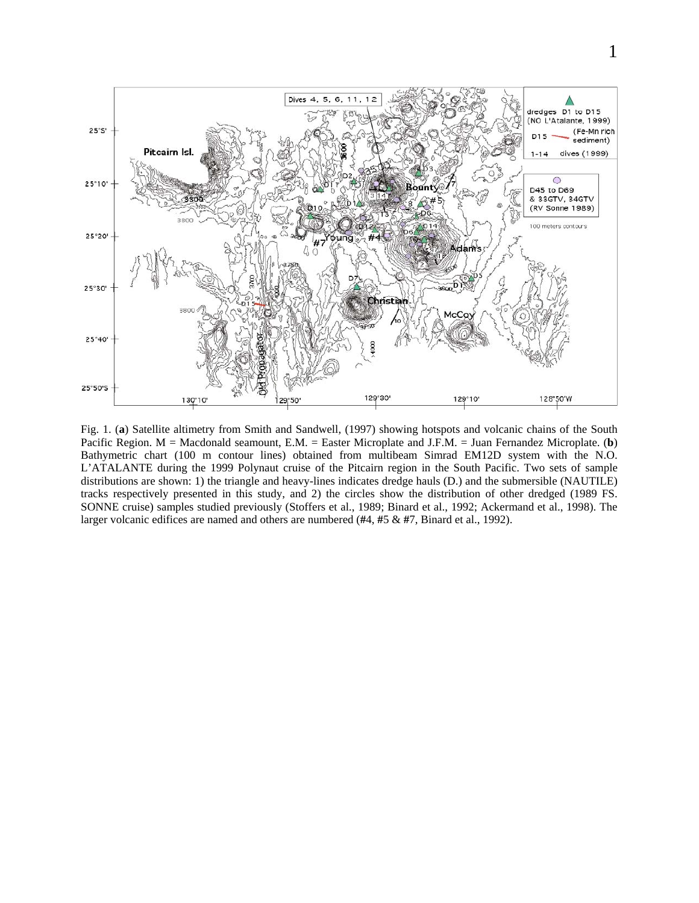Fig. 1. (**a**) Satellite altimetry from Smith and Sandwell, (1997) showing hotspots and volcanic chains of the South Pacific Region. M = Macdonald seamount, E.M. = Easter Microplate and J.F.M. = Juan Fernandez Microplate. (**b**) Bathymetric chart (100 m contour lines) obtained from multibeam Simrad EM12D system with the N.O. L'ATALANTE during the 1999 Polynaut cruise of the Pitcairn region in the South Pacific. Two sets of sample distributions are shown: 1) the triangle and heavy-lines indicates dredge hauls (D.) and the submersible (NAUTILE) tracks respectively presented in this study, and 2) the circles show the distribution of other dredged (1989 FS. SONNE cruise) samples studied previously (Stoffers et al., 1989; Binard et al., 1992; Ackermand et al., 1998). The larger volcanic edifices are named and others are numbered (#4, #5 & #7, Binard et al., 1992).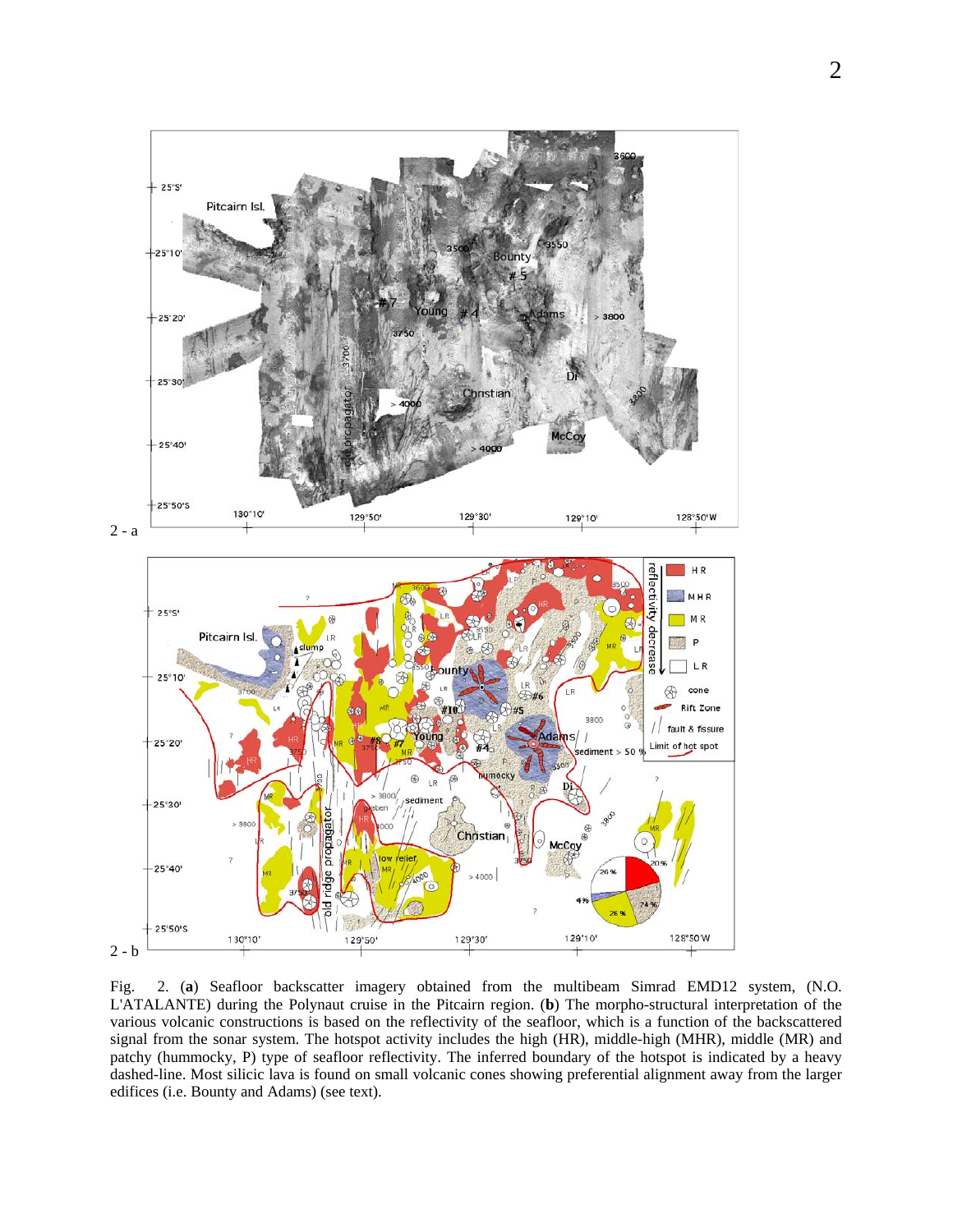Fig. 2. (**a**) Seafloor backscatter imagery obtained from the multibeam Simrad EMD12 system, (N.O. L'ATALANTE) during the Polynaut cruise in the Pitcairn region. (**b**) The morpho-structural interpretation of the various volcanic constructions is based on the reflectivity of the seafloor, which is a function of the backscattered signal from the sonar system. The hotspot activity includes the high (HR), middle-high (MHR), middle (MR) and patchy (hummocky, P) type of seafloor reflectivity. The inferred boundary of the hotspot is indicated by a heavy dashed-line. Most silicic lava is found on small volcanic cones showing preferential alignment away from the larger edifices (i.e. Bounty and Adams) (see text).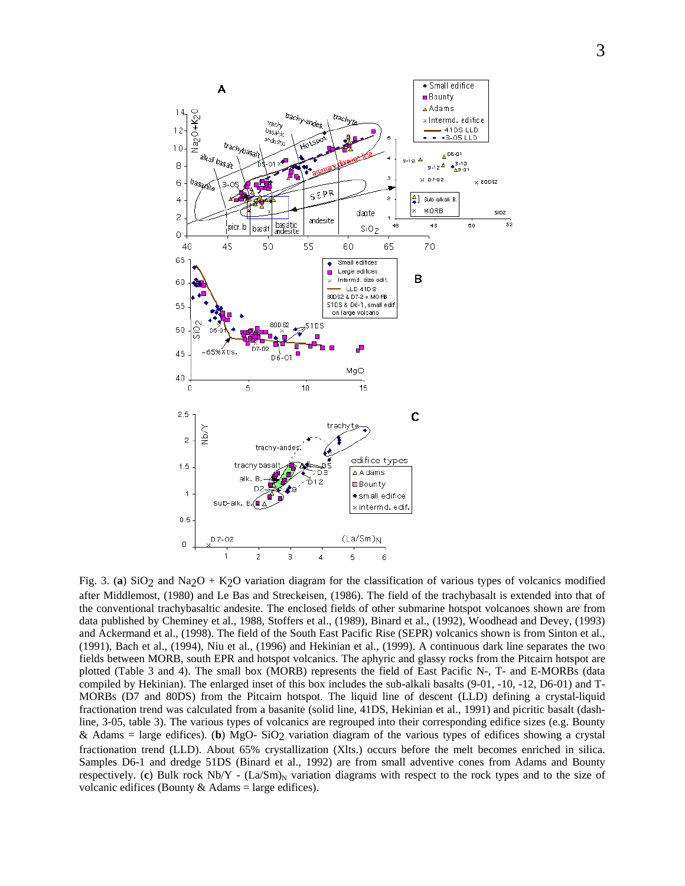Fig. 3. (**a**) $SiO_2$ and $Na_2O + K_2O$ variation diagram for the classification of various types of volcanics modified after Middlemost, (1980) and Le Bas and Streckeisen, (1986). The field of the trachybasalt is extended into that of the conventional trachybasaltic andesite. The enclosed fields of other submarine hotspot volcanoes shown are from data published by Cheminey et al., 1988, Stoffers et al., (1989), Binard et al., (1992), Woodhead and Devey, (1993) and Ackermand et al., (1998). The field of the South East Pacific Rise (SEPR) volcanics shown is from Sinton et al., (1991), Bach et al., (1994), Niu et al., (1996) and Hekinian et al., (1999). A continuous dark line separates the two fields between MORB, south EPR and hotspot volcanics. The aphyric and glassy rocks from the Pitcairn hotspot are plotted (Table 3 and 4). The small box (MORB) represents the field of East Pacific N-, T- and E-MORBs (data compiled by Hekinian). The enlarged inset of this box includes the sub-alkali basalts (9-01, -10, -12, D6-01) and T-MORBs (D7 and 80DS) from the Pitcairn hotspot. The liquid line of descent (LLD) defining a crystal-liquid fractionation trend was calculated from a basanite (solid line, 41DS, Hekinian et al., 1991) and picritic basalt (dash-line, 3-05, table 3). The various types of volcanics are regrouped into their corresponding edifice sizes (e.g. Bounty & Adams = large edifices). (**b**) MgO- $SiO_2$ variation diagram of the various types of edifices showing a crystal fractionation trend (LLD). About 65% crystallization (Xlts.) occurs before the melt becomes enriched in silica. Samples D6-1 and dredge 51DS (Binard et al., 1992) are from small adventive cones from Adams and Bounty respectively. (**c**) Bulk rock Nb/Y - $(La/Sm)_N$ variation diagrams with respect to the rock types and to the size of volcanic edifices (Bounty & Adams = large edifices).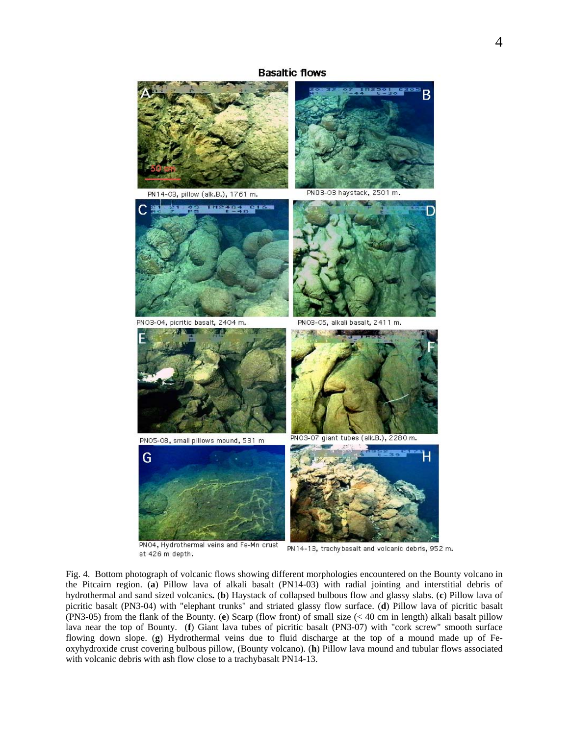Fig. 4. Bottom photograph of volcanic flows showing different morphologies encountered on the Bounty volcano in the Pitcairn region. (**a**) Pillow lava of alkali basalt (PN14-03) with radial jointing and interstitial debris of hydrothermal and sand sized volcanics**.** (**b**) Haystack of collapsed bulbous flow and glassy slabs. (**c**) Pillow lava of picritic basalt (PN3-04) with "elephant trunks" and striated glassy flow surface. (**d**) Pillow lava of picritic basalt (PN3-05) from the flank of the Bounty. (**e**) Scarp (flow front) of small size (< 40 cm in length) alkali basalt pillow lava near the top of Bounty. (**f**) Giant lava tubes of picritic basalt (PN3-07) with "cork screw" smooth surface flowing down slope. (**g**) Hydrothermal veins due to fluid discharge at the top of a mound made up of Fe-oxyhydroxide crust covering bulbous pillow, (Bounty volcano). (**h**) Pillow lava mound and tubular flows associated with volcanic debris with ash flow close to a trachybasalt PN14-13.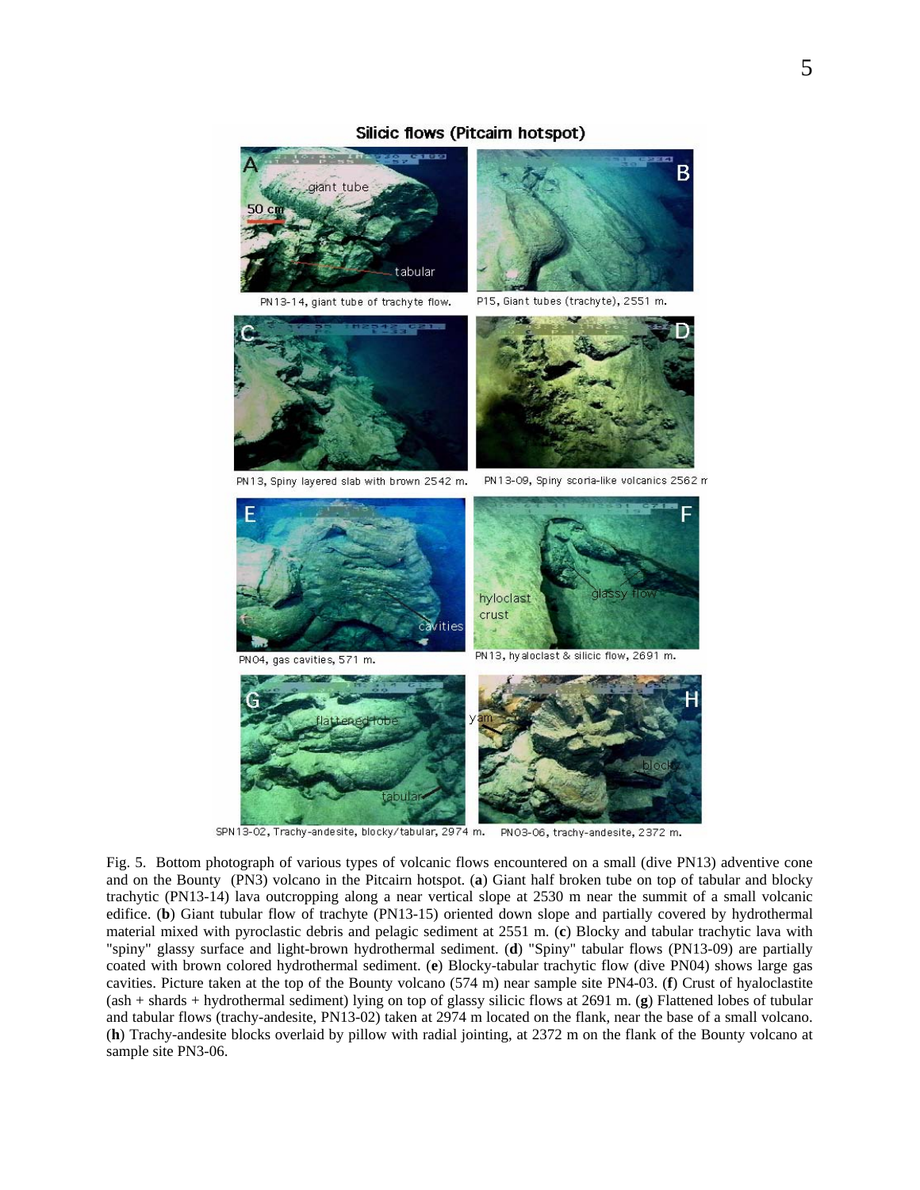Fig. 5. Bottom photograph of various types of volcanic flows encountered on a small (dive PN13) adventive cone and on the Bounty (PN3) volcano in the Pitcairn hotspot. (**a**) Giant half broken tube on top of tabular and blocky trachytic (PN13-14) lava outcropping along a near vertical slope at 2530 m near the summit of a small volcanic edifice. (**b**) Giant tubular flow of trachyte (PN13-15) oriented down slope and partially covered by hydrothermal material mixed with pyroclastic debris and pelagic sediment at 2551 m. (**c**) Blocky and tabular trachytic lava with "spiny" glassy surface and light-brown hydrothermal sediment. (**d**) "Spiny" tabular flows (PN13-09) are partially coated with brown colored hydrothermal sediment. (**e**) Blocky-tabular trachytic flow (dive PN04) shows large gas cavities. Picture taken at the top of the Bounty volcano (574 m) near sample site PN4-03. (**f**) Crust of hyaloclastite (ash + shards + hydrothermal sediment) lying on top of glassy silicic flows at 2691 m. (**g**) Flattened lobes of tubular and tabular flows (trachy-andesite, PN13-02) taken at 2974 m located on the flank, near the base of a small volcano. (**h**) Trachy-andesite blocks overlaid by pillow with radial jointing, at 2372 m on the flank of the Bounty volcano at sample site PN3-06.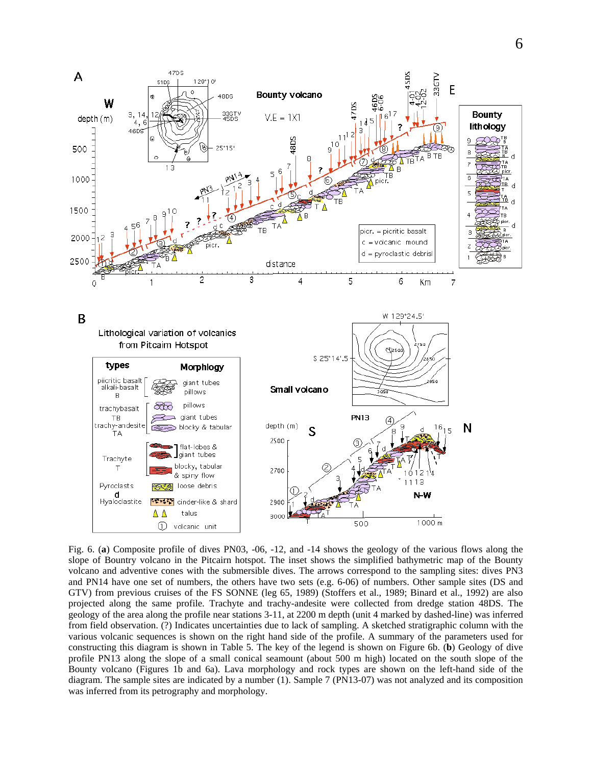Fig. 6. (**a**) Composite profile of dives PN03, -06, -12, and -14 shows the geology of the various flows along the slope of Bountry volcano in the Pitcairn hotspot. The inset shows the simplified bathymetric map of the Bounty volcano and adventive cones with the submersible dives. The arrows correspond to the sampling sites: dives PN3 and PN14 have one set of numbers, the others have two sets (e.g. 6-06) of numbers. Other sample sites (DS and GTV) from previous cruises of the FS SONNE (leg 65, 1989) (Stoffers et al., 1989; Binard et al., 1992) are also projected along the same profile. Trachyte and trachy-andesite were collected from dredge station 48DS. The geology of the area along the profile near stations 3-11, at 2200 m depth (unit 4 marked by dashed-line) was inferred from field observation. (?) Indicates uncertainties due to lack of sampling. A sketched stratigraphic column with the various volcanic sequences is shown on the right hand side of the profile. A summary of the parameters used for constructing this diagram is shown in Table 5. The key of the legend is shown on Figure 6b. (**b**) Geology of dive profile PN13 along the slope of a small conical seamount (about 500 m high) located on the south slope of the Bounty volcano (Figures 1b and 6a). Lava morphology and rock types are shown on the left-hand side of the diagram. The sample sites are indicated by a number (1). Sample 7 (PN13-07) was not analyzed and its composition was inferred from its petrography and morphology.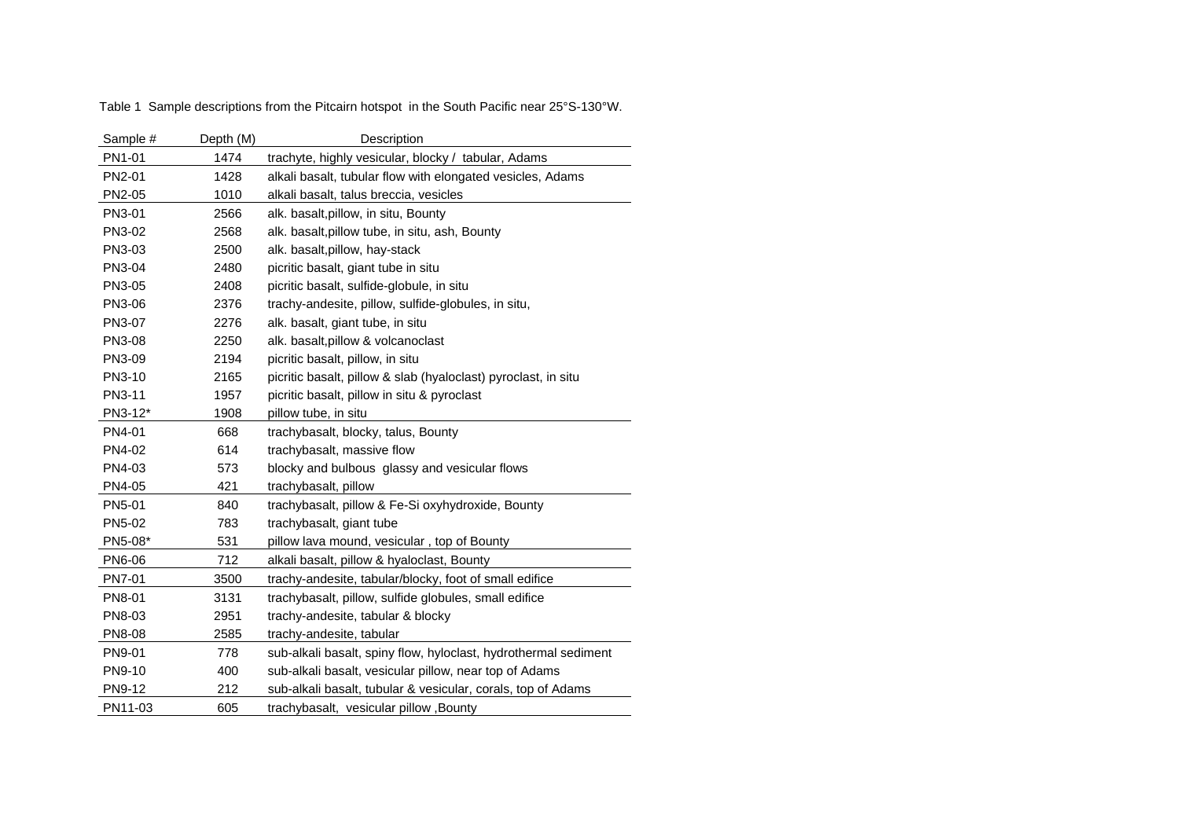Table 1 Sample descriptions from the Pitcairn hotspot in the South Pacific near 25°S-130°W.

| Sample # | Depth (M) | Description |
|---|---|---|
| PN1-01 | 1474 | trachyte, highly vesicular, blocky / tabular, Adams |
| PN2-01 | 1428 | alkali basalt, tubular flow with elongated vesicles, Adams |
| PN2-05 | 1010 | alkali basalt, talus breccia, vesicles |
| PN3-01 | 2566 | alk. basalt,pillow, in situ, Bounty |
| PN3-02 | 2568 | alk. basalt,pillow tube, in situ, ash, Bounty |
| PN3-03 | 2500 | alk. basalt,pillow, hay-stack |
| PN3-04 | 2480 | picritic basalt, giant tube in situ |
| PN3-05 | 2408 | picritic basalt, sulfide-globule, in situ |
| PN3-06 | 2376 | trachy-andesite, pillow, sulfide-globules, in situ, |
| PN3-07 | 2276 | alk. basalt, giant tube, in situ |
| PN3-08 | 2250 | alk. basalt,pillow & volcanoclast |
| PN3-09 | 2194 | picritic basalt, pillow, in situ |
| PN3-10 | 2165 | picritic basalt, pillow & slab (hyaloclast) pyroclast, in situ |
| PN3-11 | 1957 | picritic basalt, pillow in situ & pyroclast |
| PN3-12* | 1908 | pillow tube, in situ |
| PN4-01 | 668 | trachybasalt, blocky, talus, Bounty |
| PN4-02 | 614 | trachybasalt, massive flow |
| PN4-03 | 573 | blocky and bulbous glassy and vesicular flows |
| PN4-05 | 421 | trachybasalt, pillow |
| PN5-01 | 840 | trachybasalt, pillow & Fe-Si oxyhydroxide, Bounty |
| PN5-02 | 783 | trachybasalt, giant tube |
| PN5-08* | 531 | pillow lava mound, vesicular , top of Bounty |
| PN6-06 | 712 | alkali basalt, pillow & hyaloclast, Bounty |
| PN7-01 | 3500 | trachy-andesite, tabular/blocky, foot of small edifice |
| PN8-01 | 3131 | trachybasalt, pillow, sulfide globules, small edifice |
| PN8-03 | 2951 | trachy-andesite, tabular & blocky |
| PN8-08 | 2585 | trachy-andesite, tabular |
| PN9-01 | 778 | sub-alkali basalt, spiny flow, hyloclast, hydrothermal sediment |
| PN9-10 | 400 | sub-alkali basalt, vesicular pillow, near top of Adams |
| PN9-12 | 212 | sub-alkali basalt, tubular & vesicular, corals, top of Adams |
| PN11-03 | 605 | trachybasalt, vesicular pillow ,Bounty |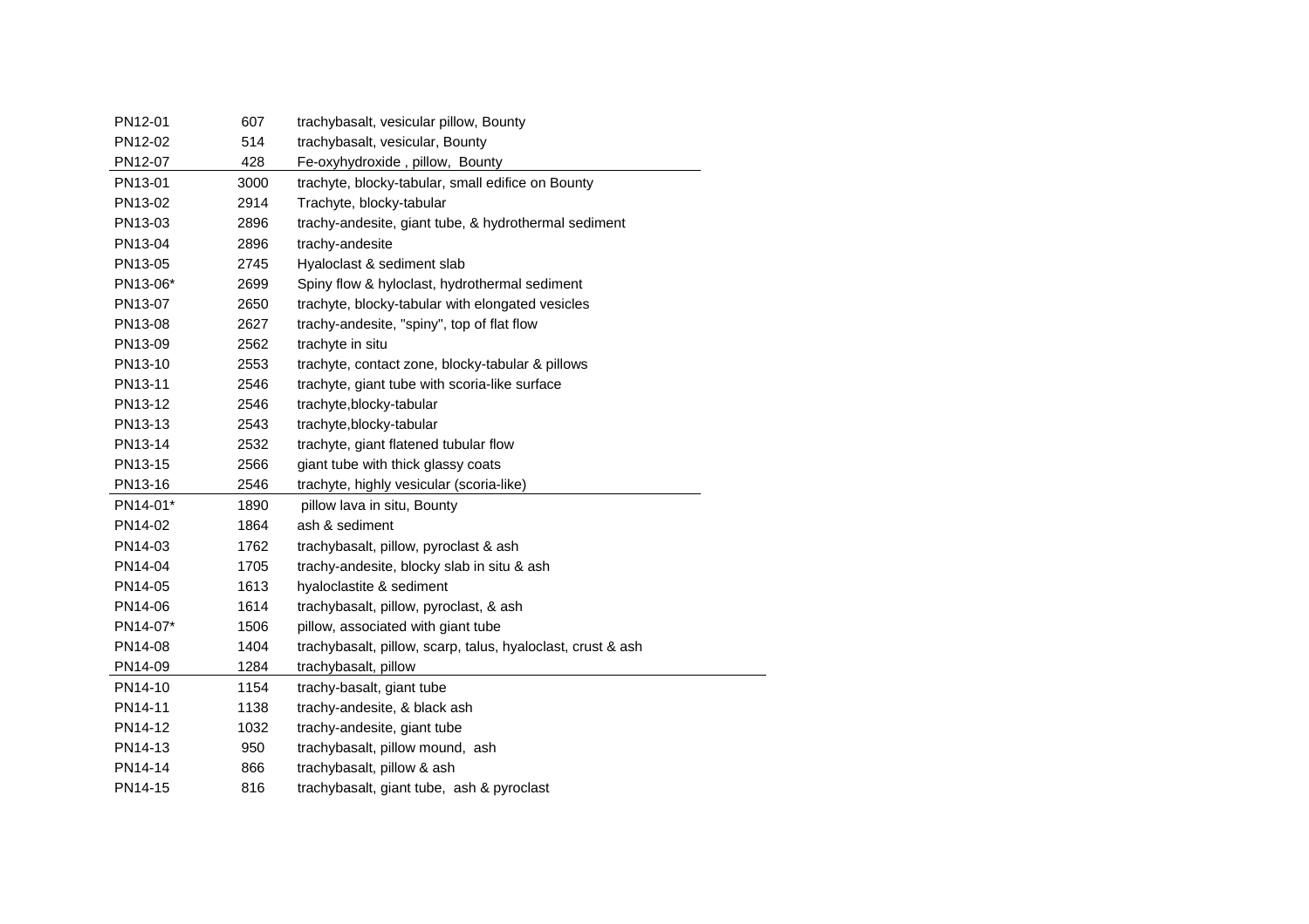| | | |
|---|---|---|
| PN12-01 | 607 | trachybasalt, vesicular pillow, Bounty |
| PN12-02 | 514 | trachybasalt, vesicular, Bounty |
| PN12-07 | 428 | Fe-oxyhydroxide , pillow, Bounty |
| PN13-01 | 3000 | trachyte, blocky-tabular, small edifice on Bounty |
| PN13-02 | 2914 | Trachyte, blocky-tabular |
| PN13-03 | 2896 | trachy-andesite, giant tube, & hydrothermal sediment |
| PN13-04 | 2896 | trachy-andesite |
| PN13-05 | 2745 | Hyaloclast & sediment slab |
| PN13-06* | 2699 | Spiny flow & hyloclast, hydrothermal sediment |
| PN13-07 | 2650 | trachyte, blocky-tabular with elongated vesicles |
| PN13-08 | 2627 | trachy-andesite, "spiny", top of flat flow |
| PN13-09 | 2562 | trachyte in situ |
| PN13-10 | 2553 | trachyte, contact zone, blocky-tabular & pillows |
| PN13-11 | 2546 | trachyte, giant tube with scoria-like surface |
| PN13-12 | 2546 | trachyte,blocky-tabular |
| PN13-13 | 2543 | trachyte,blocky-tabular |
| PN13-14 | 2532 | trachyte, giant flatened tubular flow |
| PN13-15 | 2566 | giant tube with thick glassy coats |
| PN13-16 | 2546 | trachyte, highly vesicular (scoria-like) |
| PN14-01* | 1890 | pillow lava in situ, Bounty |
| PN14-02 | 1864 | ash & sediment |
| PN14-03 | 1762 | trachybasalt, pillow, pyroclast & ash |
| PN14-04 | 1705 | trachy-andesite, blocky slab in situ & ash |
| PN14-05 | 1613 | hyaloclastite & sediment |
| PN14-06 | 1614 | trachybasalt, pillow, pyroclast, & ash |
| PN14-07* | 1506 | pillow, associated with giant tube |
| PN14-08 | 1404 | trachybasalt, pillow, scarp, talus, hyaloclast, crust & ash |
| PN14-09 | 1284 | trachybasalt, pillow |
| PN14-10 | 1154 | trachy-basalt, giant tube |
| PN14-11 | 1138 | trachy-andesite, & black ash |
| PN14-12 | 1032 | trachy-andesite, giant tube |
| PN14-13 | 950 | trachybasalt, pillow mound, ash |
| PN14-14 | 866 | trachybasalt, pillow & ash |
| PN14-15 | 816 | trachybasalt, giant tube, ash & pyroclast |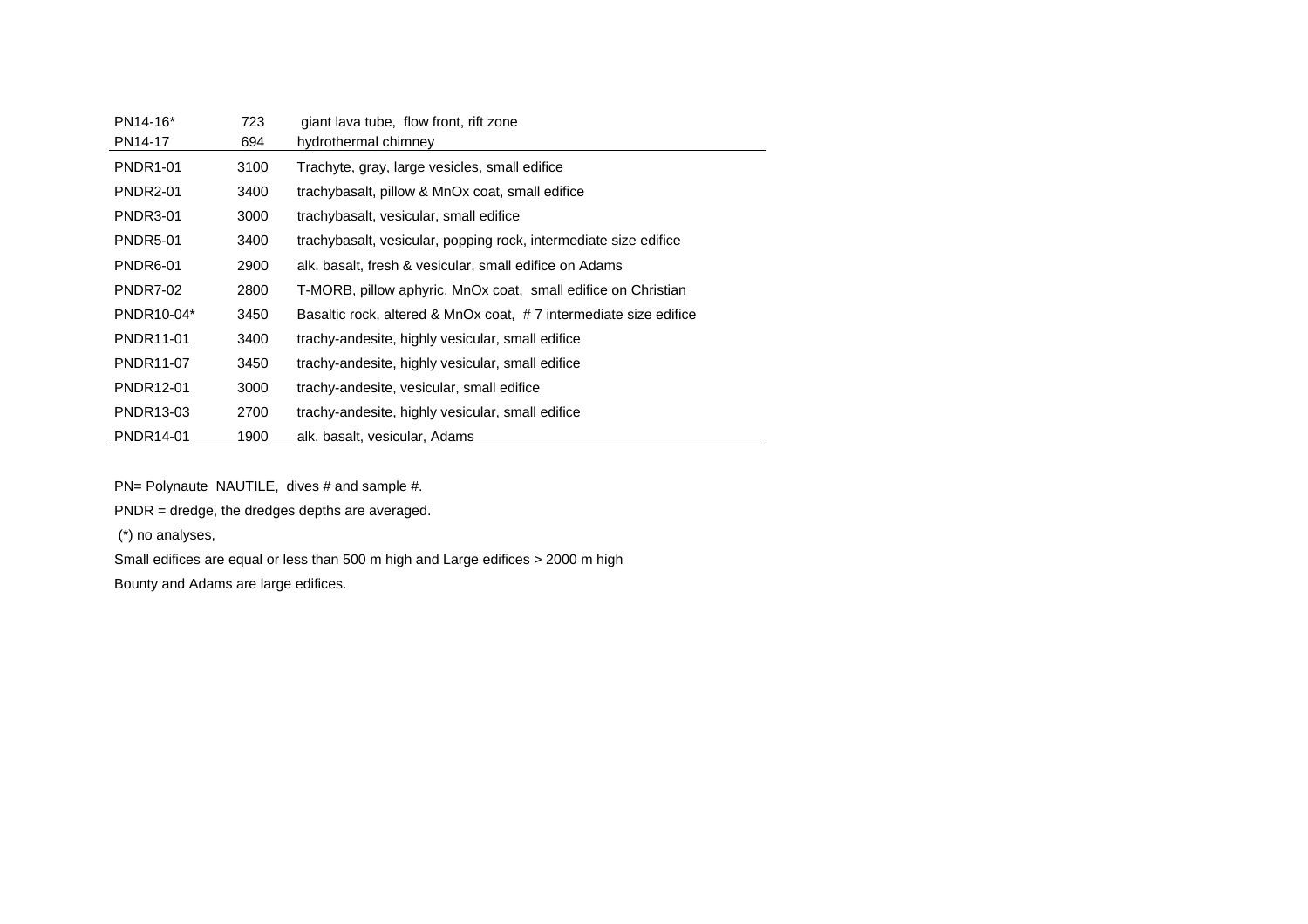| | | |
|---|---|---|
| PN14-16* | 723 | giant lava tube, flow front, rift zone |
| PN14-17 | 694 | hydrothermal chimney |
| PNDR1-01 | 3100 | Trachyte, gray, large vesicles, small edifice |
| PNDR2-01 | 3400 | trachybasalt, pillow & MnOx coat, small edifice |
| PNDR3-01 | 3000 | trachybasalt, vesicular, small edifice |
| PNDR5-01 | 3400 | trachybasalt, vesicular, popping rock, intermediate size edifice |
| PNDR6-01 | 2900 | alk. basalt, fresh & vesicular, small edifice on Adams |
| PNDR7-02 | 2800 | T-MORB, pillow aphyric, MnOx coat, small edifice on Christian |
| PNDR10-04* | 3450 | Basaltic rock, altered & MnOx coat, # 7 intermediate size edifice |
| PNDR11-01 | 3400 | trachy-andesite, highly vesicular, small edifice |
| PNDR11-07 | 3450 | trachy-andesite, highly vesicular, small edifice |
| PNDR12-01 | 3000 | trachy-andesite, vesicular, small edifice |
| PNDR13-03 | 2700 | trachy-andesite, highly vesicular, small edifice |
| PNDR14-01 | 1900 | alk. basalt, vesicular, Adams |

PN= Polynaute NAUTILE, dives # and sample #.

PNDR = dredge, the dredges depths are averaged.

(*) no analyses,

Small edifices are equal or less than 500 m high and Large edifices > 2000 m high

Bounty and Adams are large edifices.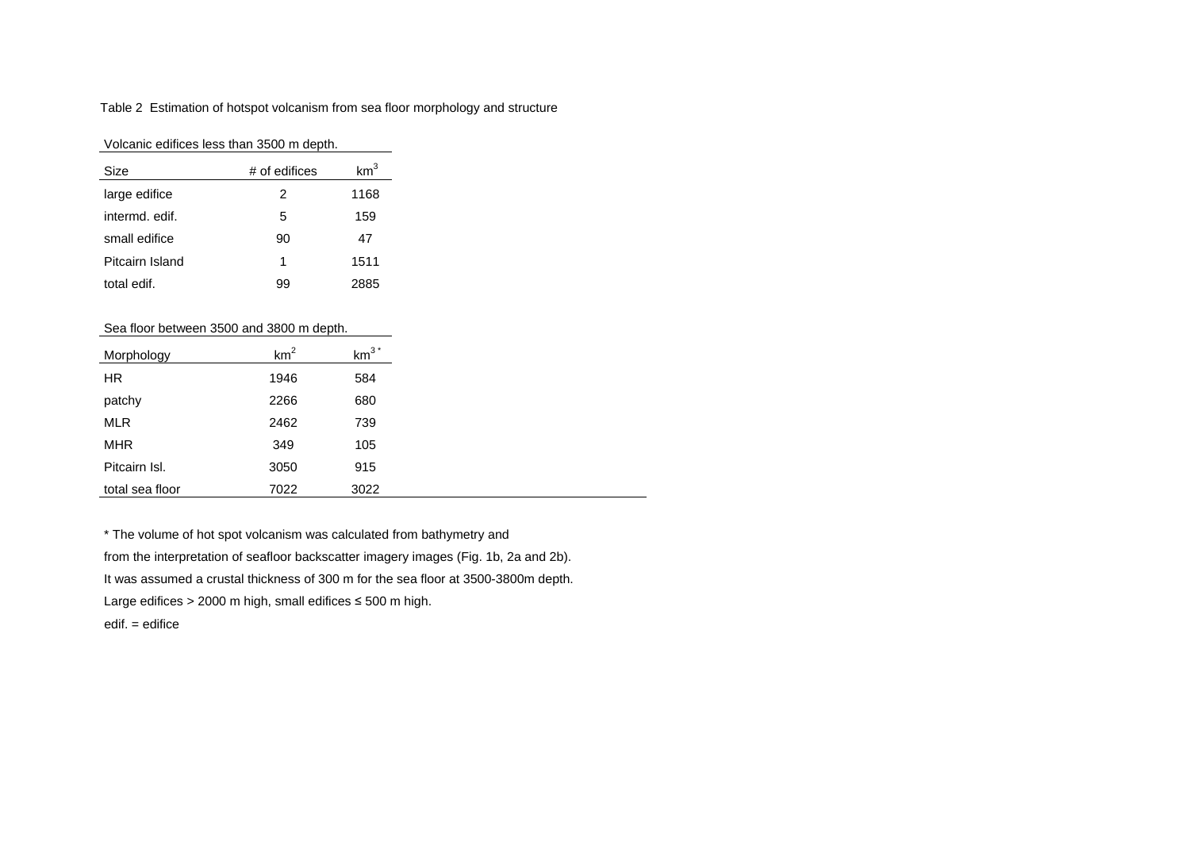Table 2 Estimation of hotspot volcanism from sea floor morphology and structure

Volcanic edifices less than 3500 m depth.

| Size | # of edifices | $km^3$ |
|---|---|---|
| large edifice | 2 | 1168 |
| intermd. edif. | 5 | 159 |
| small edifice | 90 | 47 |
| Pitcairn Island | 1 | 1511 |
| total edif. | 99 | 2885 |

Sea floor between 3500 and 3800 m depth.

| Morphology | $km^2$ | $km^{3*}$ |
|---|---|---|
| HR | 1946 | 584 |
| patchy | 2266 | 680 |
| MLR | 2462 | 739 |
| MHR | 349 | 105 |
| Pitcairn Isl. | 3050 | 915 |
| total sea floor | 7022 | 3022 |

* The volume of hot spot volcanism was calculated from bathymetry and
from the interpretation of seafloor backscatter imagery images (Fig. 1b, 2a and 2b).
It was assumed a crustal thickness of 300 m for the sea floor at 3500-3800m depth.
Large edifices > 2000 m high, small edifices ≤ 500 m high.
edif. = edifice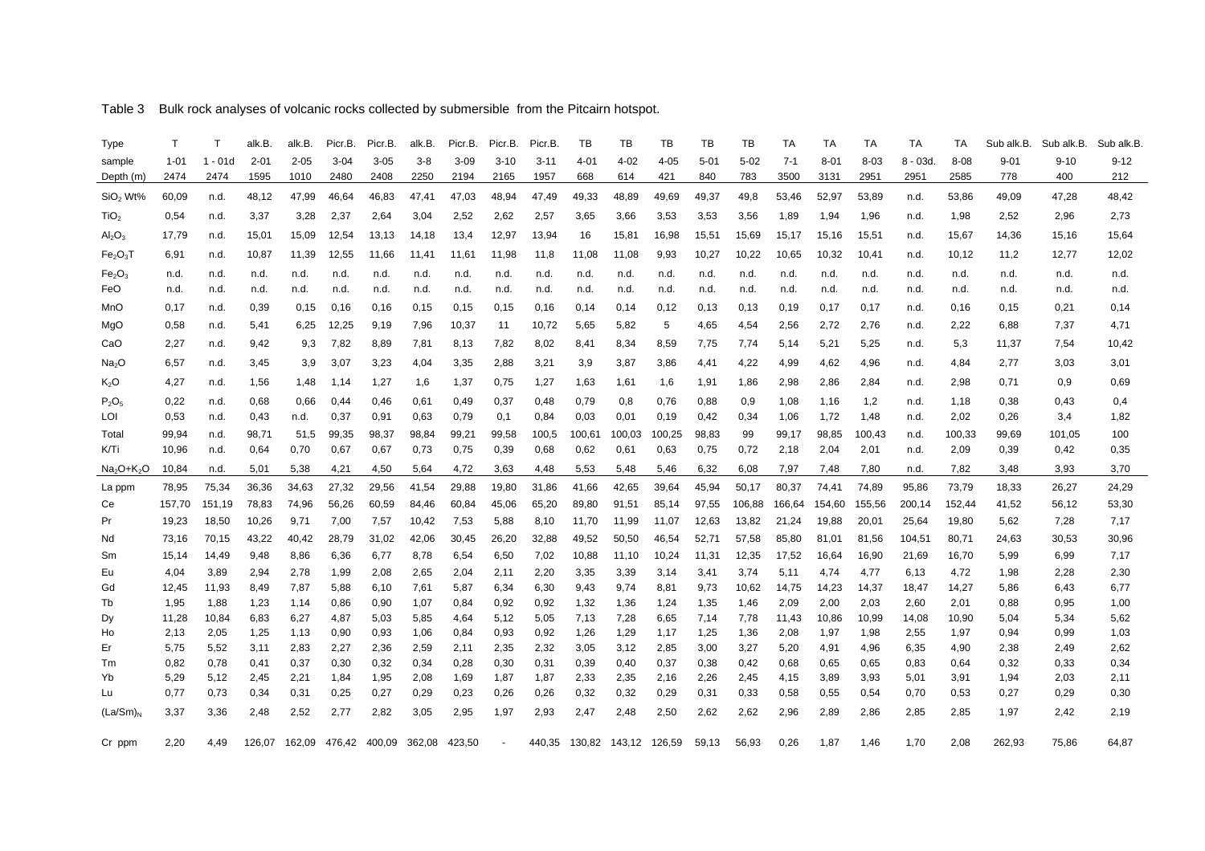Table 3 Bulk rock analyses of volcanic rocks collected by submersible from the Pitcairn hotspot.

| Type | T | T | alk.B. | alk.B. | Picr.B. | Picr.B. | alk.B. | Picr.B. | Picr.B. | Picr.B. | TB | TB | TB | TB | TB | TA | TA | TA | TA | TA | Sub alk.B. | Sub alk.B. | Sub alk.B. |
|---|---|---|---|---|---|---|---|---|---|---|---|---|---|---|---|---|---|---|---|---|---|---|---|
| sample | 1-01 | 1 - 01d | 2-01 | 2-05 | 3-04 | 3-05 | 3-8 | 3-09 | 3-10 | 3-11 | 4-01 | 4-02 | 4-05 | 5-01 | 5-02 | 7-1 | 8-01 | 8-03 | 8 - 03d. | 8-08 | 9-01 | 9-10 | 9-12 |
| Depth (m) | 2474 | 2474 | 1595 | 1010 | 2480 | 2408 | 2250 | 2194 | 2165 | 1957 | 668 | 614 | 421 | 840 | 783 | 3500 | 3131 | 2951 | 2951 | 2585 | 778 | 400 | 212 |
| $SiO_2$ Wt% | 60,09 | n.d. | 48,12 | 47,99 | 46,64 | 46,83 | 47,41 | 47,03 | 48,94 | 47,49 | 49,33 | 48,89 | 49,69 | 49,37 | 49,8 | 53,46 | 52,97 | 53,89 | n.d. | 53,86 | 49,09 | 47,28 | 48,42 |
| $TiO_2$ | 0,54 | n.d. | 3,37 | 3,28 | 2,37 | 2,64 | 3,04 | 2,52 | 2,62 | 2,57 | 3,65 | 3,66 | 3,53 | 3,53 | 3,56 | 1,89 | 1,94 | 1,96 | n.d. | 1,98 | 2,52 | 2,96 | 2,73 |
| $Al_2O_3$ | 17,79 | n.d. | 15,01 | 15,09 | 12,54 | 13,13 | 14,18 | 13,4 | 12,97 | 13,94 | 16 | 15,81 | 16,98 | 15,51 | 15,69 | 15,17 | 15,16 | 15,51 | n.d. | 15,67 | 14,36 | 15,16 | 15,64 |
| $Fe_2O_3T$ | 6,91 | n.d. | 10,87 | 11,39 | 12,55 | 11,66 | 11,41 | 11,61 | 11,98 | 11,8 | 11,08 | 11,08 | 9,93 | 10,27 | 10,22 | 10,65 | 10,32 | 10,41 | n.d. | 10,12 | 11,2 | 12,77 | 12,02 |
| $Fe_2O_3$ | n.d. | n.d. | n.d. | n.d. | n.d. | n.d. | n.d. | n.d. | n.d. | n.d. | n.d. | n.d. | n.d. | n.d. | n.d. | n.d. | n.d. | n.d. | n.d. | n.d. | n.d. | n.d. | n.d. |
| FeO | n.d. | n.d. | n.d. | n.d. | n.d. | n.d. | n.d. | n.d. | n.d. | n.d. | n.d. | n.d. | n.d. | n.d. | n.d. | n.d. | n.d. | n.d. | n.d. | n.d. | n.d. | n.d. | n.d. |
| MnO | 0,17 | n.d. | 0,39 | 0,15 | 0,16 | 0,16 | 0,15 | 0,15 | 0,15 | 0,16 | 0,14 | 0,14 | 0,12 | 0,13 | 0,13 | 0,19 | 0,17 | 0,17 | n.d. | 0,16 | 0,15 | 0,21 | 0,14 |
| MgO | 0,58 | n.d. | 5,41 | 6,25 | 12,25 | 9,19 | 7,96 | 10,37 | 11 | 10,72 | 5,65 | 5,82 | 5 | 4,65 | 4,54 | 2,56 | 2,72 | 2,76 | n.d. | 2,22 | 6,88 | 7,37 | 4,71 |
| CaO | 2,27 | n.d. | 9,42 | 9,3 | 7,82 | 8,89 | 7,81 | 8,13 | 7,82 | 8,02 | 8,41 | 8,34 | 8,59 | 7,75 | 7,74 | 5,14 | 5,21 | 5,25 | n.d. | 5,3 | 11,37 | 7,54 | 10,42 |
| $Na_2O$ | 6,57 | n.d. | 3,45 | 3,9 | 3,07 | 3,23 | 4,04 | 3,35 | 2,88 | 3,21 | 3,9 | 3,87 | 3,86 | 4,41 | 4,22 | 4,99 | 4,62 | 4,96 | n.d. | 4,84 | 2,77 | 3,03 | 3,01 |
| $K_2O$ | 4,27 | n.d. | 1,56 | 1,48 | 1,14 | 1,27 | 1,6 | 1,37 | 0,75 | 1,27 | 1,63 | 1,61 | 1,6 | 1,91 | 1,86 | 2,98 | 2,86 | 2,84 | n.d. | 2,98 | 0,71 | 0,9 | 0,69 |
| $P_2O_5$ | 0,22 | n.d. | 0,68 | 0,66 | 0,44 | 0,46 | 0,61 | 0,49 | 0,37 | 0,48 | 0,79 | 0,8 | 0,76 | 0,88 | 0,9 | 1,08 | 1,16 | 1,2 | n.d. | 1,18 | 0,38 | 0,43 | 0,4 |
| LOI | 0,53 | n.d. | 0,43 | n.d. | 0,37 | 0,91 | 0,63 | 0,79 | 0,1 | 0,84 | 0,03 | 0,01 | 0,19 | 0,42 | 0,34 | 1,06 | 1,72 | 1,48 | n.d. | 2,02 | 0,26 | 3,4 | 1,82 |
| Total | 99,94 | n.d. | 98,71 | 51,5 | 99,35 | 98,37 | 98,84 | 99,21 | 99,58 | 100,5 | 100,61 | 100,03 | 100,25 | 98,83 | 99 | 99,17 | 98,85 | 100,43 | n.d. | 100,33 | 99,69 | 101,05 | 100 |
| K/Ti | 10,96 | n.d. | 0,64 | 0,70 | 0,67 | 0,67 | 0,73 | 0,75 | 0,39 | 0,68 | 0,62 | 0,61 | 0,63 | 0,75 | 0,72 | 2,18 | 2,04 | 2,01 | n.d. | 2,09 | 0,39 | 0,42 | 0,35 |
| $Na_2O+K_2O$ | 10,84 | n.d. | 5,01 | 5,38 | 4,21 | 4,50 | 5,64 | 4,72 | 3,63 | 4,48 | 5,53 | 5,48 | 5,46 | 6,32 | 6,08 | 7,97 | 7,48 | 7,80 | n.d. | 7,82 | 3,48 | 3,93 | 3,70 |
| La ppm | 78,95 | 75,34 | 36,36 | 34,63 | 27,32 | 29,56 | 41,54 | 29,88 | 19,80 | 31,86 | 41,66 | 42,65 | 39,64 | 45,94 | 50,17 | 80,37 | 74,41 | 74,89 | 95,86 | 73,79 | 18,33 | 26,27 | 24,29 |
| Ce | 157,70 | 151,19 | 78,83 | 74,96 | 56,26 | 60,59 | 84,46 | 60,84 | 45,06 | 65,20 | 89,80 | 91,51 | 85,14 | 97,55 | 106,88 | 166,64 | 154,60 | 155,56 | 200,14 | 152,44 | 41,52 | 56,12 | 53,30 |
| Pr | 19,23 | 18,50 | 10,26 | 9,71 | 7,00 | 7,57 | 10,42 | 7,53 | 5,88 | 8,10 | 11,70 | 11,99 | 11,07 | 12,63 | 13,82 | 21,24 | 19,88 | 20,01 | 25,64 | 19,80 | 5,62 | 7,28 | 7,17 |
| Nd | 73,16 | 70,15 | 43,22 | 40,42 | 28,79 | 31,02 | 42,06 | 30,45 | 26,20 | 32,88 | 49,52 | 50,50 | 46,54 | 52,71 | 57,58 | 85,80 | 81,01 | 81,56 | 104,51 | 80,71 | 24,63 | 30,53 | 30,96 |
| Sm | 15,14 | 14,49 | 9,48 | 8,86 | 6,36 | 6,77 | 8,78 | 6,54 | 6,50 | 7,02 | 10,88 | 11,10 | 10,24 | 11,31 | 12,35 | 17,52 | 16,64 | 16,90 | 21,69 | 16,70 | 5,99 | 6,99 | 7,17 |
| Eu | 4,04 | 3,89 | 2,94 | 2,78 | 1,99 | 2,08 | 2,65 | 2,04 | 2,11 | 2,20 | 3,35 | 3,39 | 3,14 | 3,41 | 3,74 | 5,11 | 4,74 | 4,77 | 6,13 | 4,72 | 1,98 | 2,28 | 2,30 |
| Gd | 12,45 | 11,93 | 8,49 | 7,87 | 5,88 | 6,10 | 7,61 | 5,87 | 6,34 | 6,30 | 9,43 | 9,74 | 8,81 | 9,73 | 10,62 | 14,75 | 14,23 | 14,37 | 18,47 | 14,27 | 5,86 | 6,43 | 6,77 |
| Tb | 1,95 | 1,88 | 1,23 | 1,14 | 0,86 | 0,90 | 1,07 | 0,84 | 0,92 | 0,92 | 1,32 | 1,36 | 1,24 | 1,35 | 1,46 | 2,09 | 2,00 | 2,03 | 2,60 | 2,01 | 0,88 | 0,95 | 1,00 |
| Dy | 11,28 | 10,84 | 6,83 | 6,27 | 4,87 | 5,03 | 5,85 | 4,64 | 5,12 | 5,05 | 7,13 | 7,28 | 6,65 | 7,14 | 7,78 | 11,43 | 10,86 | 10,99 | 14,08 | 10,90 | 5,04 | 5,34 | 5,62 |
| Ho | 2,13 | 2,05 | 1,25 | 1,13 | 0,90 | 0,93 | 1,06 | 0,84 | 0,93 | 0,92 | 1,26 | 1,29 | 1,17 | 1,25 | 1,36 | 2,08 | 1,97 | 1,98 | 2,55 | 1,97 | 0,94 | 0,99 | 1,03 |
| Er | 5,75 | 5,52 | 3,11 | 2,83 | 2,27 | 2,36 | 2,59 | 2,11 | 2,35 | 2,32 | 3,05 | 3,12 | 2,85 | 3,00 | 3,27 | 5,20 | 4,91 | 4,96 | 6,35 | 4,90 | 2,38 | 2,49 | 2,62 |
| Tm | 0,82 | 0,78 | 0,41 | 0,37 | 0,30 | 0,32 | 0,34 | 0,28 | 0,30 | 0,31 | 0,39 | 0,40 | 0,37 | 0,38 | 0,42 | 0,68 | 0,65 | 0,65 | 0,83 | 0,64 | 0,32 | 0,33 | 0,34 |
| Yb | 5,29 | 5,12 | 2,45 | 2,21 | 1,84 | 1,95 | 2,08 | 1,69 | 1,87 | 1,87 | 2,33 | 2,35 | 2,16 | 2,26 | 2,45 | 4,15 | 3,89 | 3,93 | 5,01 | 3,91 | 1,94 | 2,03 | 2,11 |
| Lu | 0,77 | 0,73 | 0,34 | 0,31 | 0,25 | 0,27 | 0,29 | 0,23 | 0,26 | 0,26 | 0,32 | 0,32 | 0,29 | 0,31 | 0,33 | 0,58 | 0,55 | 0,54 | 0,70 | 0,53 | 0,27 | 0,29 | 0,30 |
| $(La/Sm)_N$ | 3,37 | 3,36 | 2,48 | 2,52 | 2,77 | 2,82 | 3,05 | 2,95 | 1,97 | 2,93 | 2,47 | 2,48 | 2,50 | 2,62 | 2,62 | 2,96 | 2,89 | 2,86 | 2,85 | 2,85 | 1,97 | 2,42 | 2,19 |
| Cr ppm | 2,20 | 4,49 | 126,07 | 162,09 | 476,42 | 400,09 | 362,08 | 423,50 | - | 440,35 | 130,82 | 143,12 | 126,59 | 59,13 | 56,93 | 0,26 | 1,87 | 1,46 | 1,70 | 2,08 | 262,93 | 75,86 | 64,87 |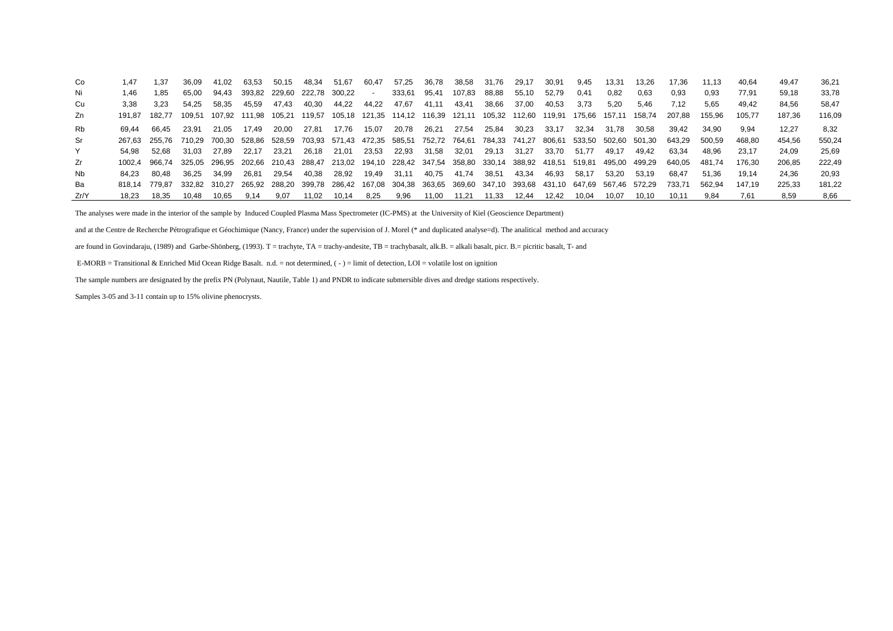| Co | 1,47 | 1,37 | 36,09 | 41,02 | 63,53 | 50,15 | 48,34 | 51,67 | 60,47 | 57,25 | 36,78 | 38,58 | 31,76 | 29,17 | 30,91 | 9,45 | 13,31 | 13,26 | 17,36 | 11,13 | 40,64 | 49,47 | 36,21 |
|---|---|---|---|---|---|---|---|---|---|---|---|---|---|---|---|---|---|---|---|---|---|---|---|
| Ni | 1,46 | 1,85 | 65,00 | 94,43 | 393,82 | 229,60 | 222,78 | 300,22 | - | 333,61 | 95,41 | 107,83 | 88,88 | 55,10 | 52,79 | 0,41 | 0,82 | 0,63 | 0,93 | 0,93 | 77,91 | 59,18 | 33,78 |
| Cu | 3,38 | 3,23 | 54,25 | 58,35 | 45,59 | 47,43 | 40,30 | 44,22 | 44,22 | 47,67 | 41,11 | 43,41 | 38,66 | 37,00 | 40,53 | 3,73 | 5,20 | 5,46 | 7,12 | 5,65 | 49,42 | 84,56 | 58,47 |
| Zn | 191,87 | 182,77 | 109,51 | 107,92 | 111,98 | 105,21 | 119,57 | 105,18 | 121,35 | 114,12 | 116,39 | 121,11 | 105,32 | 112,60 | 119,91 | 175,66 | 157,11 | 158,74 | 207,88 | 155,96 | 105,77 | 187,36 | 116,09 |
| Rb | 69,44 | 66,45 | 23,91 | 21,05 | 17,49 | 20,00 | 27,81 | 17,76 | 15,07 | 20,78 | 26,21 | 27,54 | 25,84 | 30,23 | 33,17 | 32,34 | 31,78 | 30,58 | 39,42 | 34,90 | 9,94 | 12,27 | 8,32 |
| Sr | 267,63 | 255,76 | 710,29 | 700,30 | 528,86 | 528,59 | 703,93 | 571,43 | 472,35 | 585,51 | 752,72 | 764,61 | 784,33 | 741,27 | 806,61 | 533,50 | 502,60 | 501,30 | 643,29 | 500,59 | 468,80 | 454,56 | 550,24 |
| Y | 54,98 | 52,68 | 31,03 | 27,89 | 22,17 | 23,21 | 26,18 | 21,01 | 23,53 | 22,93 | 31,58 | 32,01 | 29,13 | 31,27 | 33,70 | 51,77 | 49,17 | 49,42 | 63,34 | 48,96 | 23,17 | 24,09 | 25,69 |
| Zr | 1002,4 | 966,74 | 325,05 | 296,95 | 202,66 | 210,43 | 288,47 | 213,02 | 194,10 | 228,42 | 347,54 | 358,80 | 330,14 | 388,92 | 418,51 | 519,81 | 495,00 | 499,29 | 640,05 | 481,74 | 176,30 | 206,85 | 222,49 |
| Nb | 84,23 | 80,48 | 36,25 | 34,99 | 26,81 | 29,54 | 40,38 | 28,92 | 19,49 | 31,11 | 40,75 | 41,74 | 38,51 | 43,34 | 46,93 | 58,17 | 53,20 | 53,19 | 68,47 | 51,36 | 19,14 | 24,36 | 20,93 |
| Ba | 818,14 | 779,87 | 332,82 | 310,27 | 265,92 | 288,20 | 399,78 | 286,42 | 167,08 | 304,38 | 363,65 | 369,60 | 347,10 | 393,68 | 431,10 | 647,69 | 567,46 | 572,29 | 733,71 | 562,94 | 147,19 | 225,33 | 181,22 |
| Zr/Y | 18,23 | 18,35 | 10,48 | 10,65 | 9,14 | 9,07 | 11,02 | 10,14 | 8,25 | 9,96 | 11,00 | 11,21 | 11,33 | 12,44 | 12,42 | 10,04 | 10,07 | 10,10 | 10,11 | 9,84 | 7,61 | 8,59 | 8,66 |

The analyses were made in the interior of the sample by Induced Coupled Plasma Mass Spectrometer (IC-PMS) at the University of Kiel (Geoscience Department)

and at the Centre de Recherche Pétrografique et Géochimique (Nancy, France) under the supervision of J. Morel (* and duplicated analyse=d). The analitical method and accuracy

are found in Govindaraju, (1989) and Garbe-Shönberg, (1993). T = trachyte, TA = trachy-andesite, TB = trachybasalt, alk.B. = alkali basalt, picr. B.= picritic basalt, T- and

E-MORB = Transitional & Enriched Mid Ocean Ridge Basalt. n.d. = not determined, ( - ) = limit of detection, LOI = volatile lost on ignition

The sample numbers are designated by the prefix PN (Polynaut, Nautile, Table 1) and PNDR to indicate submersible dives and dredge stations respectively.

Samples 3-05 and 3-11 contain up to 15% olivine phenocrysts.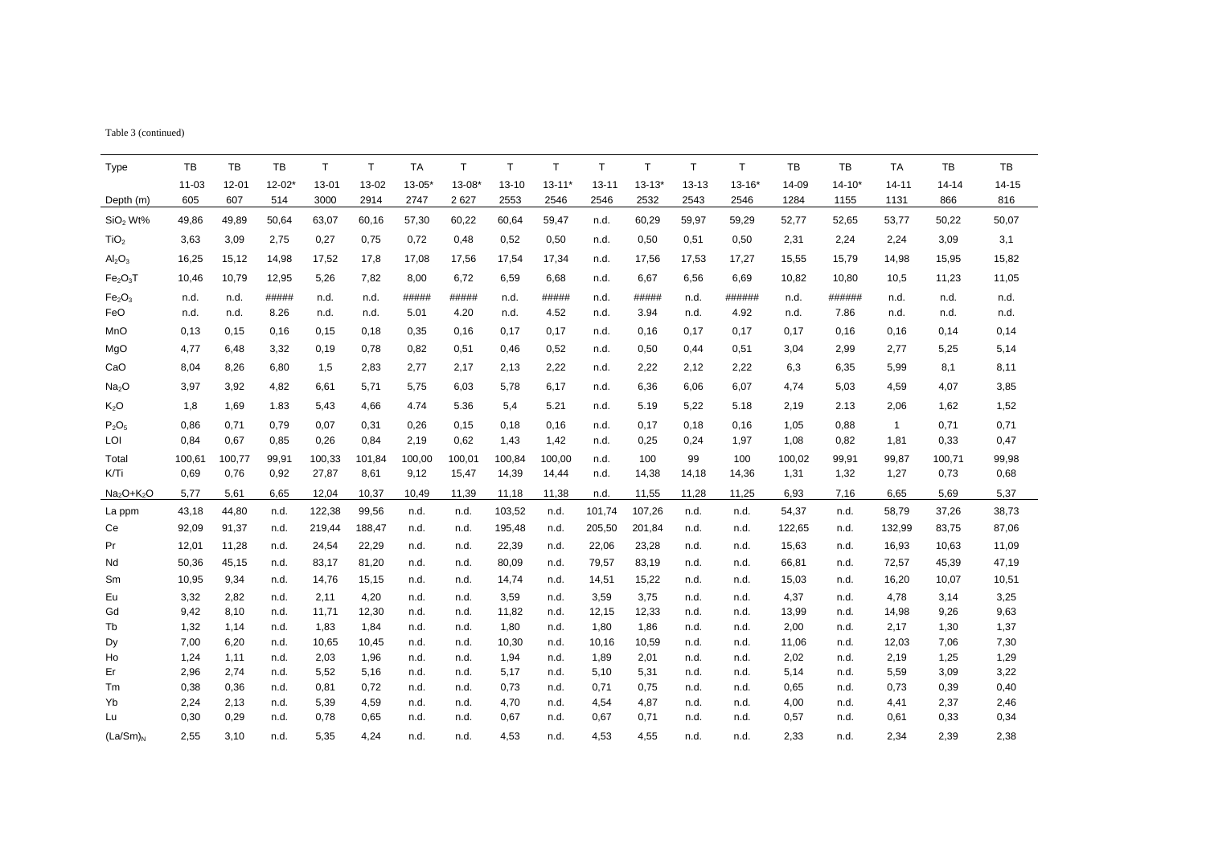Table 3 (continued)

| Type | TB | TB | TB | T | T | TA | T | T | T | T | T | T | T | TB | TB | TA | TB | TB |
|---|---|---|---|---|---|---|---|---|---|---|---|---|---|---|---|---|---|---|
| | 11-03 | 12-01 | 12-02* | 13-01 | 13-02 | 13-05* | 13-08* | 13-10 | 13-11* | 13-11 | 13-13* | 13-13 | 13-16* | 14-09 | 14-10* | 14-11 | 14-14 | 14-15 |
| Depth (m) | 605 | 607 | 514 | 3000 | 2914 | 2747 | 2 627 | 2553 | 2546 | 2546 | 2532 | 2543 | 2546 | 1284 | 1155 | 1131 | 866 | 816 |
| $SiO_2$ Wt% | 49,86 | 49,89 | 50,64 | 63,07 | 60,16 | 57,30 | 60,22 | 60,64 | 59,47 | n.d. | 60,29 | 59,97 | 59,29 | 52,77 | 52,65 | 53,77 | 50,22 | 50,07 |
| $TiO_2$ | 3,63 | 3,09 | 2,75 | 0,27 | 0,75 | 0,72 | 0,48 | 0,52 | 0,50 | n.d. | 0,50 | 0,51 | 0,50 | 2,31 | 2,24 | 2,24 | 3,09 | 3,1 |
| $Al_2O_3$ | 16,25 | 15,12 | 14,98 | 17,52 | 17,8 | 17,08 | 17,56 | 17,54 | 17,34 | n.d. | 17,56 | 17,53 | 17,27 | 15,55 | 15,79 | 14,98 | 15,95 | 15,82 |
| $Fe_2O_3T$ | 10,46 | 10,79 | 12,95 | 5,26 | 7,82 | 8,00 | 6,72 | 6,59 | 6,68 | n.d. | 6,67 | 6,56 | 6,69 | 10,82 | 10,80 | 10,5 | 11,23 | 11,05 |
| $Fe_2O_3$ | n.d. | n.d. | ##### | n.d. | n.d. | ##### | ##### | n.d. | ##### | n.d. | ##### | n.d. | ###### | n.d. | ###### | n.d. | n.d. | n.d. |
| FeO | n.d. | n.d. | 8.26 | n.d. | n.d. | 5.01 | 4.20 | n.d. | 4.52 | n.d. | 3.94 | n.d. | 4.92 | n.d. | 7.86 | n.d. | n.d. | n.d. |
| MnO | 0,13 | 0,15 | 0,16 | 0,15 | 0,18 | 0,35 | 0,16 | 0,17 | 0,17 | n.d. | 0,16 | 0,17 | 0,17 | 0,17 | 0,16 | 0,16 | 0,14 | 0,14 |
| MgO | 4,77 | 6,48 | 3,32 | 0,19 | 0,78 | 0,82 | 0,51 | 0,46 | 0,52 | n.d. | 0,50 | 0,44 | 0,51 | 3,04 | 2,99 | 2,77 | 5,25 | 5,14 |
| CaO | 8,04 | 8,26 | 6,80 | 1,5 | 2,83 | 2,77 | 2,17 | 2,13 | 2,22 | n.d. | 2,22 | 2,12 | 2,22 | 6,3 | 6,35 | 5,99 | 8,1 | 8,11 |
| $Na_2O$ | 3,97 | 3,92 | 4,82 | 6,61 | 5,71 | 5,75 | 6,03 | 5,78 | 6,17 | n.d. | 6,36 | 6,06 | 6,07 | 4,74 | 5,03 | 4,59 | 4,07 | 3,85 |
| $K_2O$ | 1,8 | 1,69 | 1.83 | 5,43 | 4,66 | 4.74 | 5.36 | 5,4 | 5.21 | n.d. | 5.19 | 5,22 | 5.18 | 2,19 | 2.13 | 2,06 | 1,62 | 1,52 |
| $P_2O_5$ | 0,86 | 0,71 | 0,79 | 0,07 | 0,31 | 0,26 | 0,15 | 0,18 | 0,16 | n.d. | 0,17 | 0,18 | 0,16 | 1,05 | 0,88 | 1 | 0,71 | 0,71 |
| LOI | 0,84 | 0,67 | 0,85 | 0,26 | 0,84 | 2,19 | 0,62 | 1,43 | 1,42 | n.d. | 0,25 | 0,24 | 1,97 | 1,08 | 0,82 | 1,81 | 0,33 | 0,47 |
| Total | 100,61 | 100,77 | 99,91 | 100,33 | 101,84 | 100,00 | 100,01 | 100,84 | 100,00 | n.d. | 100 | 99 | 100 | 100,02 | 99,91 | 99,87 | 100,71 | 99,98 |
| K/Ti | 0,69 | 0,76 | 0,92 | 27,87 | 8,61 | 9,12 | 15,47 | 14,39 | 14,44 | n.d. | 14,38 | 14,18 | 14,36 | 1,31 | 1,32 | 1,27 | 0,73 | 0,68 |
| $Na_2O+K_2O$ | 5,77 | 5,61 | 6,65 | 12,04 | 10,37 | 10,49 | 11,39 | 11,18 | 11,38 | n.d. | 11,55 | 11,28 | 11,25 | 6,93 | 7,16 | 6,65 | 5,69 | 5,37 |
| La ppm | 43,18 | 44,80 | n.d. | 122,38 | 99,56 | n.d. | n.d. | 103,52 | n.d. | 101,74 | 107,26 | n.d. | n.d. | 54,37 | n.d. | 58,79 | 37,26 | 38,73 |
| Ce | 92,09 | 91,37 | n.d. | 219,44 | 188,47 | n.d. | n.d. | 195,48 | n.d. | 205,50 | 201,84 | n.d. | n.d. | 122,65 | n.d. | 132,99 | 83,75 | 87,06 |
| Pr | 12,01 | 11,28 | n.d. | 24,54 | 22,29 | n.d. | n.d. | 22,39 | n.d. | 22,06 | 23,28 | n.d. | n.d. | 15,63 | n.d. | 16,93 | 10,63 | 11,09 |
| Nd | 50,36 | 45,15 | n.d. | 83,17 | 81,20 | n.d. | n.d. | 80,09 | n.d. | 79,57 | 83,19 | n.d. | n.d. | 66,81 | n.d. | 72,57 | 45,39 | 47,19 |
| Sm | 10,95 | 9,34 | n.d. | 14,76 | 15,15 | n.d. | n.d. | 14,74 | n.d. | 14,51 | 15,22 | n.d. | n.d. | 15,03 | n.d. | 16,20 | 10,07 | 10,51 |
| Eu | 3,32 | 2,82 | n.d. | 2,11 | 4,20 | n.d. | n.d. | 3,59 | n.d. | 3,59 | 3,75 | n.d. | n.d. | 4,37 | n.d. | 4,78 | 3,14 | 3,25 |
| Gd | 9,42 | 8,10 | n.d. | 11,71 | 12,30 | n.d. | n.d. | 11,82 | n.d. | 12,15 | 12,33 | n.d. | n.d. | 13,99 | n.d. | 14,98 | 9,26 | 9,63 |
| Tb | 1,32 | 1,14 | n.d. | 1,83 | 1,84 | n.d. | n.d. | 1,80 | n.d. | 1,80 | 1,86 | n.d. | n.d. | 2,00 | n.d. | 2,17 | 1,30 | 1,37 |
| Dy | 7,00 | 6,20 | n.d. | 10,65 | 10,45 | n.d. | n.d. | 10,30 | n.d. | 10,16 | 10,59 | n.d. | n.d. | 11,06 | n.d. | 12,03 | 7,06 | 7,30 |
| Ho | 1,24 | 1,11 | n.d. | 2,03 | 1,96 | n.d. | n.d. | 1,94 | n.d. | 1,89 | 2,01 | n.d. | n.d. | 2,02 | n.d. | 2,19 | 1,25 | 1,29 |
| Er | 2,96 | 2,74 | n.d. | 5,52 | 5,16 | n.d. | n.d. | 5,17 | n.d. | 5,10 | 5,31 | n.d. | n.d. | 5,14 | n.d. | 5,59 | 3,09 | 3,22 |
| Tm | 0,38 | 0,36 | n.d. | 0,81 | 0,72 | n.d. | n.d. | 0,73 | n.d. | 0,71 | 0,75 | n.d. | n.d. | 0,65 | n.d. | 0,73 | 0,39 | 0,40 |
| Yb | 2,24 | 2,13 | n.d. | 5,39 | 4,59 | n.d. | n.d. | 4,70 | n.d. | 4,54 | 4,87 | n.d. | n.d. | 4,00 | n.d. | 4,41 | 2,37 | 2,46 |
| Lu | 0,30 | 0,29 | n.d. | 0,78 | 0,65 | n.d. | n.d. | 0,67 | n.d. | 0,67 | 0,71 | n.d. | n.d. | 0,57 | n.d. | 0,61 | 0,33 | 0,34 |
| $(La/Sm)_N$ | 2,55 | 3,10 | n.d. | 5,35 | 4,24 | n.d. | n.d. | 4,53 | n.d. | 4,53 | 4,55 | n.d. | n.d. | 2,33 | n.d. | 2,34 | 2,39 | 2,38 |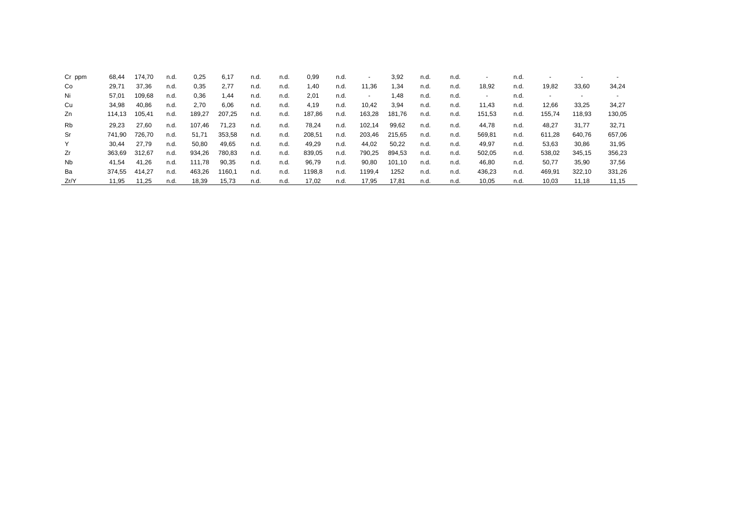| Cr ppm | 68,44 | 174,70 | n.d. | 0,25 | 6,17 | n.d. | n.d. | 0,99 | n.d. | - | 3,92 | n.d. | n.d. | - | n.d. | - | - | - |
|---|---|---|---|---|---|---|---|---|---|---|---|---|---|---|---|---|---|---|
| Co | 29,71 | 37,36 | n.d. | 0,35 | 2,77 | n.d. | n.d. | 1,40 | n.d. | 11,36 | 1,34 | n.d. | n.d. | 18,92 | n.d. | 19,82 | 33,60 | 34,24 |
| Ni | 57,01 | 109,68 | n.d. | 0,36 | 1,44 | n.d. | n.d. | 2,01 | n.d. | - | 1,48 | n.d. | n.d. | - | n.d. | - | - | - |
| Cu | 34,98 | 40,86 | n.d. | 2,70 | 6,06 | n.d. | n.d. | 4,19 | n.d. | 10,42 | 3,94 | n.d. | n.d. | 11,43 | n.d. | 12,66 | 33,25 | 34,27 |
| Zn | 114,13 | 105,41 | n.d. | 189,27 | 207,25 | n.d. | n.d. | 187,86 | n.d. | 163,28 | 181,76 | n.d. | n.d. | 151,53 | n.d. | 155,74 | 118,93 | 130,05 |
| Rb | 29,23 | 27,60 | n.d. | 107,46 | 71,23 | n.d. | n.d. | 78,24 | n.d. | 102,14 | 99,62 | n.d. | n.d. | 44,78 | n.d. | 48,27 | 31,77 | 32,71 |
| Sr | 741,90 | 726,70 | n.d. | 51,71 | 353,58 | n.d. | n.d. | 208,51 | n.d. | 203,46 | 215,65 | n.d. | n.d. | 569,81 | n.d. | 611,28 | 640,76 | 657,06 |
| Y | 30,44 | 27,79 | n.d. | 50,80 | 49,65 | n.d. | n.d. | 49,29 | n.d. | 44,02 | 50,22 | n.d. | n.d. | 49,97 | n.d. | 53,63 | 30,86 | 31,95 |
| Zr | 363,69 | 312,67 | n.d. | 934,26 | 780,83 | n.d. | n.d. | 839,05 | n.d. | 790,25 | 894,53 | n.d. | n.d. | 502,05 | n.d. | 538,02 | 345,15 | 356,23 |
| Nb | 41,54 | 41,26 | n.d. | 111,78 | 90,35 | n.d. | n.d. | 96,79 | n.d. | 90,80 | 101,10 | n.d. | n.d. | 46,80 | n.d. | 50,77 | 35,90 | 37,56 |
| Ba | 374,55 | 414,27 | n.d. | 463,26 | 1160,1 | n.d. | n.d. | 1198,8 | n.d. | 1199,4 | 1252 | n.d. | n.d. | 436,23 | n.d. | 469,91 | 322,10 | 331,26 |
| Zr/Y | 11,95 | 11,25 | n.d. | 18,39 | 15,73 | n.d. | n.d. | 17,02 | n.d. | 17,95 | 17,81 | n.d. | n.d. | 10,05 | n.d. | 10,03 | 11,18 | 11,15 |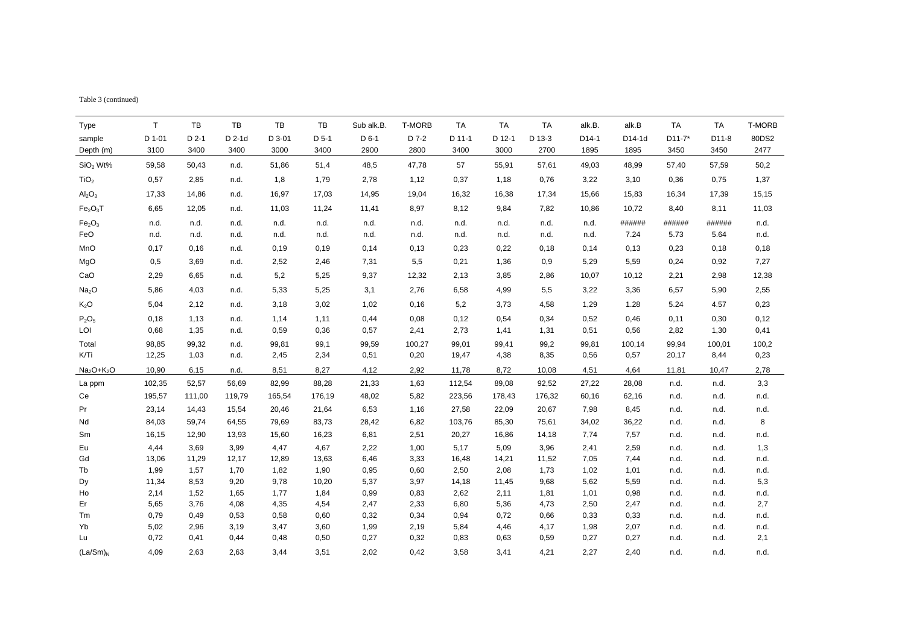Table 3 (continued)

| Type | T | TB | TB | TB | TB | Sub alk.B. | T-MORB | TA | TA | TA | alk.B. | alk.B | TA | TA | T-MORB |
|---|---|---|---|---|---|---|---|---|---|---|---|---|---|---|---|
| sample | D 1-01 | D 2-1 | D 2-1d | D 3-01 | D 5-1 | D 6-1 | D 7-2 | D 11-1 | D 12-1 | D 13-3 | D14-1 | D14-1d | D11-7* | D11-8 | 80DS2 |
| Depth (m) | 3100 | 3400 | 3400 | 3000 | 3400 | 2900 | 2800 | 3400 | 3000 | 2700 | 1895 | 1895 | 3450 | 3450 | 2477 |
| $SiO_2$ Wt% | 59,58 | 50,43 | n.d. | 51,86 | 51,4 | 48,5 | 47,78 | 57 | 55,91 | 57,61 | 49,03 | 48,99 | 57,40 | 57,59 | 50,2 |
| $TiO_2$ | 0,57 | 2,85 | n.d. | 1,8 | 1,79 | 2,78 | 1,12 | 0,37 | 1,18 | 0,76 | 3,22 | 3,10 | 0,36 | 0,75 | 1,37 |
| $Al_2O_3$ | 17,33 | 14,86 | n.d. | 16,97 | 17,03 | 14,95 | 19,04 | 16,32 | 16,38 | 17,34 | 15,66 | 15,83 | 16,34 | 17,39 | 15,15 |
| $Fe_2O_3T$ | 6,65 | 12,05 | n.d. | 11,03 | 11,24 | 11,41 | 8,97 | 8,12 | 9,84 | 7,82 | 10,86 | 10,72 | 8,40 | 8,11 | 11,03 |
| $Fe_2O_3$ | n.d. | n.d. | n.d. | n.d. | n.d. | n.d. | n.d. | n.d. | n.d. | n.d. | n.d. | ###### | ###### | ###### | n.d. |
| FeO | n.d. | n.d. | n.d. | n.d. | n.d. | n.d. | n.d. | n.d. | n.d. | n.d. | n.d. | 7.24 | 5.73 | 5.64 | n.d. |
| MnO | 0,17 | 0,16 | n.d. | 0,19 | 0,19 | 0,14 | 0,13 | 0,23 | 0,22 | 0,18 | 0,14 | 0,13 | 0,23 | 0,18 | 0,18 |
| MgO | 0,5 | 3,69 | n.d. | 2,52 | 2,46 | 7,31 | 5,5 | 0,21 | 1,36 | 0,9 | 5,29 | 5,59 | 0,24 | 0,92 | 7,27 |
| CaO | 2,29 | 6,65 | n.d. | 5,2 | 5,25 | 9,37 | 12,32 | 2,13 | 3,85 | 2,86 | 10,07 | 10,12 | 2,21 | 2,98 | 12,38 |
| $Na_2O$ | 5,86 | 4,03 | n.d. | 5,33 | 5,25 | 3,1 | 2,76 | 6,58 | 4,99 | 5,5 | 3,22 | 3,36 | 6,57 | 5,90 | 2,55 |
| $K_2O$ | 5,04 | 2,12 | n.d. | 3,18 | 3,02 | 1,02 | 0,16 | 5,2 | 3,73 | 4,58 | 1,29 | 1.28 | 5.24 | 4.57 | 0,23 |
| $P_2O_5$ | 0,18 | 1,13 | n.d. | 1,14 | 1,11 | 0,44 | 0,08 | 0,12 | 0,54 | 0,34 | 0,52 | 0,46 | 0,11 | 0,30 | 0,12 |
| LOI | 0,68 | 1,35 | n.d. | 0,59 | 0,36 | 0,57 | 2,41 | 2,73 | 1,41 | 1,31 | 0,51 | 0,56 | 2,82 | 1,30 | 0,41 |
| Total | 98,85 | 99,32 | n.d. | 99,81 | 99,1 | 99,59 | 100,27 | 99,01 | 99,41 | 99,2 | 99,81 | 100,14 | 99,94 | 100,01 | 100,2 |
| K/Ti | 12,25 | 1,03 | n.d. | 2,45 | 2,34 | 0,51 | 0,20 | 19,47 | 4,38 | 8,35 | 0,56 | 0,57 | 20,17 | 8,44 | 0,23 |
| $Na_2O+K_2O$ | 10,90 | 6,15 | n.d. | 8,51 | 8,27 | 4,12 | 2,92 | 11,78 | 8,72 | 10,08 | 4,51 | 4,64 | 11,81 | 10,47 | 2,78 |
| La ppm | 102,35 | 52,57 | 56,69 | 82,99 | 88,28 | 21,33 | 1,63 | 112,54 | 89,08 | 92,52 | 27,22 | 28,08 | n.d. | n.d. | 3,3 |
| Ce | 195,57 | 111,00 | 119,79 | 165,54 | 176,19 | 48,02 | 5,82 | 223,56 | 178,43 | 176,32 | 60,16 | 62,16 | n.d. | n.d. | n.d. |
| Pr | 23,14 | 14,43 | 15,54 | 20,46 | 21,64 | 6,53 | 1,16 | 27,58 | 22,09 | 20,67 | 7,98 | 8,45 | n.d. | n.d. | n.d. |
| Nd | 84,03 | 59,74 | 64,55 | 79,69 | 83,73 | 28,42 | 6,82 | 103,76 | 85,30 | 75,61 | 34,02 | 36,22 | n.d. | n.d. | 8 |
| Sm | 16,15 | 12,90 | 13,93 | 15,60 | 16,23 | 6,81 | 2,51 | 20,27 | 16,86 | 14,18 | 7,74 | 7,57 | n.d. | n.d. | n.d. |
| Eu | 4,44 | 3,69 | 3,99 | 4,47 | 4,67 | 2,22 | 1,00 | 5,17 | 5,09 | 3,96 | 2,41 | 2,59 | n.d. | n.d. | 1,3 |
| Gd | 13,06 | 11,29 | 12,17 | 12,89 | 13,63 | 6,46 | 3,33 | 16,48 | 14,21 | 11,52 | 7,05 | 7,44 | n.d. | n.d. | n.d. |
| Tb | 1,99 | 1,57 | 1,70 | 1,82 | 1,90 | 0,95 | 0,60 | 2,50 | 2,08 | 1,73 | 1,02 | 1,01 | n.d. | n.d. | n.d. |
| Dy | 11,34 | 8,53 | 9,20 | 9,78 | 10,20 | 5,37 | 3,97 | 14,18 | 11,45 | 9,68 | 5,62 | 5,59 | n.d. | n.d. | 5,3 |
| Ho | 2,14 | 1,52 | 1,65 | 1,77 | 1,84 | 0,99 | 0,83 | 2,62 | 2,11 | 1,81 | 1,01 | 0,98 | n.d. | n.d. | n.d. |
| Er | 5,65 | 3,76 | 4,08 | 4,35 | 4,54 | 2,47 | 2,33 | 6,80 | 5,36 | 4,73 | 2,50 | 2,47 | n.d. | n.d. | 2,7 |
| Tm | 0,79 | 0,49 | 0,53 | 0,58 | 0,60 | 0,32 | 0,34 | 0,94 | 0,72 | 0,66 | 0,33 | 0,33 | n.d. | n.d. | n.d. |
| Yb | 5,02 | 2,96 | 3,19 | 3,47 | 3,60 | 1,99 | 2,19 | 5,84 | 4,46 | 4,17 | 1,98 | 2,07 | n.d. | n.d. | n.d. |
| Lu | 0,72 | 0,41 | 0,44 | 0,48 | 0,50 | 0,27 | 0,32 | 0,83 | 0,63 | 0,59 | 0,27 | 0,27 | n.d. | n.d. | 2,1 |
| $(La/Sm)_N$ | 4,09 | 2,63 | 2,63 | 3,44 | 3,51 | 2,02 | 0,42 | 3,58 | 3,41 | 4,21 | 2,27 | 2,40 | n.d. | n.d. | n.d. |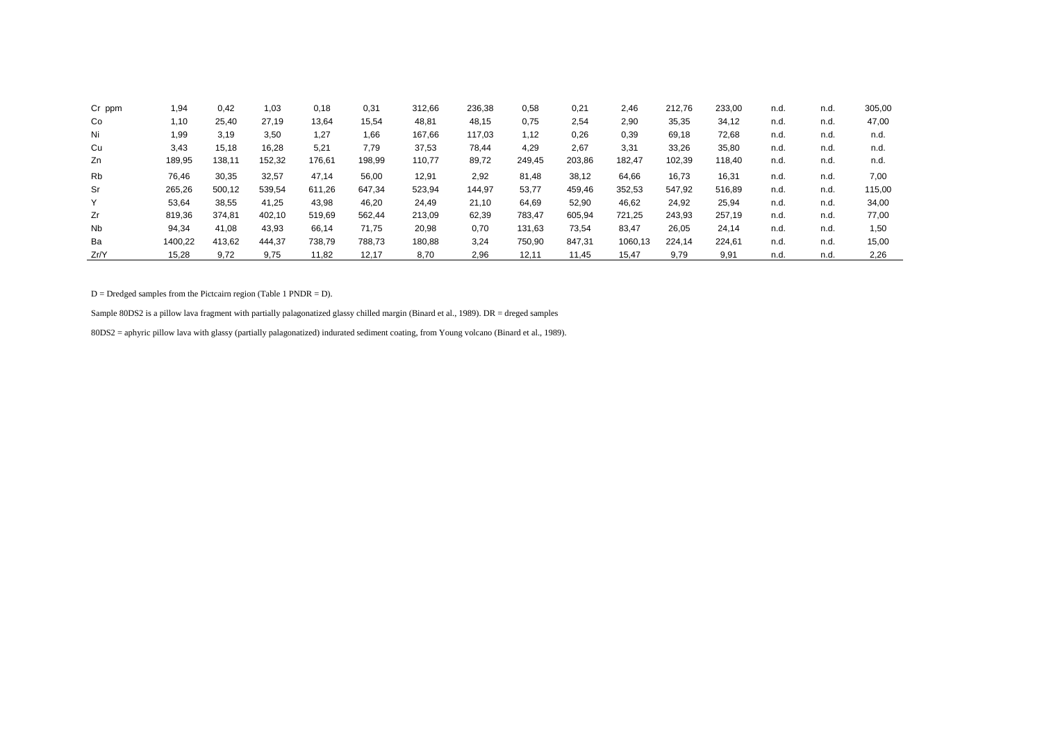| Cr ppm | 1,94 | 0,42 | 1,03 | 0,18 | 0,31 | 312,66 | 236,38 | 0,58 | 0,21 | 2,46 | 212,76 | 233,00 | n.d. | n.d. | 305,00 |
|---|---|---|---|---|---|---|---|---|---|---|---|---|---|---|---|
| Co | 1,10 | 25,40 | 27,19 | 13,64 | 15,54 | 48,81 | 48,15 | 0,75 | 2,54 | 2,90 | 35,35 | 34,12 | n.d. | n.d. | 47,00 |
| Ni | 1,99 | 3,19 | 3,50 | 1,27 | 1,66 | 167,66 | 117,03 | 1,12 | 0,26 | 0,39 | 69,18 | 72,68 | n.d. | n.d. | n.d. |
| Cu | 3,43 | 15,18 | 16,28 | 5,21 | 7,79 | 37,53 | 78,44 | 4,29 | 2,67 | 3,31 | 33,26 | 35,80 | n.d. | n.d. | n.d. |
| Zn | 189,95 | 138,11 | 152,32 | 176,61 | 198,99 | 110,77 | 89,72 | 249,45 | 203,86 | 182,47 | 102,39 | 118,40 | n.d. | n.d. | n.d. |
| Rb | 76,46 | 30,35 | 32,57 | 47,14 | 56,00 | 12,91 | 2,92 | 81,48 | 38,12 | 64,66 | 16,73 | 16,31 | n.d. | n.d. | 7,00 |
| Sr | 265,26 | 500,12 | 539,54 | 611,26 | 647,34 | 523,94 | 144,97 | 53,77 | 459,46 | 352,53 | 547,92 | 516,89 | n.d. | n.d. | 115,00 |
| Y | 53,64 | 38,55 | 41,25 | 43,98 | 46,20 | 24,49 | 21,10 | 64,69 | 52,90 | 46,62 | 24,92 | 25,94 | n.d. | n.d. | 34,00 |
| Zr | 819,36 | 374,81 | 402,10 | 519,69 | 562,44 | 213,09 | 62,39 | 783,47 | 605,94 | 721,25 | 243,93 | 257,19 | n.d. | n.d. | 77,00 |
| Nb | 94,34 | 41,08 | 43,93 | 66,14 | 71,75 | 20,98 | 0,70 | 131,63 | 73,54 | 83,47 | 26,05 | 24,14 | n.d. | n.d. | 1,50 |
| Ba | 1400,22 | 413,62 | 444,37 | 738,79 | 788,73 | 180,88 | 3,24 | 750,90 | 847,31 | 1060,13 | 224,14 | 224,61 | n.d. | n.d. | 15,00 |
| Zr/Y | 15,28 | 9,72 | 9,75 | 11,82 | 12,17 | 8,70 | 2,96 | 12,11 | 11,45 | 15,47 | 9,79 | 9,91 | n.d. | n.d. | 2,26 |

D = Dredged samples from the Pictcairn region (Table 1 PNDR = D).

Sample 80DS2 is a pillow lava fragment with partially palagonatized glassy chilled margin (Binard et al., 1989). DR = dreged samples

80DS2 = aphyric pillow lava with glassy (partially palagonatized) indurated sediment coating, from Young volcano (Binard et al., 1989).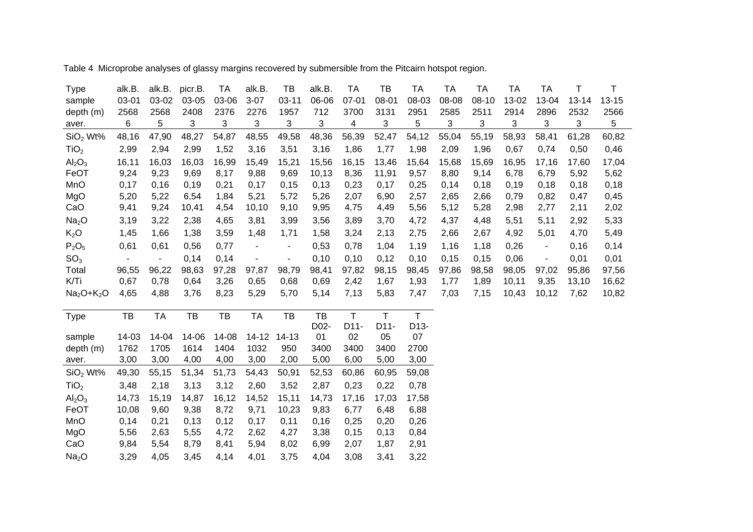Table 4 Microprobe analyses of glassy margins recovered by submersible from the Pitcairn hotspot region.

| Type | alk.B. | alk.B. | picr.B. | TA | alk.B. | TB | alk.B. | TA | TB | TA | TA | TA | TA | TA | T | T |
|---|---|---|---|---|---|---|---|---|---|---|---|---|---|---|---|---|
| sample | 03-01 | 03-02 | 03-05 | 03-06 | 3-07 | 03-11 | 06-06 | 07-01 | 08-01 | 08-03 | 08-08 | 08-10 | 13-02 | 13-04 | 13-14 | 13-15 |
| depth (m) | 2568 | 2568 | 2408 | 2376 | 2276 | 1957 | 712 | 3700 | 3131 | 2951 | 2585 | 2511 | 2914 | 2896 | 2532 | 2566 |
| aver. | 6 | 5 | 3 | 3 | 3 | 3 | 3 | 4 | 3 | 5 | 3 | 3 | 3 | 3 | 3 | 5 |
| $SiO_2$ Wt% | 48,16 | 47,90 | 48,27 | 54,87 | 48,55 | 49,58 | 48,36 | 56,39 | 52,47 | 54,12 | 55,04 | 55,19 | 58,93 | 58,41 | 61,28 | 60,82 |
| $TiO_2$ | 2,99 | 2,94 | 2,99 | 1,52 | 3,16 | 3,51 | 3,16 | 1,86 | 1,77 | 1,98 | 2,09 | 1,96 | 0,67 | 0,74 | 0,50 | 0,46 |
| $Al_2O_3$ | 16,11 | 16,03 | 16,03 | 16,99 | 15,49 | 15,21 | 15,56 | 16,15 | 13,46 | 15,64 | 15,68 | 15,69 | 16,95 | 17,16 | 17,60 | 17,04 |
| FeOT | 9,24 | 9,23 | 9,69 | 8,17 | 9,88 | 9,69 | 10,13 | 8,36 | 11,91 | 9,57 | 8,80 | 9,14 | 6,78 | 6,79 | 5,92 | 5,62 |
| MnO | 0,17 | 0,16 | 0,19 | 0,21 | 0,17 | 0,15 | 0,13 | 0,23 | 0,17 | 0,25 | 0,14 | 0,18 | 0,19 | 0,18 | 0,18 | 0,18 |
| MgO | 5,20 | 5,22 | 6,54 | 1,84 | 5,21 | 5,72 | 5,26 | 2,07 | 6,90 | 2,57 | 2,65 | 2,66 | 0,79 | 0,82 | 0,47 | 0,45 |
| CaO | 9,41 | 9,24 | 10,41 | 4,54 | 10,10 | 9,10 | 9,95 | 4,75 | 4,49 | 5,56 | 5,12 | 5,28 | 2,98 | 2,77 | 2,11 | 2,02 |
| $Na_2O$ | 3,19 | 3,22 | 2,38 | 4,65 | 3,81 | 3,99 | 3,56 | 3,89 | 3,70 | 4,72 | 4,37 | 4,48 | 5,51 | 5,11 | 2,92 | 5,33 |
| $K_2O$ | 1,45 | 1,66 | 1,38 | 3,59 | 1,48 | 1,71 | 1,58 | 3,24 | 2,13 | 2,75 | 2,66 | 2,67 | 4,92 | 5,01 | 4,70 | 5,49 |
| $P_2O_5$ | 0,61 | 0,61 | 0,56 | 0,77 | - | - | 0,53 | 0,78 | 1,04 | 1,19 | 1,16 | 1,18 | 0,26 | - | 0,16 | 0,14 |
| $SO_3$ | - | - | 0,14 | 0,14 | - | - | 0,10 | 0,10 | 0,12 | 0,10 | 0,15 | 0,15 | 0,06 | - | 0,01 | 0,01 |
| Total | 96,55 | 96,22 | 98,63 | 97,28 | 97,87 | 98,79 | 98,41 | 97,82 | 98,15 | 98,45 | 97,86 | 98,58 | 98,05 | 97,02 | 95,86 | 97,56 |
| K/Ti | 0,67 | 0,78 | 0,64 | 3,26 | 0,65 | 0,68 | 0,69 | 2,42 | 1,67 | 1,93 | 1,77 | 1,89 | 10,11 | 9,35 | 13,10 | 16,62 |
| $Na_2O$+$K_2O$ | 4,65 | 4,88 | 3,76 | 8,23 | 5,29 | 5,70 | 5,14 | 7,13 | 5,83 | 7,47 | 7,03 | 7,15 | 10,43 | 10,12 | 7,62 | 10,82 |

| Type | TB | TA | TB | TB | TA | TB | TB | T | T | T |
|---|---|---|---|---|---|---|---|---|---|---|
| sample | 14-03 | 14-04 | 14-06 | 14-08 | 14-12 | 14-13 | D02-01 | D11-02 | D11-05 | D13-07 |
| depth (m) | 1762 | 1705 | 1614 | 1404 | 1032 | 950 | 3400 | 3400 | 3400 | 2700 |
| aver. | 3,00 | 3,00 | 4,00 | 4,00 | 3,00 | 2,00 | 5,00 | 6,00 | 5,00 | 3,00 |
| $SiO_2$ Wt% | 49,30 | 55,15 | 51,34 | 51,73 | 54,43 | 50,91 | 52,53 | 60,86 | 60,95 | 59,08 |
| $TiO_2$ | 3,48 | 2,18 | 3,13 | 3,12 | 2,60 | 3,52 | 2,87 | 0,23 | 0,22 | 0,78 |
| $Al_2O_3$ | 14,73 | 15,19 | 14,87 | 16,12 | 14,52 | 15,11 | 14,73 | 17,16 | 17,03 | 17,58 |
| FeOT | 10,08 | 9,60 | 9,38 | 8,72 | 9,71 | 10,23 | 9,83 | 6,77 | 6,48 | 6,88 |
| MnO | 0,14 | 0,21 | 0,13 | 0,12 | 0,17 | 0,11 | 0,16 | 0,25 | 0,20 | 0,26 |
| MgO | 5,56 | 2,63 | 5,55 | 4,72 | 2,62 | 4,27 | 3,38 | 0,15 | 0,13 | 0,84 |
| CaO | 9,84 | 5,54 | 8,79 | 8,41 | 5,94 | 8,02 | 6,99 | 2,07 | 1,87 | 2,91 |
| $Na_2O$ | 3,29 | 4,05 | 3,45 | 4,14 | 4,01 | 3,75 | 4,04 | 3,08 | 3,41 | 3,22 |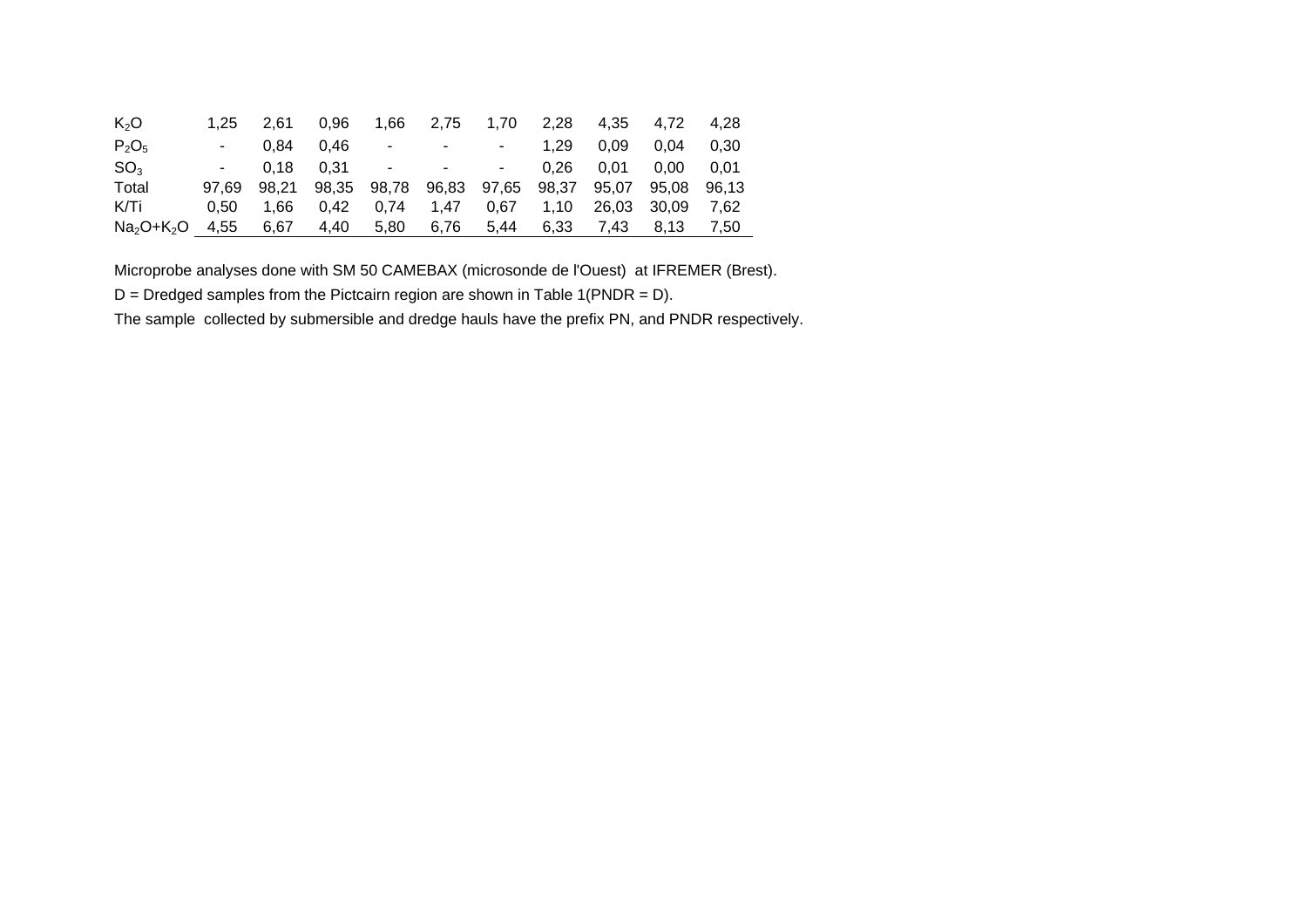| | | | | | | | | | | |
|---|---|---|---|---|---|---|---|---|---|---|
| $K_2O$ | 1,25 | 2,61 | 0,96 | 1,66 | 2,75 | 1,70 | 2,28 | 4,35 | 4,72 | 4,28 |
| $P_2O_5$ | - | 0,84 | 0,46 | - | - | - | 1,29 | 0,09 | 0,04 | 0,30 |
| $SO_3$ | - | 0,18 | 0,31 | - | - | - | 0,26 | 0,01 | 0,00 | 0,01 |
| Total | 97,69 | 98,21 | 98,35 | 98,78 | 96,83 | 97,65 | 98,37 | 95,07 | 95,08 | 96,13 |
| K/Ti | 0,50 | 1,66 | 0,42 | 0,74 | 1,47 | 0,67 | 1,10 | 26,03 | 30,09 | 7,62 |
| $Na_2O$+$K_2O$ | 4,55 | 6,67 | 4,40 | 5,80 | 6,76 | 5,44 | 6,33 | 7,43 | 8,13 | 7,50 |

Microprobe analyses done with SM 50 CAMEBAX (microsonde de l'Ouest) at IFREMER (Brest).

D = Dredged samples from the Pictcairn region are shown in Table 1(PNDR = D).

The sample collected by submersible and dredge hauls have the prefix PN, and PNDR respectively.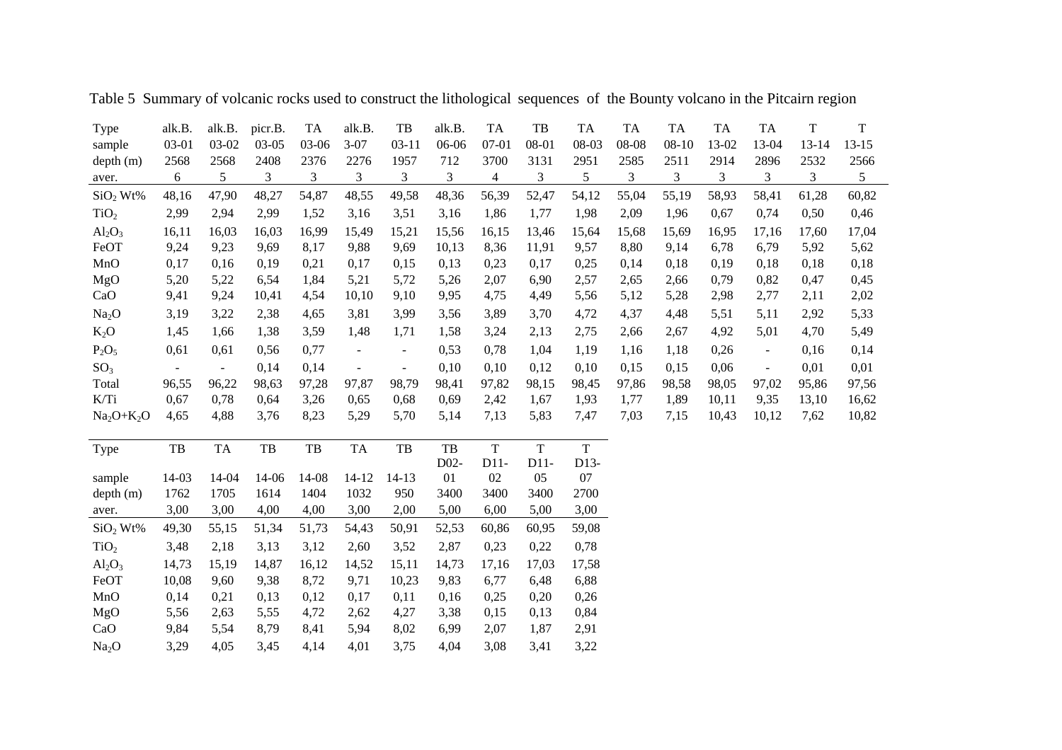Table 5 Summary of volcanic rocks used to construct the lithological sequences of the Bounty volcano in the Pitcairn region

| Type | alk.B. | alk.B. | picr.B. | TA | alk.B. | TB | alk.B. | TA | TB | TA | TA | TA | TA | TA | T | T |
|---|---|---|---|---|---|---|---|---|---|---|---|---|---|---|---|---|
| sample | 03-01 | 03-02 | 03-05 | 03-06 | 3-07 | 03-11 | 06-06 | 07-01 | 08-01 | 08-03 | 08-08 | 08-10 | 13-02 | 13-04 | 13-14 | 13-15 |
| depth (m) | 2568 | 2568 | 2408 | 2376 | 2276 | 1957 | 712 | 3700 | 3131 | 2951 | 2585 | 2511 | 2914 | 2896 | 2532 | 2566 |
| aver. | 6 | 5 | 3 | 3 | 3 | 3 | 3 | 4 | 3 | 5 | 3 | 3 | 3 | 3 | 3 | 5 |
| $SiO_2$ Wt% | 48,16 | 47,90 | 48,27 | 54,87 | 48,55 | 49,58 | 48,36 | 56,39 | 52,47 | 54,12 | 55,04 | 55,19 | 58,93 | 58,41 | 61,28 | 60,82 |
| $TiO_2$ | 2,99 | 2,94 | 2,99 | 1,52 | 3,16 | 3,51 | 3,16 | 1,86 | 1,77 | 1,98 | 2,09 | 1,96 | 0,67 | 0,74 | 0,50 | 0,46 |
| $Al_2O_3$ | 16,11 | 16,03 | 16,03 | 16,99 | 15,49 | 15,21 | 15,56 | 16,15 | 13,46 | 15,64 | 15,68 | 15,69 | 16,95 | 17,16 | 17,60 | 17,04 |
| FeOT | 9,24 | 9,23 | 9,69 | 8,17 | 9,88 | 9,69 | 10,13 | 8,36 | 11,91 | 9,57 | 8,80 | 9,14 | 6,78 | 6,79 | 5,92 | 5,62 |
| MnO | 0,17 | 0,16 | 0,19 | 0,21 | 0,17 | 0,15 | 0,13 | 0,23 | 0,17 | 0,25 | 0,14 | 0,18 | 0,19 | 0,18 | 0,18 | 0,18 |
| MgO | 5,20 | 5,22 | 6,54 | 1,84 | 5,21 | 5,72 | 5,26 | 2,07 | 6,90 | 2,57 | 2,65 | 2,66 | 0,79 | 0,82 | 0,47 | 0,45 |
| CaO | 9,41 | 9,24 | 10,41 | 4,54 | 10,10 | 9,10 | 9,95 | 4,75 | 4,49 | 5,56 | 5,12 | 5,28 | 2,98 | 2,77 | 2,11 | 2,02 |
| $Na_2O$ | 3,19 | 3,22 | 2,38 | 4,65 | 3,81 | 3,99 | 3,56 | 3,89 | 3,70 | 4,72 | 4,37 | 4,48 | 5,51 | 5,11 | 2,92 | 5,33 |
| $K_2O$ | 1,45 | 1,66 | 1,38 | 3,59 | 1,48 | 1,71 | 1,58 | 3,24 | 2,13 | 2,75 | 2,66 | 2,67 | 4,92 | 5,01 | 4,70 | 5,49 |
| $P_2O_5$ | 0,61 | 0,61 | 0,56 | 0,77 | - | - | 0,53 | 0,78 | 1,04 | 1,19 | 1,16 | 1,18 | 0,26 | - | 0,16 | 0,14 |
| $SO_3$ | - | - | 0,14 | 0,14 | - | - | 0,10 | 0,10 | 0,12 | 0,10 | 0,15 | 0,15 | 0,06 | - | 0,01 | 0,01 |
| Total | 96,55 | 96,22 | 98,63 | 97,28 | 97,87 | 98,79 | 98,41 | 97,82 | 98,15 | 98,45 | 97,86 | 98,58 | 98,05 | 97,02 | 95,86 | 97,56 |
| K/Ti | 0,67 | 0,78 | 0,64 | 3,26 | 0,65 | 0,68 | 0,69 | 2,42 | 1,67 | 1,93 | 1,77 | 1,89 | 10,11 | 9,35 | 13,10 | 16,62 |
| $Na_2O+K_2O$ | 4,65 | 4,88 | 3,76 | 8,23 | 5,29 | 5,70 | 5,14 | 7,13 | 5,83 | 7,47 | 7,03 | 7,15 | 10,43 | 10,12 | 7,62 | 10,82 |

| Type | TB | TA | TB | TB | TA | TB | TB | T | T | T |
|---|---|---|---|---|---|---|---|---|---|---|
| sample | 14-03 | 14-04 | 14-06 | 14-08 | 14-12 | 14-13 | D02-01 | D11-02 | D11-05 | D13-07 |
| depth (m) | 1762 | 1705 | 1614 | 1404 | 1032 | 950 | 3400 | 3400 | 3400 | 2700 |
| aver. | 3,00 | 3,00 | 4,00 | 4,00 | 3,00 | 2,00 | 5,00 | 6,00 | 5,00 | 3,00 |
| $SiO_2$ Wt% | 49,30 | 55,15 | 51,34 | 51,73 | 54,43 | 50,91 | 52,53 | 60,86 | 60,95 | 59,08 |
| $TiO_2$ | 3,48 | 2,18 | 3,13 | 3,12 | 2,60 | 3,52 | 2,87 | 0,23 | 0,22 | 0,78 |
| $Al_2O_3$ | 14,73 | 15,19 | 14,87 | 16,12 | 14,52 | 15,11 | 14,73 | 17,16 | 17,03 | 17,58 |
| FeOT | 10,08 | 9,60 | 9,38 | 8,72 | 9,71 | 10,23 | 9,83 | 6,77 | 6,48 | 6,88 |
| MnO | 0,14 | 0,21 | 0,13 | 0,12 | 0,17 | 0,11 | 0,16 | 0,25 | 0,20 | 0,26 |
| MgO | 5,56 | 2,63 | 5,55 | 4,72 | 2,62 | 4,27 | 3,38 | 0,15 | 0,13 | 0,84 |
| CaO | 9,84 | 5,54 | 8,79 | 8,41 | 5,94 | 8,02 | 6,99 | 2,07 | 1,87 | 2,91 |
| $Na_2O$ | 3,29 | 4,05 | 3,45 | 4,14 | 4,01 | 3,75 | 4,04 | 3,08 | 3,41 | 3,22 |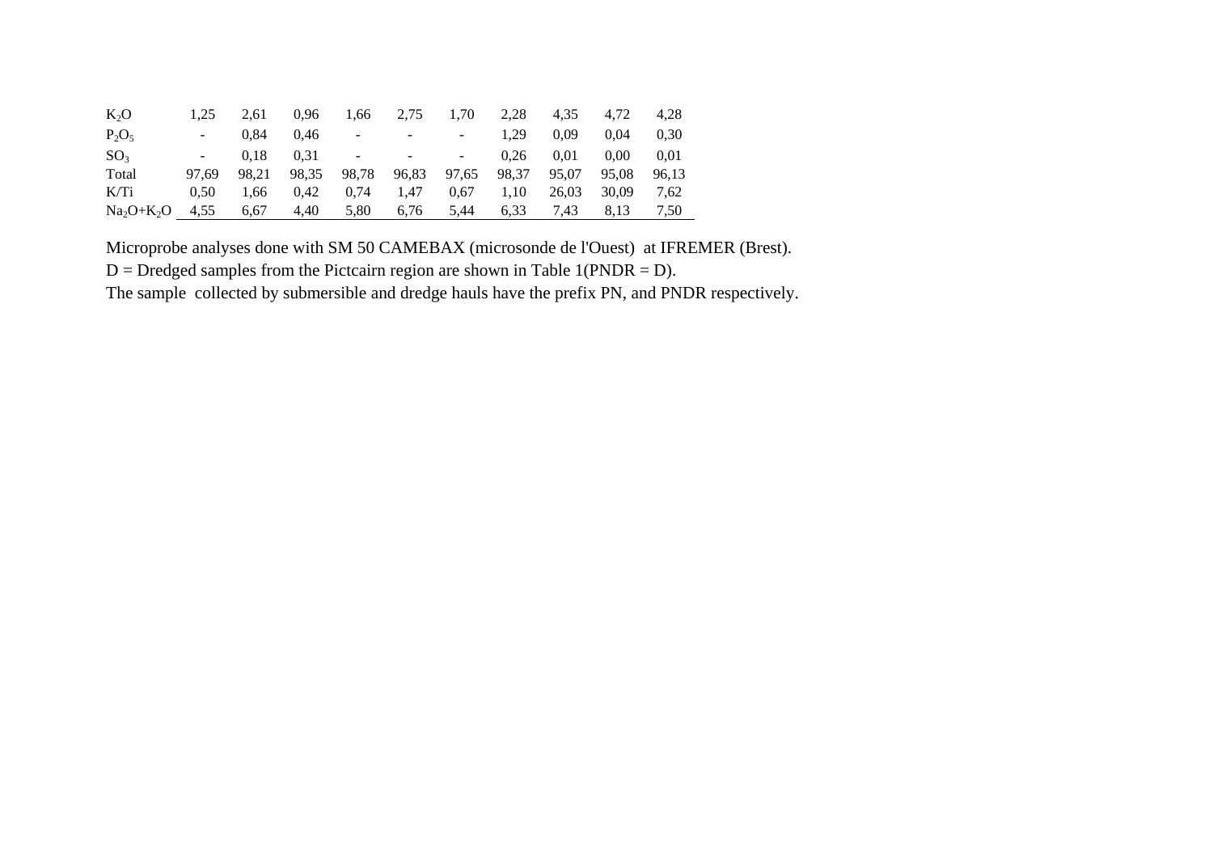| | | | | | | | | | | |
|---|---|---|---|---|---|---|---|---|---|---|
| $K_2O$ | 1,25 | 2,61 | 0,96 | 1,66 | 2,75 | 1,70 | 2,28 | 4,35 | 4,72 | 4,28 |
| $P_2O_5$ | - | 0,84 | 0,46 | - | - | - | 1,29 | 0,09 | 0,04 | 0,30 |
| $SO_3$ | - | 0,18 | 0,31 | - | - | - | 0,26 | 0,01 | 0,00 | 0,01 |
| Total | 97,69 | 98,21 | 98,35 | 98,78 | 96,83 | 97,65 | 98,37 | 95,07 | 95,08 | 96,13 |
| K/Ti | 0,50 | 1,66 | 0,42 | 0,74 | 1,47 | 0,67 | 1,10 | 26,03 | 30,09 | 7,62 |
| $Na_2O$+$K_2O$ | 4,55 | 6,67 | 4,40 | 5,80 | 6,76 | 5,44 | 6,33 | 7,43 | 8,13 | 7,50 |

Microprobe analyses done with SM 50 CAMEBAX (microsonde de l'Ouest) at IFREMER (Brest).
D = Dredged samples from the Pictcairn region are shown in Table 1(PNDR = D).
The sample collected by submersible and dredge hauls have the prefix PN, and PNDR respectively.